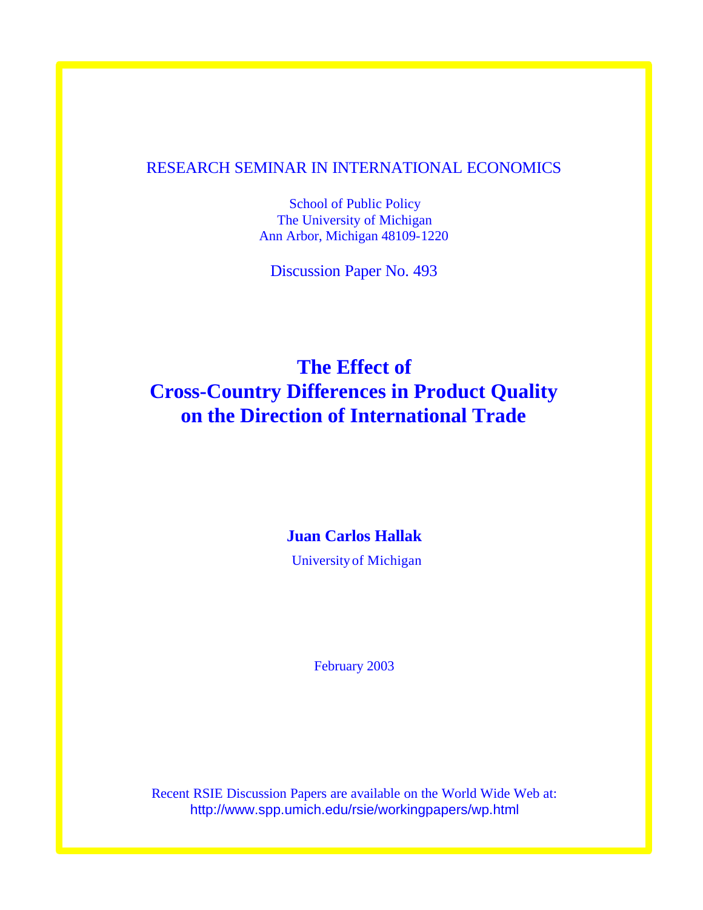RESEARCH SEMINAR IN INTERNATIONAL ECONOMICS

School of Public Policy
The University of Michigan
Ann Arbor, Michigan 48109-1220

Discussion Paper No. 493

# The Effect of Cross-Country Differences in Product Quality on the Direction of International Trade

**Juan Carlos Hallak**

University of Michigan

February 2003

Recent RSIE Discussion Papers are available on the World Wide Web at:
http://www.spp.umich.edu/rsie/workingpapers/wp.html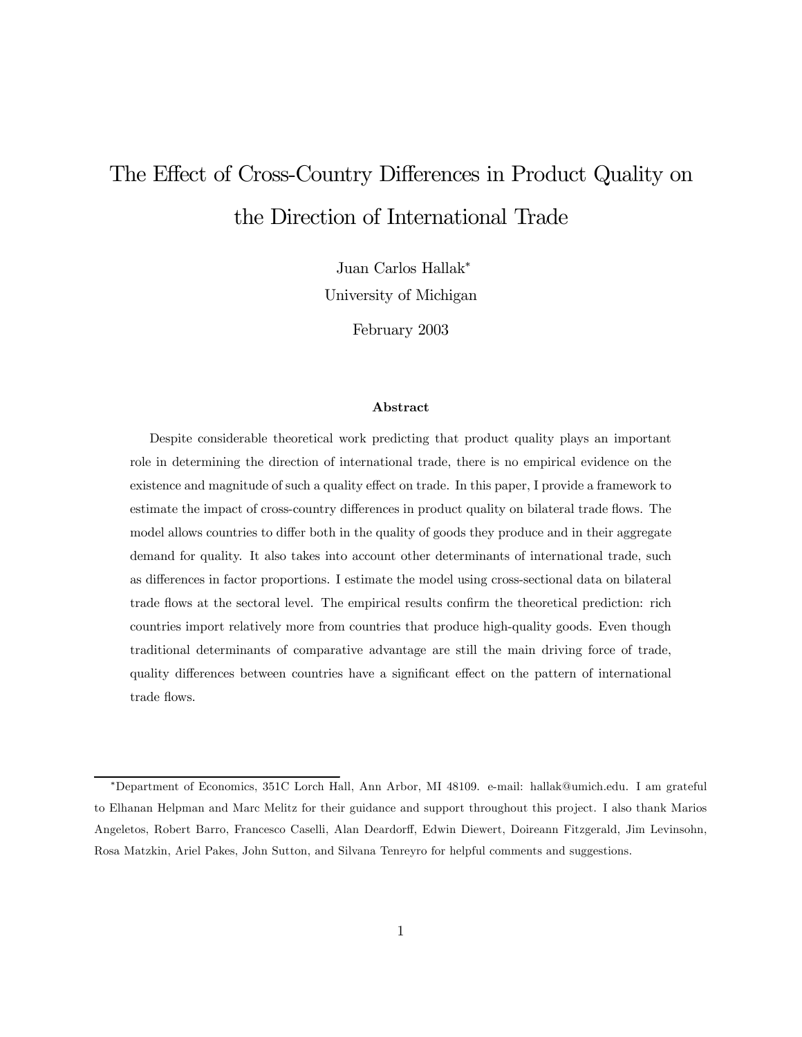# The Effect of Cross-Country Differences in Product Quality on the Direction of International Trade

Juan Carlos Hallak*

University of Michigan

February 2003

### Abstract

Despite considerable theoretical work predicting that product quality plays an important role in determining the direction of international trade, there is no empirical evidence on the existence and magnitude of such a quality effect on trade. In this paper, I provide a framework to estimate the impact of cross-country differences in product quality on bilateral trade flows. The model allows countries to differ both in the quality of goods they produce and in their aggregate demand for quality. It also takes into account other determinants of international trade, such as differences in factor proportions. I estimate the model using cross-sectional data on bilateral trade flows at the sectoral level. The empirical results confirm the theoretical prediction: rich countries import relatively more from countries that produce high-quality goods. Even though traditional determinants of comparative advantage are still the main driving force of trade, quality differences between countries have a significant effect on the pattern of international trade flows.

*Department of Economics, 351C Lorch Hall, Ann Arbor, MI 48109. e-mail: hallak@umich.edu. I am grateful to Elhanan Helpman and Marc Melitz for their guidance and support throughout this project. I also thank Marios Angeletos, Robert Barro, Francesco Caselli, Alan Deardorff, Edwin Diewert, Doireann Fitzgerald, Jim Levinsohn, Rosa Matzkin, Ariel Pakes, John Sutton, and Silvana Tenreyro for helpful comments and suggestions.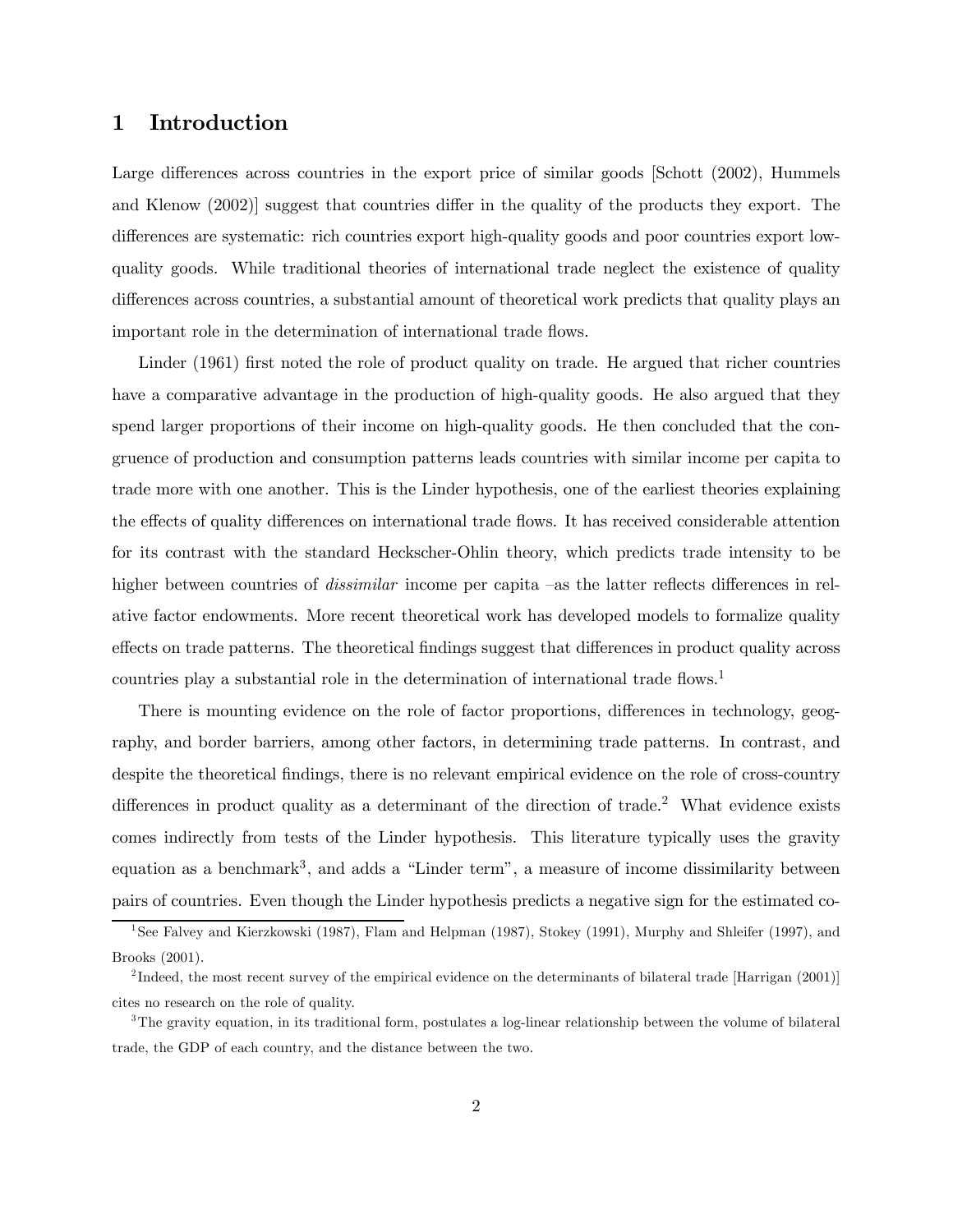# 1 Introduction

Large differences across countries in the export price of similar goods [Schott (2002), Hummels and Klenow (2002)] suggest that countries differ in the quality of the products they export. The differences are systematic: rich countries export high-quality goods and poor countries export low-quality goods. While traditional theories of international trade neglect the existence of quality differences across countries, a substantial amount of theoretical work predicts that quality plays an important role in the determination of international trade flows.

Linder (1961) first noted the role of product quality on trade. He argued that richer countries have a comparative advantage in the production of high-quality goods. He also argued that they spend larger proportions of their income on high-quality goods. He then concluded that the congruence of production and consumption patterns leads countries with similar income per capita to trade more with one another. This is the Linder hypothesis, one of the earliest theories explaining the effects of quality differences on international trade flows. It has received considerable attention for its contrast with the standard Heckscher-Ohlin theory, which predicts trade intensity to be higher between countries of *dissimilar* income per capita –as the latter reflects differences in relative factor endowments. More recent theoretical work has developed models to formalize quality effects on trade patterns. The theoretical findings suggest that differences in product quality across countries play a substantial role in the determination of international trade flows.[1]

There is mounting evidence on the role of factor proportions, differences in technology, geography, and border barriers, among other factors, in determining trade patterns. In contrast, and despite the theoretical findings, there is no relevant empirical evidence on the role of cross-country differences in product quality as a determinant of the direction of trade.[2] What evidence exists comes indirectly from tests of the Linder hypothesis. This literature typically uses the gravity equation as a benchmark[3], and adds a "Linder term", a measure of income dissimilarity between pairs of countries. Even though the Linder hypothesis predicts a negative sign for the estimated co-

[1] See Falvey and Kierzkowski (1987), Flam and Helpman (1987), Stokey (1991), Murphy and Shleifer (1997), and Brooks (2001).

[2] Indeed, the most recent survey of the empirical evidence on the determinants of bilateral trade [Harrigan (2001)] cites no research on the role of quality.

[3] The gravity equation, in its traditional form, postulates a log-linear relationship between the volume of bilateral trade, the GDP of each country, and the distance between the two.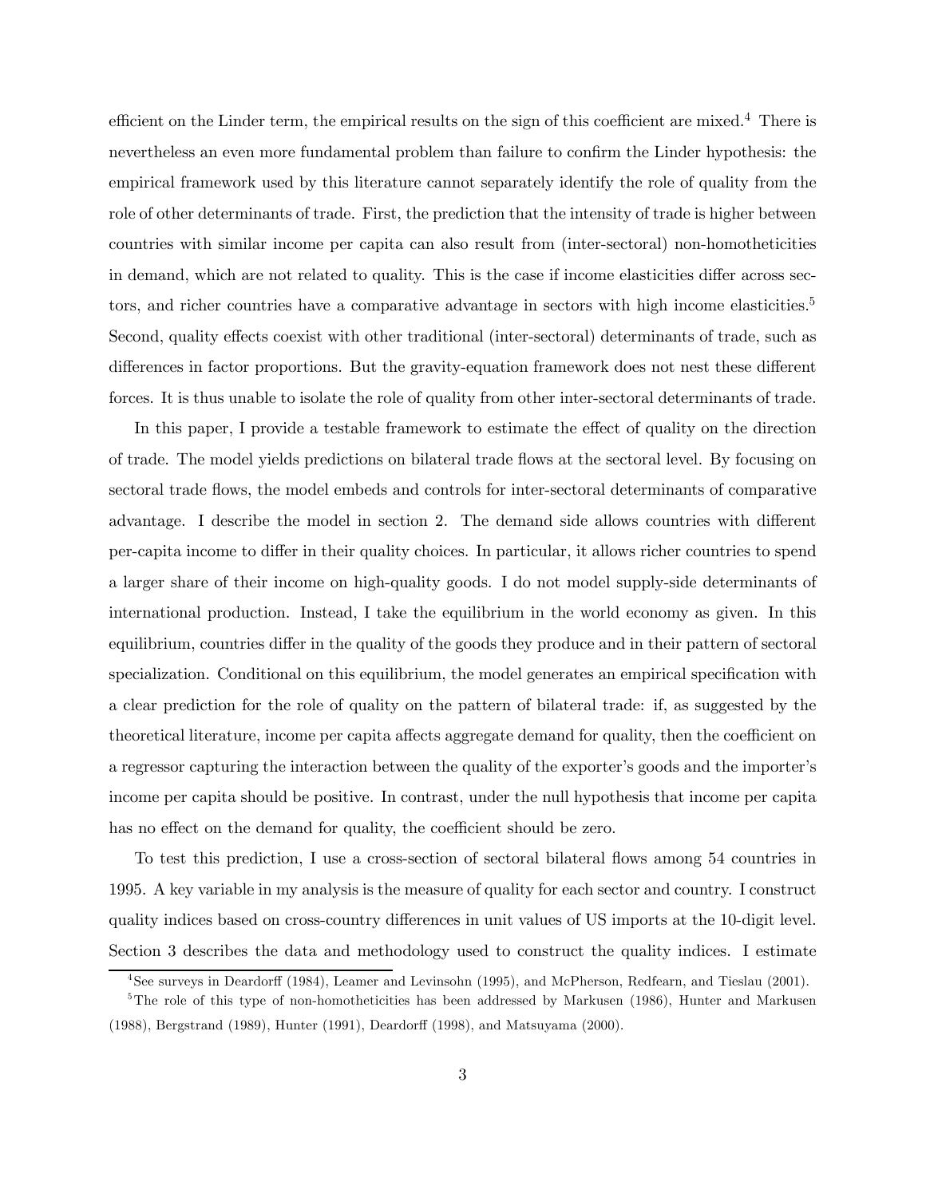efficient on the Linder term, the empirical results on the sign of this coefficient are mixed.[4] There is nevertheless an even more fundamental problem than failure to confirm the Linder hypothesis: the empirical framework used by this literature cannot separately identify the role of quality from the role of other determinants of trade. First, the prediction that the intensity of trade is higher between countries with similar income per capita can also result from (inter-sectoral) non-homotheticities in demand, which are not related to quality. This is the case if income elasticities differ across sectors, and richer countries have a comparative advantage in sectors with high income elasticities.[5] Second, quality effects coexist with other traditional (inter-sectoral) determinants of trade, such as differences in factor proportions. But the gravity-equation framework does not nest these different forces. It is thus unable to isolate the role of quality from other inter-sectoral determinants of trade.

In this paper, I provide a testable framework to estimate the effect of quality on the direction of trade. The model yields predictions on bilateral trade flows at the sectoral level. By focusing on sectoral trade flows, the model embeds and controls for inter-sectoral determinants of comparative advantage. I describe the model in section 2. The demand side allows countries with different per-capita income to differ in their quality choices. In particular, it allows richer countries to spend a larger share of their income on high-quality goods. I do not model supply-side determinants of international production. Instead, I take the equilibrium in the world economy as given. In this equilibrium, countries differ in the quality of the goods they produce and in their pattern of sectoral specialization. Conditional on this equilibrium, the model generates an empirical specification with a clear prediction for the role of quality on the pattern of bilateral trade: if, as suggested by the theoretical literature, income per capita affects aggregate demand for quality, then the coefficient on a regressor capturing the interaction between the quality of the exporter's goods and the importer's income per capita should be positive. In contrast, under the null hypothesis that income per capita has no effect on the demand for quality, the coefficient should be zero.

To test this prediction, I use a cross-section of sectoral bilateral flows among 54 countries in 1995. A key variable in my analysis is the measure of quality for each sector and country. I construct quality indices based on cross-country differences in unit values of US imports at the 10-digit level. Section 3 describes the data and methodology used to construct the quality indices. I estimate

[4] See surveys in Deardorff (1984), Leamer and Levinsohn (1995), and McPherson, Redfearn, and Tieslau (2001).

[5] The role of this type of non-homotheticities has been addressed by Markusen (1986), Hunter and Markusen (1988), Bergstrand (1989), Hunter (1991), Deardorff (1998), and Matsuyama (2000).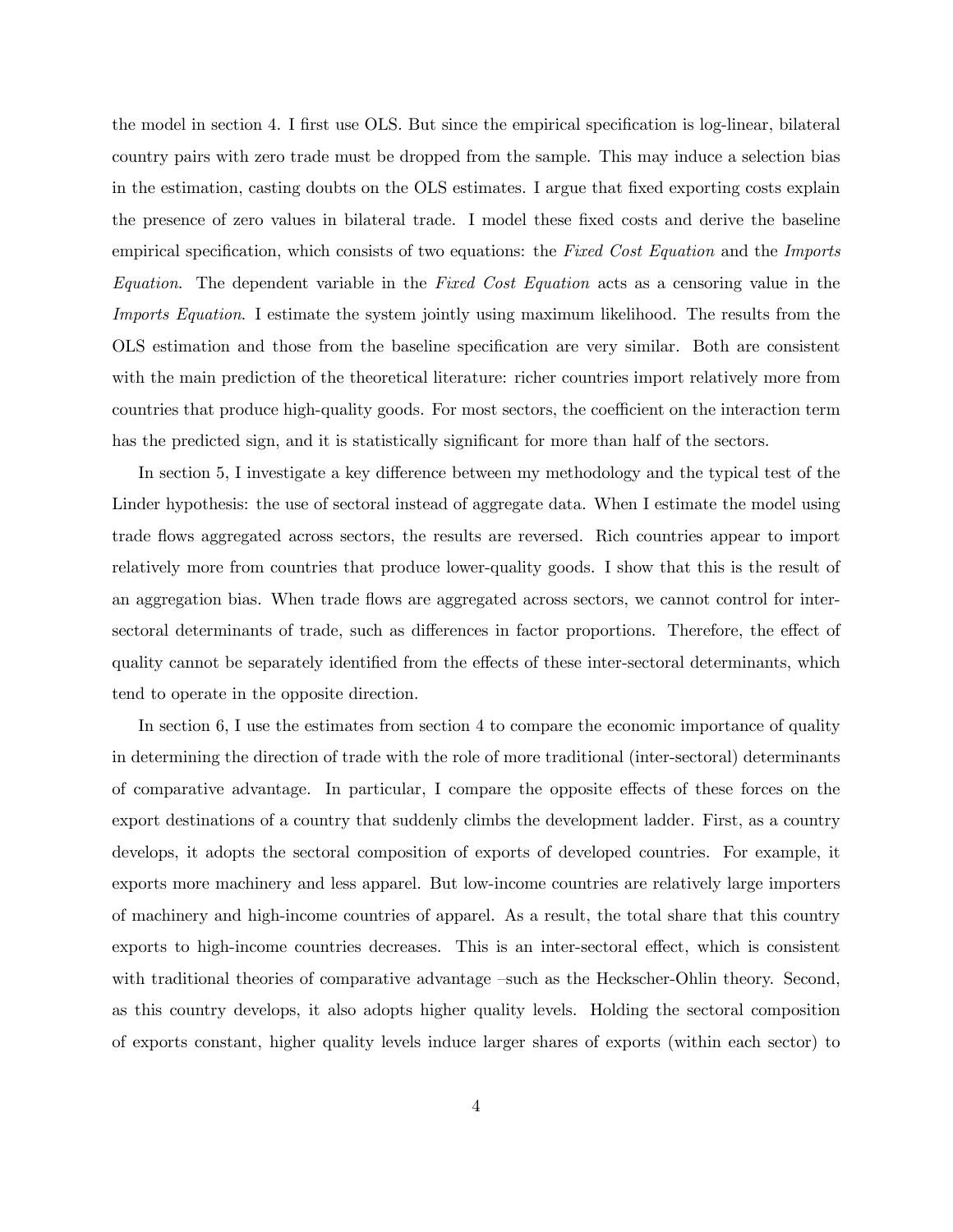the model in section 4. I first use OLS. But since the empirical specification is log-linear, bilateral country pairs with zero trade must be dropped from the sample. This may induce a selection bias in the estimation, casting doubts on the OLS estimates. I argue that fixed exporting costs explain the presence of zero values in bilateral trade. I model these fixed costs and derive the baseline empirical specification, which consists of two equations: the *Fixed Cost Equation* and the *Imports Equation*. The dependent variable in the *Fixed Cost Equation* acts as a censoring value in the *Imports Equation*. I estimate the system jointly using maximum likelihood. The results from the OLS estimation and those from the baseline specification are very similar. Both are consistent with the main prediction of the theoretical literature: richer countries import relatively more from countries that produce high-quality goods. For most sectors, the coefficient on the interaction term has the predicted sign, and it is statistically significant for more than half of the sectors.

In section 5, I investigate a key difference between my methodology and the typical test of the Linder hypothesis: the use of sectoral instead of aggregate data. When I estimate the model using trade flows aggregated across sectors, the results are reversed. Rich countries appear to import relatively more from countries that produce lower-quality goods. I show that this is the result of an aggregation bias. When trade flows are aggregated across sectors, we cannot control for inter-sectoral determinants of trade, such as differences in factor proportions. Therefore, the effect of quality cannot be separately identified from the effects of these inter-sectoral determinants, which tend to operate in the opposite direction.

In section 6, I use the estimates from section 4 to compare the economic importance of quality in determining the direction of trade with the role of more traditional (inter-sectoral) determinants of comparative advantage. In particular, I compare the opposite effects of these forces on the export destinations of a country that suddenly climbs the development ladder. First, as a country develops, it adopts the sectoral composition of exports of developed countries. For example, it exports more machinery and less apparel. But low-income countries are relatively large importers of machinery and high-income countries of apparel. As a result, the total share that this country exports to high-income countries decreases. This is an inter-sectoral effect, which is consistent with traditional theories of comparative advantage –such as the Heckscher-Ohlin theory. Second, as this country develops, it also adopts higher quality levels. Holding the sectoral composition of exports constant, higher quality levels induce larger shares of exports (within each sector) to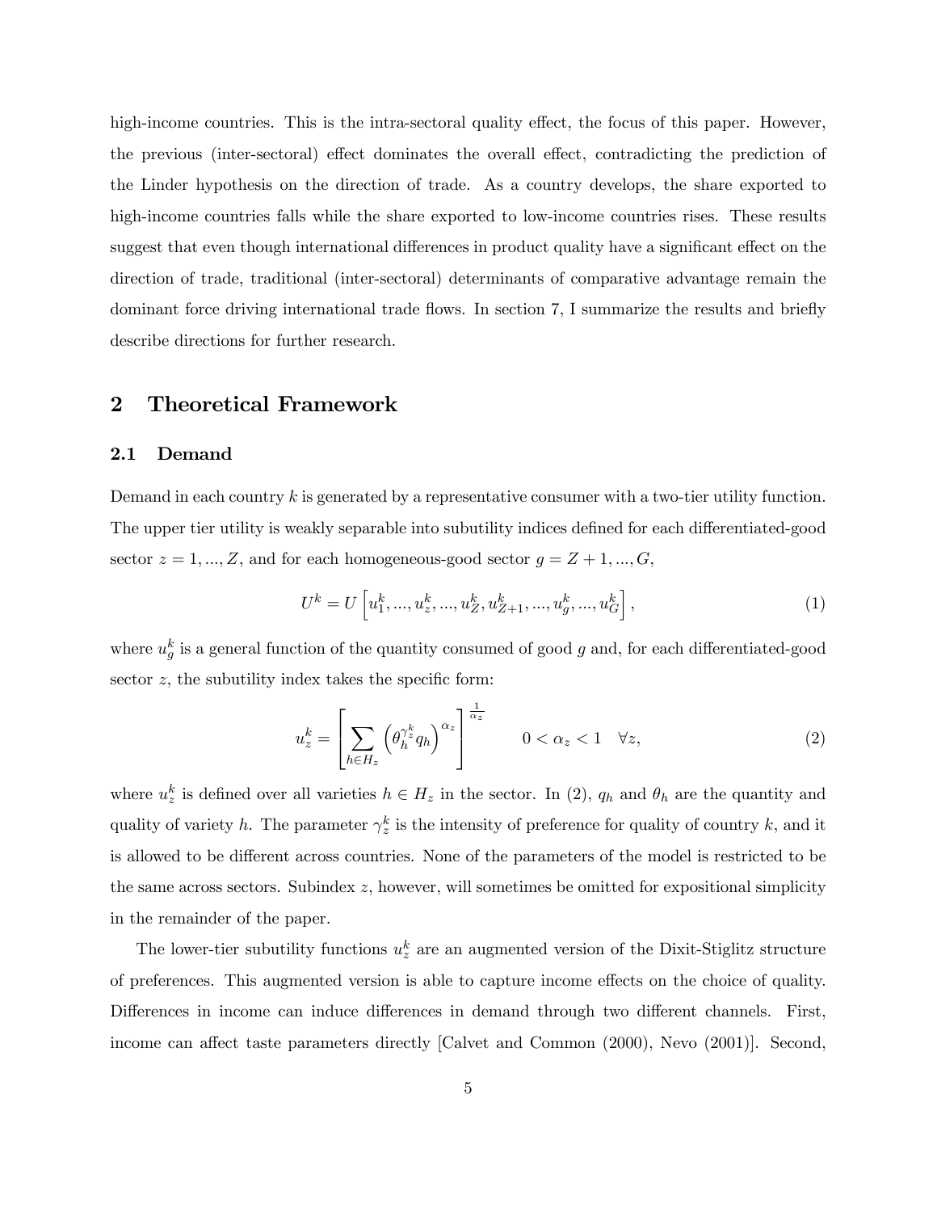high-income countries. This is the intra-sectoral quality effect, the focus of this paper. However, the previous (inter-sectoral) effect dominates the overall effect, contradicting the prediction of the Linder hypothesis on the direction of trade. As a country develops, the share exported to high-income countries falls while the share exported to low-income countries rises. These results suggest that even though international differences in product quality have a significant effect on the direction of trade, traditional (inter-sectoral) determinants of comparative advantage remain the dominant force driving international trade flows. In section 7, I summarize the results and briefly describe directions for further research.

## 2 Theoretical Framework

### 2.1 Demand

Demand in each country $k$ is generated by a representative consumer with a two-tier utility function. The upper tier utility is weakly separable into subutility indices defined for each differentiated-good sector $z = 1, ..., Z$, and for each homogeneous-good sector $g = Z+1, ..., G$,

$$U^k = U\left[u_1^k, ..., u_z^k, ..., u_Z^k, u_{Z+1}^k, ..., u_g^k, ..., u_G^k\right], \tag{1}$$

where $u_g^k$ is a general function of the quantity consumed of good $g$ and, for each differentiated-good sector $z$, the subutility index takes the specific form:

$$u_z^k = \left[\sum_{h \in H_z} \left(\theta_h^{\gamma_z^k} q_h\right)^{\alpha_z}\right]^{\frac{1}{\alpha_z}} \qquad 0 < \alpha_z < 1 \quad \forall z, \tag{2}$$

where $u_z^k$ is defined over all varieties $h \in H_z$ in the sector. In (2), $q_h$ and $\theta_h$ are the quantity and quality of variety $h$. The parameter $\gamma_z^k$ is the intensity of preference for quality of country $k$, and it is allowed to be different across countries. None of the parameters of the model is restricted to be the same across sectors. Subindex $z$, however, will sometimes be omitted for expositional simplicity in the remainder of the paper.

The lower-tier subutility functions $u_z^k$ are an augmented version of the Dixit-Stiglitz structure of preferences. This augmented version is able to capture income effects on the choice of quality. Differences in income can induce differences in demand through two different channels. First, income can affect taste parameters directly [Calvet and Common (2000), Nevo (2001)]. Second,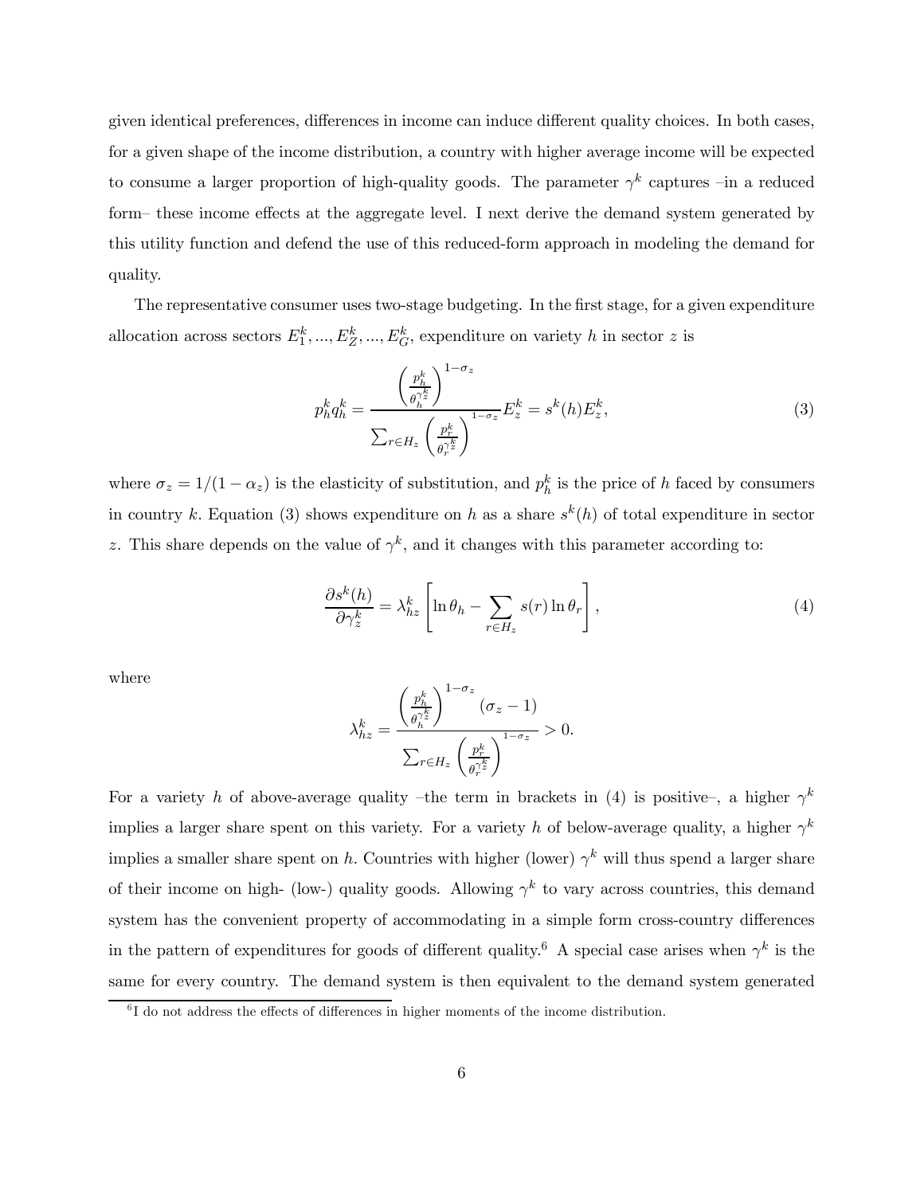given identical preferences, differences in income can induce different quality choices. In both cases, for a given shape of the income distribution, a country with higher average income will be expected to consume a larger proportion of high-quality goods. The parameter $\gamma^k$ captures –in a reduced form– these income effects at the aggregate level. I next derive the demand system generated by this utility function and defend the use of this reduced-form approach in modeling the demand for quality.

The representative consumer uses two-stage budgeting. In the first stage, for a given expenditure allocation across sectors $E_1^k, ..., E_Z^k, ..., E_G^k$, expenditure on variety $h$ in sector $z$ is

$$p_h^k q_h^k = \frac{\left(\frac{p_h^k}{\theta_h^{\gamma_z^k}}\right)^{1-\sigma_z}}{\sum_{r \in H_z} \left(\frac{p_r^k}{\theta_r^{\gamma_z^k}}\right)^{1-\sigma_z}} E_z^k = s^k(h) E_z^k, \tag{3}$$

where $\sigma_z = 1/(1-\alpha_z)$ is the elasticity of substitution, and $p_h^k$ is the price of $h$ faced by consumers in country $k$. Equation (3) shows expenditure on $h$ as a share $s^k(h)$ of total expenditure in sector $z$. This share depends on the value of $\gamma^k$, and it changes with this parameter according to:

$$\frac{\partial s^k(h)}{\partial \gamma_z^k} = \lambda_{hz}^k \left[ \ln \theta_h - \sum_{r \in H_z} s(r) \ln \theta_r \right], \tag{4}$$

where

$$\lambda_{hz}^k = \frac{\left(\frac{p_h^k}{\theta_h^{\gamma_z^k}}\right)^{1-\sigma_z} (\sigma_z - 1)}{\sum_{r \in H_z} \left(\frac{p_r^k}{\theta_r^{\gamma_z^k}}\right)^{1-\sigma_z}} > 0.$$

For a variety $h$ of above-average quality –the term in brackets in (4) is positive–, a higher $\gamma^k$ implies a larger share spent on this variety. For a variety $h$ of below-average quality, a higher $\gamma^k$ implies a smaller share spent on $h$. Countries with higher (lower) $\gamma^k$ will thus spend a larger share of their income on high- (low-) quality goods. Allowing $\gamma^k$ to vary across countries, this demand system has the convenient property of accommodating in a simple form cross-country differences in the pattern of expenditures for goods of different quality.[6] A special case arises when $\gamma^k$ is the same for every country. The demand system is then equivalent to the demand system generated

[6] I do not address the effects of differences in higher moments of the income distribution.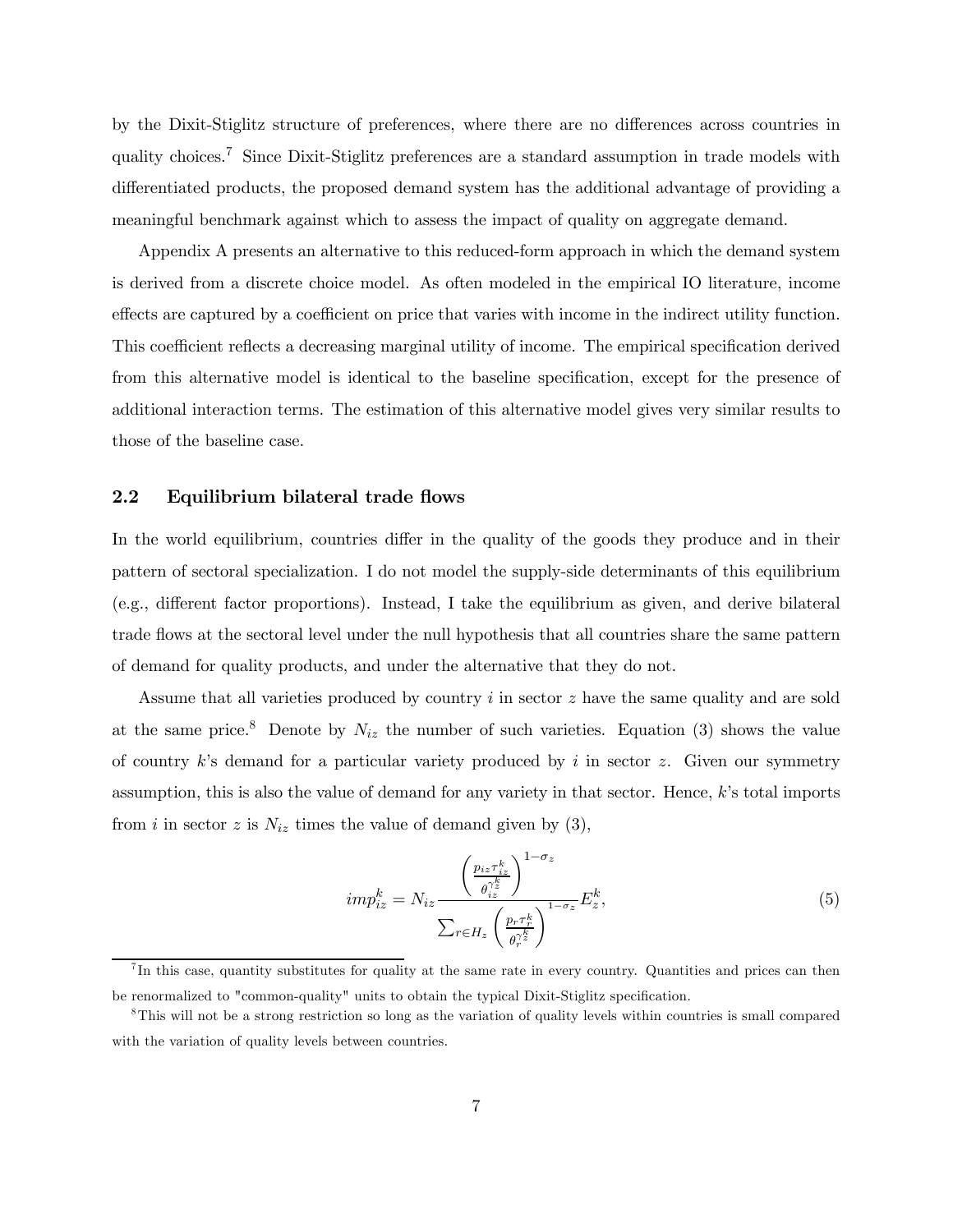by the Dixit-Stiglitz structure of preferences, where there are no differences across countries in quality choices.[7] Since Dixit-Stiglitz preferences are a standard assumption in trade models with differentiated products, the proposed demand system has the additional advantage of providing a meaningful benchmark against which to assess the impact of quality on aggregate demand.

Appendix A presents an alternative to this reduced-form approach in which the demand system is derived from a discrete choice model. As often modeled in the empirical IO literature, income effects are captured by a coefficient on price that varies with income in the indirect utility function. This coefficient reflects a decreasing marginal utility of income. The empirical specification derived from this alternative model is identical to the baseline specification, except for the presence of additional interaction terms. The estimation of this alternative model gives very similar results to those of the baseline case.

## 2.2 Equilibrium bilateral trade flows

In the world equilibrium, countries differ in the quality of the goods they produce and in their pattern of sectoral specialization. I do not model the supply-side determinants of this equilibrium (e.g., different factor proportions). Instead, I take the equilibrium as given, and derive bilateral trade flows at the sectoral level under the null hypothesis that all countries share the same pattern of demand for quality products, and under the alternative that they do not.

Assume that all varieties produced by country $i$ in sector $z$ have the same quality and are sold at the same price.[8] Denote by $N_{iz}$ the number of such varieties. Equation (3) shows the value of country $k$'s demand for a particular variety produced by $i$ in sector $z$. Given our symmetry assumption, this is also the value of demand for any variety in that sector. Hence, $k$'s total imports from $i$ in sector $z$ is $N_{iz}$ times the value of demand given by (3),

$$imp_{iz}^{k} = N_{iz} \frac{\left(\frac{p_{iz}\tau_{iz}^{k}}{\theta_{iz}^{\gamma_z^k}}\right)^{1-\sigma_z}}{\sum_{r\in H_z}\left(\frac{p_r\tau_r^k}{\theta_r^{\gamma_z^k}}\right)^{1-\sigma_z}} E_z^k, \tag{5}$$

[7] In this case, quantity substitutes for quality at the same rate in every country. Quantities and prices can then be renormalized to "common-quality" units to obtain the typical Dixit-Stiglitz specification.

[8] This will not be a strong restriction so long as the variation of quality levels within countries is small compared with the variation of quality levels between countries.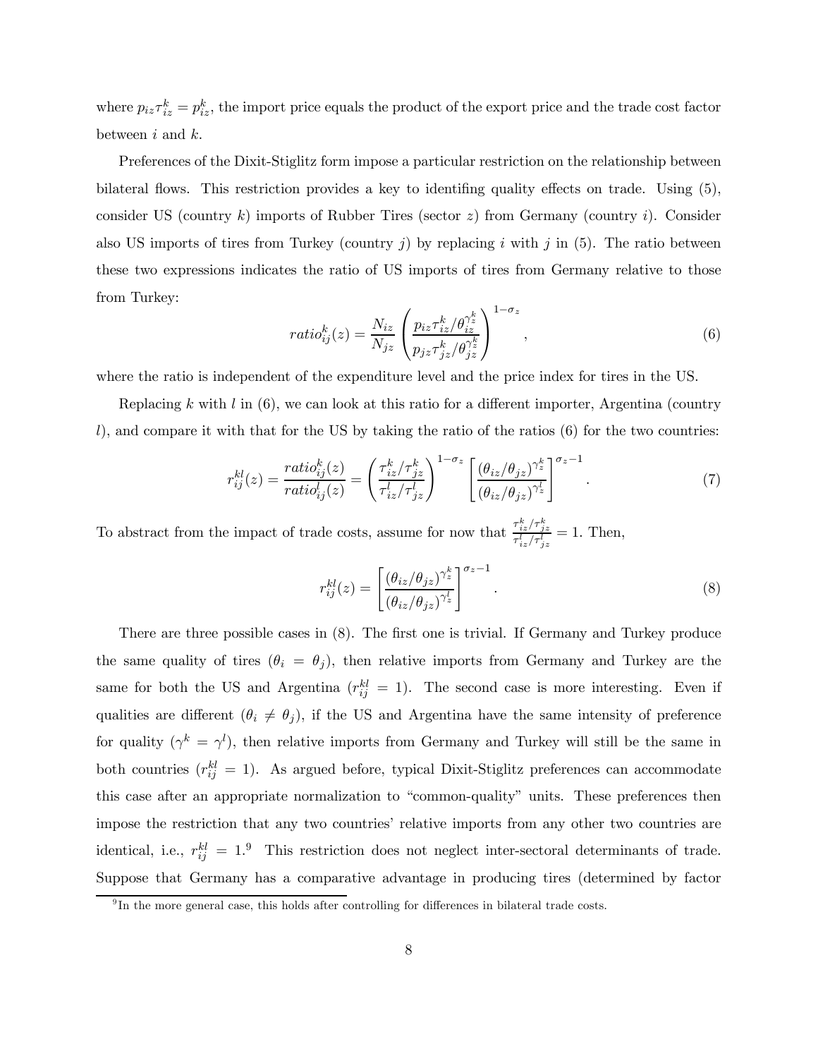where $p_{iz}\tau_{iz}^k = p_{iz}^k$, the import price equals the product of the export price and the trade cost factor between $i$ and $k$.

Preferences of the Dixit-Stiglitz form impose a particular restriction on the relationship between bilateral flows. This restriction provides a key to identifing quality effects on trade. Using (5), consider US (country $k$) imports of Rubber Tires (sector $z$) from Germany (country $i$). Consider also US imports of tires from Turkey (country $j$) by replacing $i$ with $j$ in (5). The ratio between these two expressions indicates the ratio of US imports of tires from Germany relative to those from Turkey:

$$ratio_{ij}^k(z) = \frac{N_{iz}}{N_{jz}} \left( \frac{p_{iz}\tau_{iz}^k / \theta_{iz}^{\gamma_z^k}}{p_{jz}\tau_{jz}^k / \theta_{jz}^{\gamma_z^k}} \right)^{1-\sigma_z}, \tag{6}$$

where the ratio is independent of the expenditure level and the price index for tires in the US.

Replacing $k$ with $l$ in (6), we can look at this ratio for a different importer, Argentina (country $l$), and compare it with that for the US by taking the ratio of the ratios (6) for the two countries:

$$r_{ij}^{kl}(z) = \frac{ratio_{ij}^k(z)}{ratio_{ij}^l(z)} = \left( \frac{\tau_{iz}^k / \tau_{jz}^k}{\tau_{iz}^l / \tau_{jz}^l} \right)^{1-\sigma_z} \left[ \frac{(\theta_{iz}/\theta_{jz})^{\gamma_z^k}}{(\theta_{iz}/\theta_{jz})^{\gamma_z^l}} \right]^{\sigma_z - 1}. \tag{7}$$

To abstract from the impact of trade costs, assume for now that $\frac{\tau_{iz}^k/\tau_{jz}^k}{\tau_{iz}^l/\tau_{jz}^l} = 1$. Then,

$$r_{ij}^{kl}(z) = \left[ \frac{(\theta_{iz}/\theta_{jz})^{\gamma_z^k}}{(\theta_{iz}/\theta_{jz})^{\gamma_z^l}} \right]^{\sigma_z - 1}. \tag{8}$$

There are three possible cases in (8). The first one is trivial. If Germany and Turkey produce the same quality of tires ($\theta_i = \theta_j$), then relative imports from Germany and Turkey are the same for both the US and Argentina ($r_{ij}^{kl} = 1$). The second case is more interesting. Even if qualities are different ($\theta_i \neq \theta_j$), if the US and Argentina have the same intensity of preference for quality ($\gamma^k = \gamma^l$), then relative imports from Germany and Turkey will still be the same in both countries ($r_{ij}^{kl} = 1$). As argued before, typical Dixit-Stiglitz preferences can accommodate this case after an appropriate normalization to "common-quality" units. These preferences then impose the restriction that any two countries' relative imports from any other two countries are identical, i.e., $r_{ij}^{kl} = 1$.[9] This restriction does not neglect inter-sectoral determinants of trade. Suppose that Germany has a comparative advantage in producing tires (determined by factor

[9] In the more general case, this holds after controlling for differences in bilateral trade costs.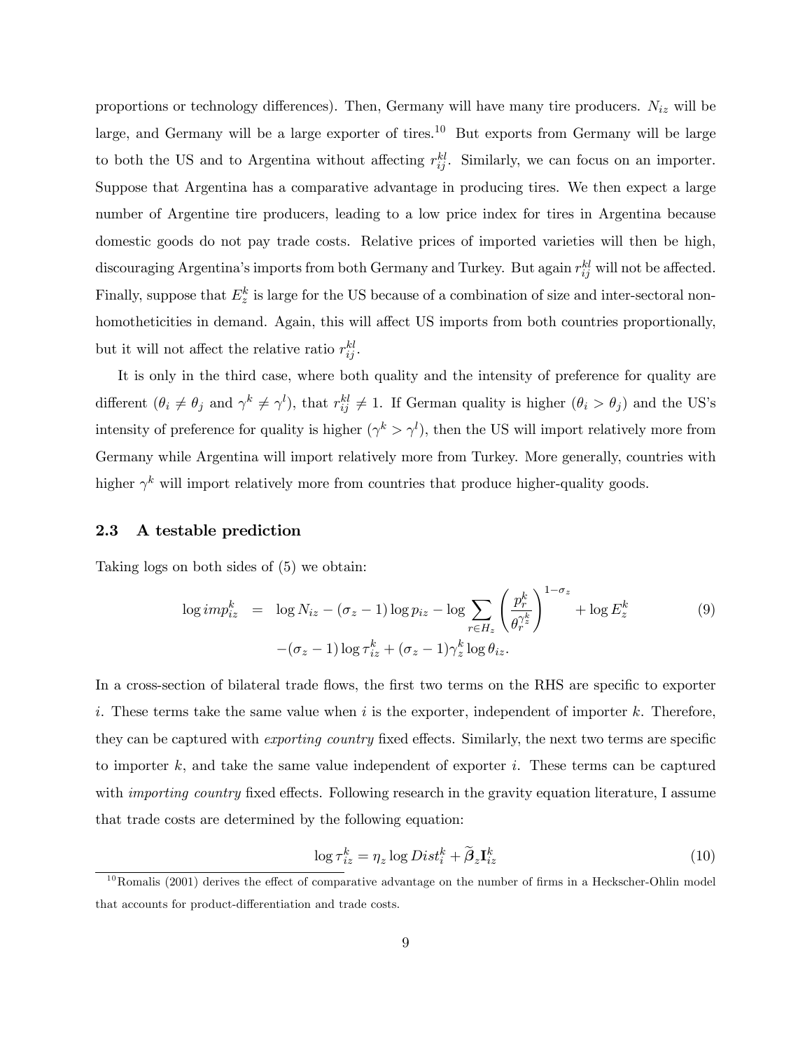proportions or technology differences). Then, Germany will have many tire producers. $N_{iz}$ will be large, and Germany will be a large exporter of tires.[10] But exports from Germany will be large to both the US and to Argentina without affecting $r_{ij}^{kl}$. Similarly, we can focus on an importer. Suppose that Argentina has a comparative advantage in producing tires. We then expect a large number of Argentine tire producers, leading to a low price index for tires in Argentina because domestic goods do not pay trade costs. Relative prices of imported varieties will then be high, discouraging Argentina's imports from both Germany and Turkey. But again $r_{ij}^{kl}$ will not be affected. Finally, suppose that $E_z^k$ is large for the US because of a combination of size and inter-sectoral non-homotheticicities in demand. Again, this will affect US imports from both countries proportionally, but it will not affect the relative ratio $r_{ij}^{kl}$.

It is only in the third case, where both quality and the intensity of preference for quality are different ($\theta_i \neq \theta_j$ and $\gamma^k \neq \gamma^l$), that $r_{ij}^{kl} \neq 1$. If German quality is higher ($\theta_i > \theta_j$) and the US's intensity of preference for quality is higher ($\gamma^k > \gamma^l$), then the US will import relatively more from Germany while Argentina will import relatively more from Turkey. More generally, countries with higher $\gamma^k$ will import relatively more from countries that produce higher-quality goods.

## 2.3 A testable prediction

Taking logs on both sides of (5) we obtain:

$$
\begin{aligned}
\log imp_{iz}^k \;=\; & \log N_{iz} - (\sigma_z - 1)\log p_{iz} - \log \sum_{r \in H_z} \left( \frac{p_r^k}{\theta_r^{\gamma_z^k}} \right)^{1-\sigma_z} + \log E_z^k \\
& -(\sigma_z - 1)\log \tau_{iz}^k + (\sigma_z - 1)\gamma_z^k \log \theta_{iz}.
\end{aligned} \tag{9}
$$

In a cross-section of bilateral trade flows, the first two terms on the RHS are specific to exporter $i$. These terms take the same value when $i$ is the exporter, independent of importer $k$. Therefore, they can be captured with *exporting country* fixed effects. Similarly, the next two terms are specific to importer $k$, and take the same value independent of exporter $i$. These terms can be captured with *importing country* fixed effects. Following research in the gravity equation literature, I assume that trade costs are determined by the following equation:

$$
\log \tau_{iz}^k = \eta_z \log Dist_i^k + \widetilde{\boldsymbol{\beta}}_z \mathbf{I}_{iz}^k \tag{10}
$$

[10] Romalis (2001) derives the effect of comparative advantage on the number of firms in a Heckscher-Ohlin model that accounts for product-differentiation and trade costs.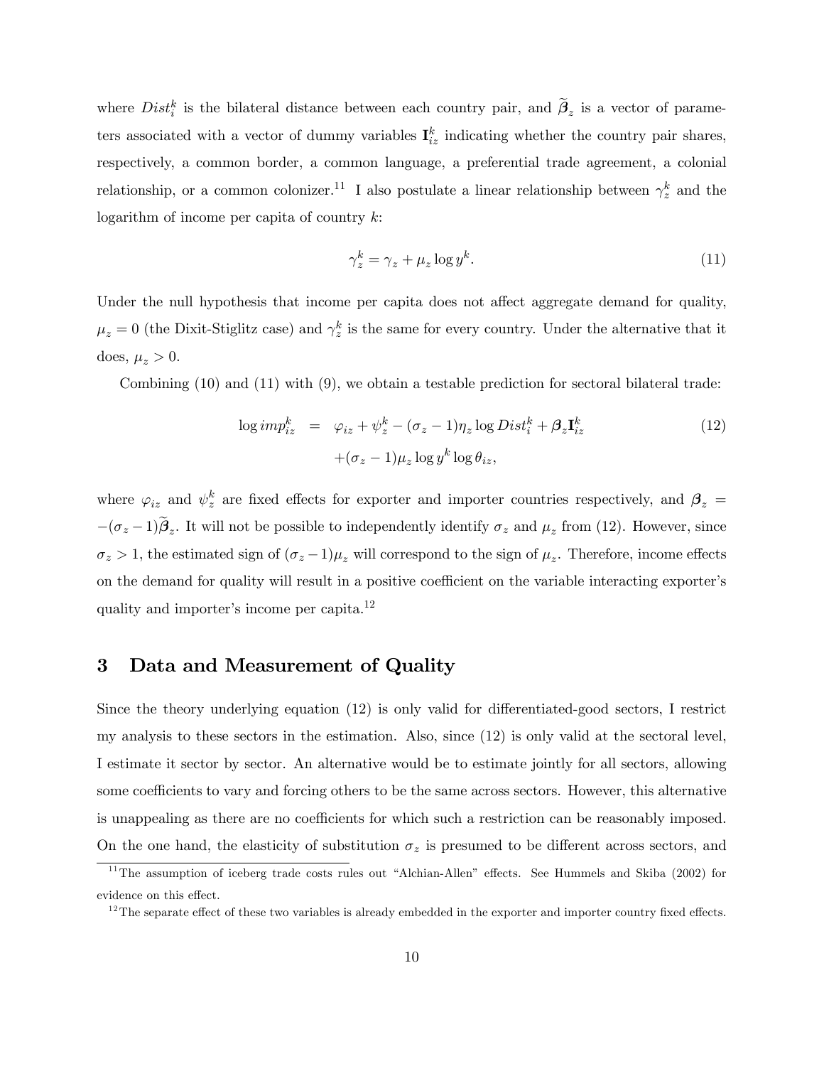where $Dist_i^k$ is the bilateral distance between each country pair, and $\widetilde{\boldsymbol{\beta}}_z$ is a vector of parameters associated with a vector of dummy variables $\mathbf{I}_{iz}^k$ indicating whether the country pair shares, respectively, a common border, a common language, a preferential trade agreement, a colonial relationship, or a common colonizer.[11] I also postulate a linear relationship between $\gamma_z^k$ and the logarithm of income per capita of country $k$:

$$\gamma_z^k = \gamma_z + \mu_z \log y^k. \tag{11}$$

Under the null hypothesis that income per capita does not affect aggregate demand for quality, $\mu_z = 0$ (the Dixit-Stiglitz case) and $\gamma_z^k$ is the same for every country. Under the alternative that it does, $\mu_z > 0$.

Combining (10) and (11) with (9), we obtain a testable prediction for sectoral bilateral trade:

$$\begin{aligned} \log imp_{iz}^k &= \varphi_{iz} + \psi_z^k - (\sigma_z - 1)\eta_z \log Dist_i^k + \boldsymbol{\beta}_z \mathbf{I}_{iz}^k \\ &\quad + (\sigma_z - 1)\mu_z \log y^k \log \theta_{iz}, \end{aligned} \tag{12}$$

where $\varphi_{iz}$ and $\psi_z^k$ are fixed effects for exporter and importer countries respectively, and $\boldsymbol{\beta}_z = -(\sigma_z - 1)\widetilde{\boldsymbol{\beta}}_z$. It will not be possible to independently identify $\sigma_z$ and $\mu_z$ from (12). However, since $\sigma_z > 1$, the estimated sign of $(\sigma_z - 1)\mu_z$ will correspond to the sign of $\mu_z$. Therefore, income effects on the demand for quality will result in a positive coefficient on the variable interacting exporter's quality and importer's income per capita.[12]

## 3 Data and Measurement of Quality

Since the theory underlying equation (12) is only valid for differentiated-good sectors, I restrict my analysis to these sectors in the estimation. Also, since (12) is only valid at the sectoral level, I estimate it sector by sector. An alternative would be to estimate jointly for all sectors, allowing some coefficients to vary and forcing others to be the same across sectors. However, this alternative is unappealing as there are no coefficients for which such a restriction can be reasonably imposed. On the one hand, the elasticity of substitution $\sigma_z$ is presumed to be different across sectors, and

[11] The assumption of iceberg trade costs rules out "Alchian-Allen" effects. See Hummels and Skiba (2002) for evidence on this effect.

[12] The separate effect of these two variables is already embedded in the exporter and importer country fixed effects.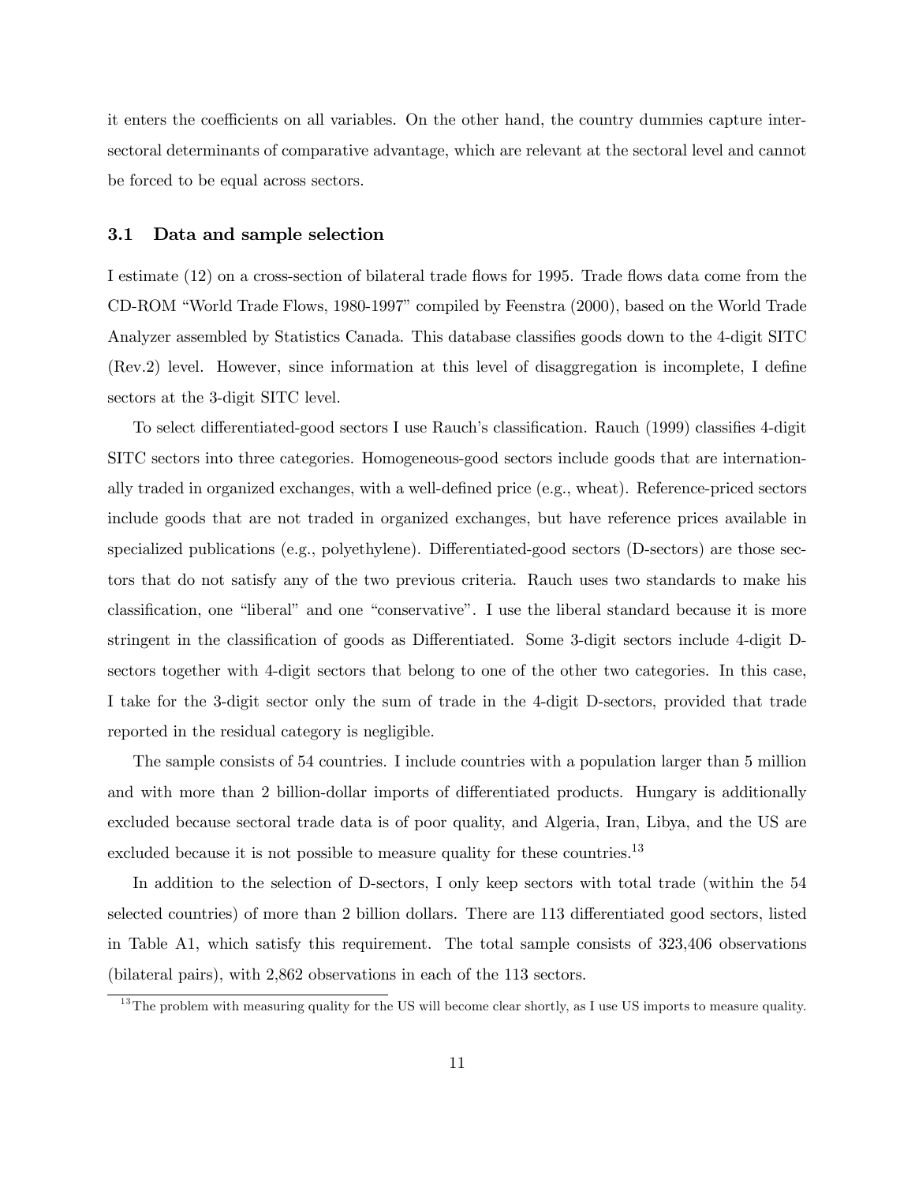it enters the coefficients on all variables. On the other hand, the country dummies capture inter-sectoral determinants of comparative advantage, which are relevant at the sectoral level and cannot be forced to be equal across sectors.

### 3.1 Data and sample selection

I estimate (12) on a cross-section of bilateral trade flows for 1995. Trade flows data come from the CD-ROM "World Trade Flows, 1980-1997" compiled by Feenstra (2000), based on the World Trade Analyzer assembled by Statistics Canada. This database classifies goods down to the 4-digit SITC (Rev.2) level. However, since information at this level of disaggregation is incomplete, I define sectors at the 3-digit SITC level.

To select differentiated-good sectors I use Rauch's classification. Rauch (1999) classifies 4-digit SITC sectors into three categories. Homogeneous-good sectors include goods that are internationally traded in organized exchanges, with a well-defined price (e.g., wheat). Reference-priced sectors include goods that are not traded in organized exchanges, but have reference prices available in specialized publications (e.g., polyethylene). Differentiated-good sectors (D-sectors) are those sectors that do not satisfy any of the two previous criteria. Rauch uses two standards to make his classification, one "liberal" and one "conservative". I use the liberal standard because it is more stringent in the classification of goods as Differentiated. Some 3-digit sectors include 4-digit D-sectors together with 4-digit sectors that belong to one of the other two categories. In this case, I take for the 3-digit sector only the sum of trade in the 4-digit D-sectors, provided that trade reported in the residual category is negligible.

The sample consists of 54 countries. I include countries with a population larger than 5 million and with more than 2 billion-dollar imports of differentiated products. Hungary is additionally excluded because sectoral trade data is of poor quality, and Algeria, Iran, Libya, and the US are excluded because it is not possible to measure quality for these countries.[13]

In addition to the selection of D-sectors, I only keep sectors with total trade (within the 54 selected countries) of more than 2 billion dollars. There are 113 differentiated good sectors, listed in Table A1, which satisfy this requirement. The total sample consists of 323,406 observations (bilateral pairs), with 2,862 observations in each of the 113 sectors.

[13] The problem with measuring quality for the US will become clear shortly, as I use US imports to measure quality.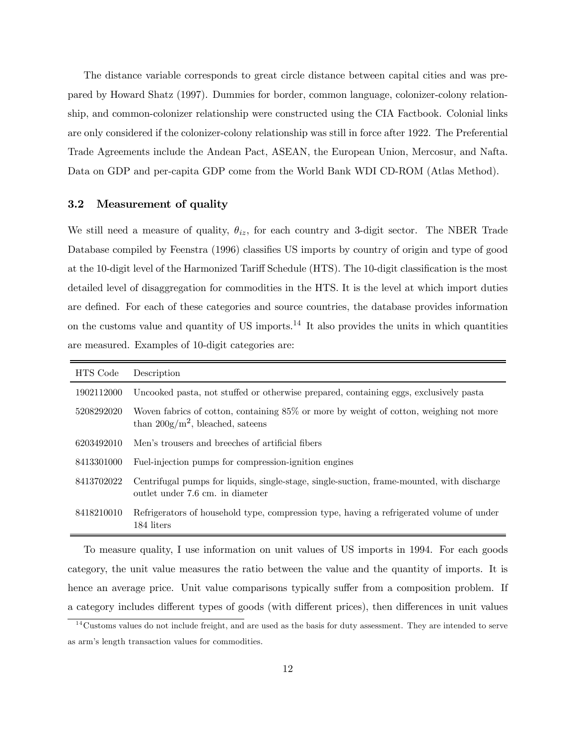The distance variable corresponds to great circle distance between capital cities and was prepared by Howard Shatz (1997). Dummies for border, common language, colonizer-colony relationship, and common-colonizer relationship were constructed using the CIA Factbook. Colonial links are only considered if the colonizer-colony relationship was still in force after 1922. The Preferential Trade Agreements include the Andean Pact, ASEAN, the European Union, Mercosur, and Nafta. Data on GDP and per-capita GDP come from the World Bank WDI CD-ROM (Atlas Method).

### 3.2 Measurement of quality

We still need a measure of quality, $\theta_{iz}$, for each country and 3-digit sector. The NBER Trade Database compiled by Feenstra (1996) classifies US imports by country of origin and type of good at the 10-digit level of the Harmonized Tariff Schedule (HTS). The 10-digit classification is the most detailed level of disaggregation for commodities in the HTS. It is the level at which import duties are defined. For each of these categories and source countries, the database provides information on the customs value and quantity of US imports.[14] It also provides the units in which quantities are measured. Examples of 10-digit categories are:

| HTS Code | Description |
|---|---|
| 1902112000 | Uncooked pasta, not stuffed or otherwise prepared, containing eggs, exclusively pasta |
| 5208292020 | Woven fabrics of cotton, containing 85% or more by weight of cotton, weighing not more than $200\text{g/m}^2$, bleached, sateens |
| 6203492010 | Men's trousers and breeches of artificial fibers |
| 8413301000 | Fuel-injection pumps for compression-ignition engines |
| 8413702022 | Centrifugal pumps for liquids, single-stage, single-suction, frame-mounted, with discharge outlet under 7.6 cm. in diameter |
| 8418210010 | Refrigerators of household type, compression type, having a refrigerated volume of under 184 liters |

To measure quality, I use information on unit values of US imports in 1994. For each goods category, the unit value measures the ratio between the value and the quantity of imports. It is hence an average price. Unit value comparisons typically suffer from a composition problem. If a category includes different types of goods (with different prices), then differences in unit values

[14] Customs values do not include freight, and are used as the basis for duty assessment. They are intended to serve as arm's length transaction values for commodities.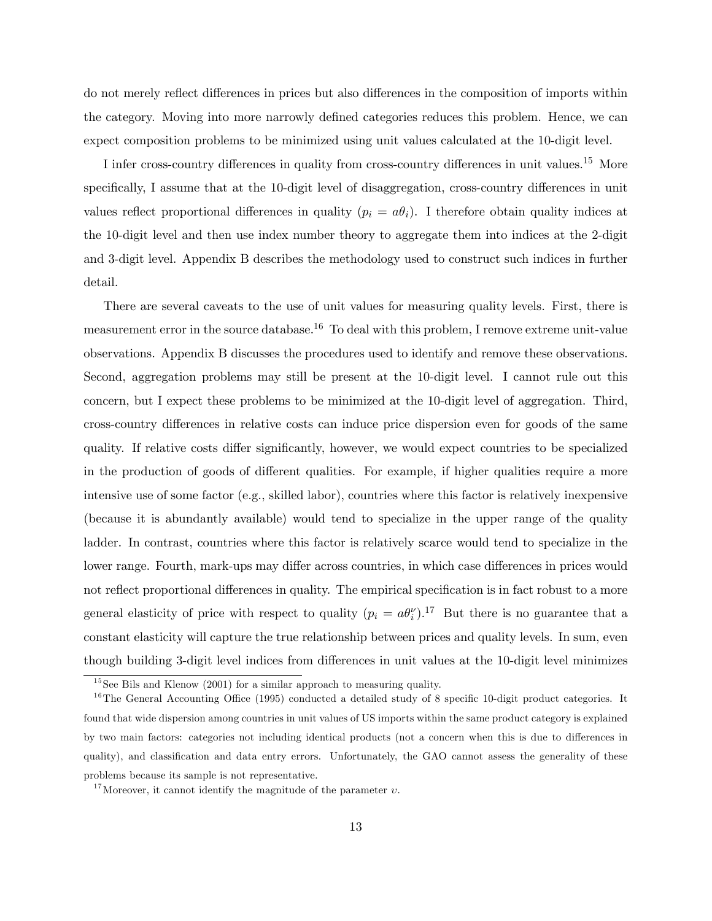do not merely reflect differences in prices but also differences in the composition of imports within the category. Moving into more narrowly defined categories reduces this problem. Hence, we can expect composition problems to be minimized using unit values calculated at the 10-digit level.

I infer cross-country differences in quality from cross-country differences in unit values.[15] More specifically, I assume that at the 10-digit level of disaggregation, cross-country differences in unit values reflect proportional differences in quality ($p_i = a\theta_i$). I therefore obtain quality indices at the 10-digit level and then use index number theory to aggregate them into indices at the 2-digit and 3-digit level. Appendix B describes the methodology used to construct such indices in further detail.

There are several caveats to the use of unit values for measuring quality levels. First, there is measurement error in the source database.[16] To deal with this problem, I remove extreme unit-value observations. Appendix B discusses the procedures used to identify and remove these observations. Second, aggregation problems may still be present at the 10-digit level. I cannot rule out this concern, but I expect these problems to be minimized at the 10-digit level of aggregation. Third, cross-country differences in relative costs can induce price dispersion even for goods of the same quality. If relative costs differ significantly, however, we would expect countries to be specialized in the production of goods of different qualities. For example, if higher qualities require a more intensive use of some factor (e.g., skilled labor), countries where this factor is relatively inexpensive (because it is abundantly available) would tend to specialize in the upper range of the quality ladder. In contrast, countries where this factor is relatively scarce would tend to specialize in the lower range. Fourth, mark-ups may differ across countries, in which case differences in prices would not reflect proportional differences in quality. The empirical specification is in fact robust to a more general elasticity of price with respect to quality ($p_i = a\theta_i^{\upsilon}$).[17] But there is no guarantee that a constant elasticity will capture the true relationship between prices and quality levels. In sum, even though building 3-digit level indices from differences in unit values at the 10-digit level minimizes

[15] See Bils and Klenow (2001) for a similar approach to measuring quality.

[16] The General Accounting Office (1995) conducted a detailed study of 8 specific 10-digit product categories. It found that wide dispersion among countries in unit values of US imports within the same product category is explained by two main factors: categories not including identical products (not a concern when this is due to differences in quality), and classification and data entry errors. Unfortunately, the GAO cannot assess the generality of these problems because its sample is not representative.

[17] Moreover, it cannot identify the magnitude of the parameter $\upsilon$.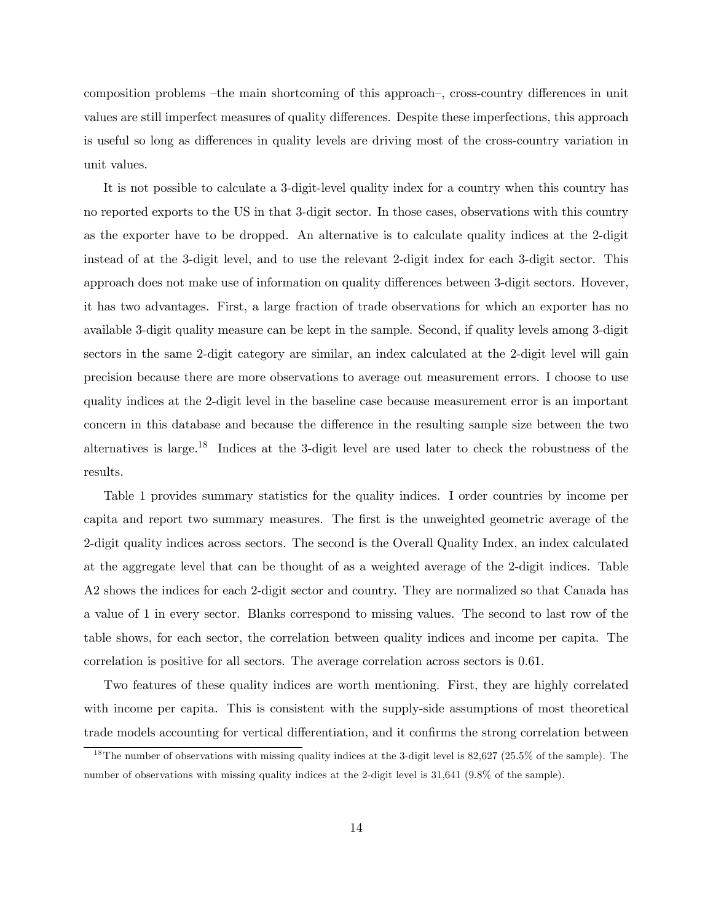composition problems –the main shortcoming of this approach–, cross-country differences in unit values are still imperfect measures of quality differences. Despite these imperfections, this approach is useful so long as differences in quality levels are driving most of the cross-country variation in unit values.

It is not possible to calculate a 3-digit-level quality index for a country when this country has no reported exports to the US in that 3-digit sector. In those cases, observations with this country as the exporter have to be dropped. An alternative is to calculate quality indices at the 2-digit instead of at the 3-digit level, and to use the relevant 2-digit index for each 3-digit sector. This approach does not make use of information on quality differences between 3-digit sectors. Hovever, it has two advantages. First, a large fraction of trade observations for which an exporter has no available 3-digit quality measure can be kept in the sample. Second, if quality levels among 3-digit sectors in the same 2-digit category are similar, an index calculated at the 2-digit level will gain precision because there are more observations to average out measurement errors. I choose to use quality indices at the 2-digit level in the baseline case because measurement error is an important concern in this database and because the difference in the resulting sample size between the two alternatives is large.[18] Indices at the 3-digit level are used later to check the robustness of the results.

Table 1 provides summary statistics for the quality indices. I order countries by income per capita and report two summary measures. The first is the unweighted geometric average of the 2-digit quality indices across sectors. The second is the Overall Quality Index, an index calculated at the aggregate level that can be thought of as a weighted average of the 2-digit indices. Table A2 shows the indices for each 2-digit sector and country. They are normalized so that Canada has a value of 1 in every sector. Blanks correspond to missing values. The second to last row of the table shows, for each sector, the correlation between quality indices and income per capita. The correlation is positive for all sectors. The average correlation across sectors is 0.61.

Two features of these quality indices are worth mentioning. First, they are highly correlated with income per capita. This is consistent with the supply-side assumptions of most theoretical trade models accounting for vertical differentiation, and it confirms the strong correlation between

[18] The number of observations with missing quality indices at the 3-digit level is 82,627 (25.5% of the sample). The number of observations with missing quality indices at the 2-digit level is 31,641 (9.8% of the sample).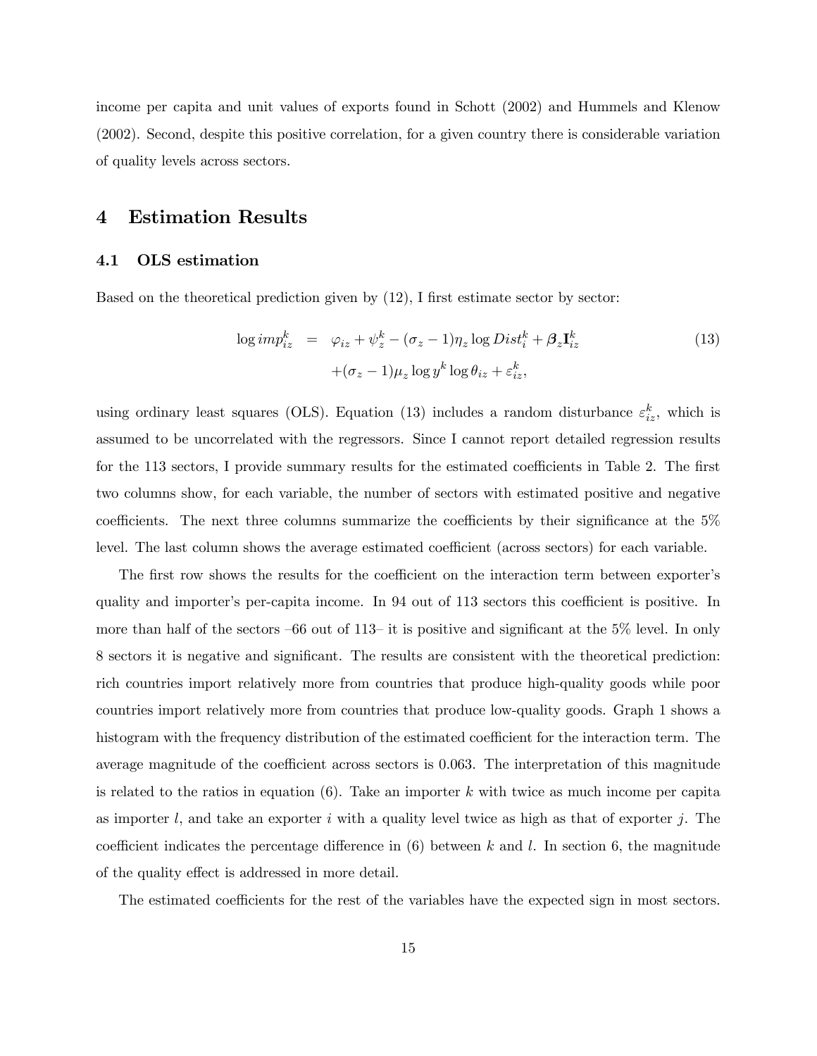income per capita and unit values of exports found in Schott (2002) and Hummels and Klenow (2002). Second, despite this positive correlation, for a given country there is considerable variation of quality levels across sectors.

# 4 Estimation Results

## 4.1 OLS estimation

Based on the theoretical prediction given by (12), I first estimate sector by sector:

$$
\begin{aligned}
\log imp_{iz}^{k} &= \varphi_{iz} + \psi_{z}^{k} - (\sigma_z - 1)\eta_z \log Dist_{i}^{k} + \boldsymbol{\beta}_z \mathbf{I}_{iz}^{k} \\
&\quad + (\sigma_z - 1)\mu_z \log y^{k} \log \theta_{iz} + \varepsilon_{iz}^{k},
\end{aligned}
\tag{13}
$$

using ordinary least squares (OLS). Equation (13) includes a random disturbance $\varepsilon_{iz}^{k}$, which is assumed to be uncorrelated with the regressors. Since I cannot report detailed regression results for the 113 sectors, I provide summary results for the estimated coefficients in Table 2. The first two columns show, for each variable, the number of sectors with estimated positive and negative coefficients. The next three columns summarize the coefficients by their significance at the 5% level. The last column shows the average estimated coefficient (across sectors) for each variable.

The first row shows the results for the coefficient on the interaction term between exporter's quality and importer's per-capita income. In 94 out of 113 sectors this coefficient is positive. In more than half of the sectors –66 out of 113– it is positive and significant at the 5% level. In only 8 sectors it is negative and significant. The results are consistent with the theoretical prediction: rich countries import relatively more from countries that produce high-quality goods while poor countries import relatively more from countries that produce low-quality goods. Graph 1 shows a histogram with the frequency distribution of the estimated coefficient for the interaction term. The average magnitude of the coefficient across sectors is 0.063. The interpretation of this magnitude is related to the ratios in equation (6). Take an importer $k$ with twice as much income per capita as importer $l$, and take an exporter $i$ with a quality level twice as high as that of exporter $j$. The coefficient indicates the percentage difference in (6) between $k$ and $l$. In section 6, the magnitude of the quality effect is addressed in more detail.

The estimated coefficients for the rest of the variables have the expected sign in most sectors.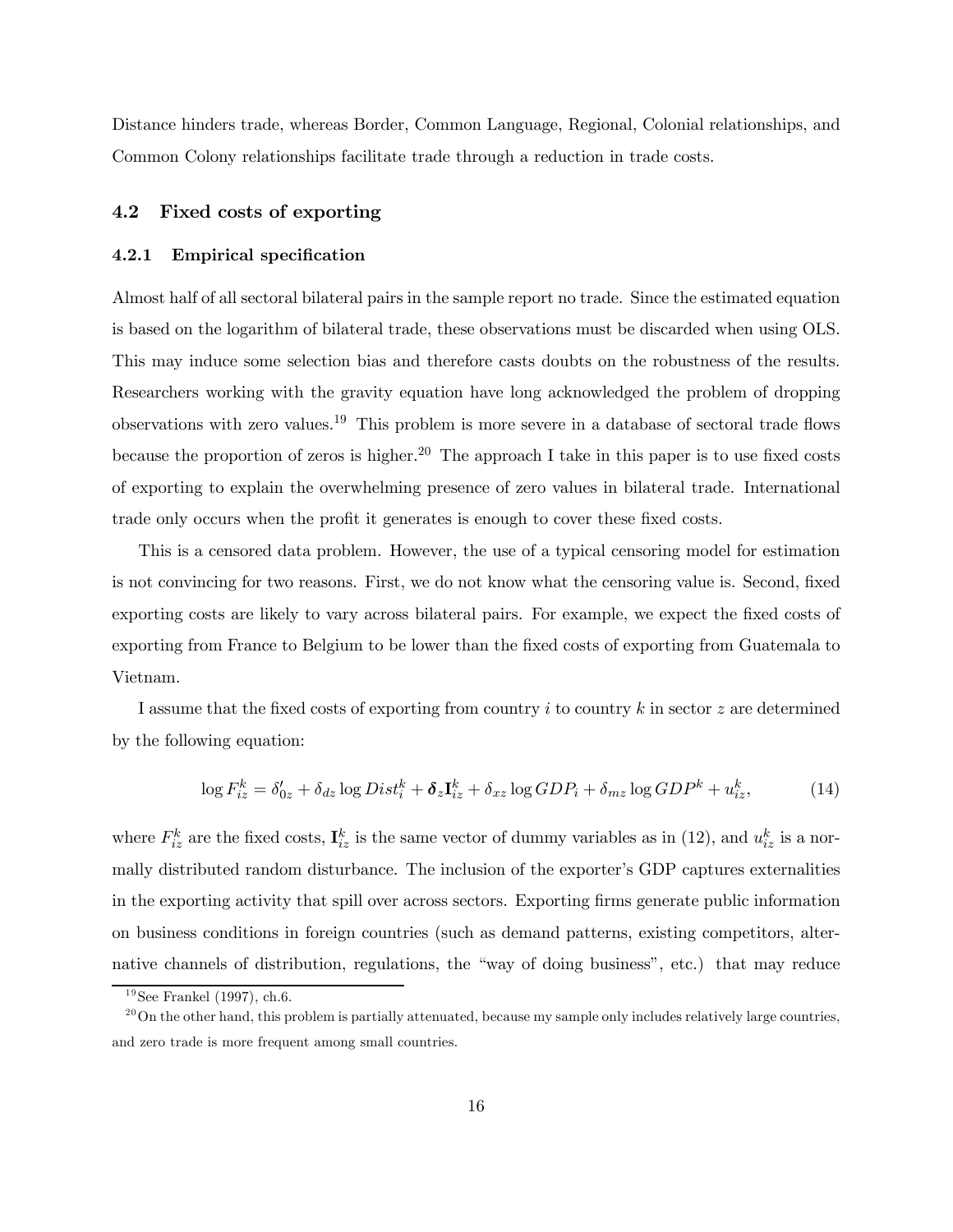Distance hinders trade, whereas Border, Common Language, Regional, Colonial relationships, and Common Colony relationships facilitate trade through a reduction in trade costs.

## 4.2 Fixed costs of exporting

### 4.2.1 Empirical specification

Almost half of all sectoral bilateral pairs in the sample report no trade. Since the estimated equation is based on the logarithm of bilateral trade, these observations must be discarded when using OLS. This may induce some selection bias and therefore casts doubts on the robustness of the results. Researchers working with the gravity equation have long acknowledged the problem of dropping observations with zero values.[19] This problem is more severe in a database of sectoral trade flows because the proportion of zeros is higher.[20] The approach I take in this paper is to use fixed costs of exporting to explain the overwhelming presence of zero values in bilateral trade. International trade only occurs when the profit it generates is enough to cover these fixed costs.

This is a censored data problem. However, the use of a typical censoring model for estimation is not convincing for two reasons. First, we do not know what the censoring value is. Second, fixed exporting costs are likely to vary across bilateral pairs. For example, we expect the fixed costs of exporting from France to Belgium to be lower than the fixed costs of exporting from Guatemala to Vietnam.

I assume that the fixed costs of exporting from country $i$ to country $k$ in sector $z$ are determined by the following equation:

$$\log F_{iz}^{k} = \delta_{0z}' + \delta_{dz} \log Dist_{i}^{k} + \boldsymbol{\delta}_{z} \mathbf{I}_{iz}^{k} + \delta_{xz} \log GDP_{i} + \delta_{mz} \log GDP^{k} + u_{iz}^{k}, \tag{14}$$

where $F_{iz}^{k}$ are the fixed costs, $\mathbf{I}_{iz}^{k}$ is the same vector of dummy variables as in (12), and $u_{iz}^{k}$ is a normally distributed random disturbance. The inclusion of the exporter's GDP captures externalities in the exporting activity that spill over across sectors. Exporting firms generate public information on business conditions in foreign countries (such as demand patterns, existing competitors, alternative channels of distribution, regulations, the "way of doing business", etc.) that may reduce

[19] See Frankel (1997), ch.6.

[20] On the other hand, this problem is partially attenuated, because my sample only includes relatively large countries, and zero trade is more frequent among small countries.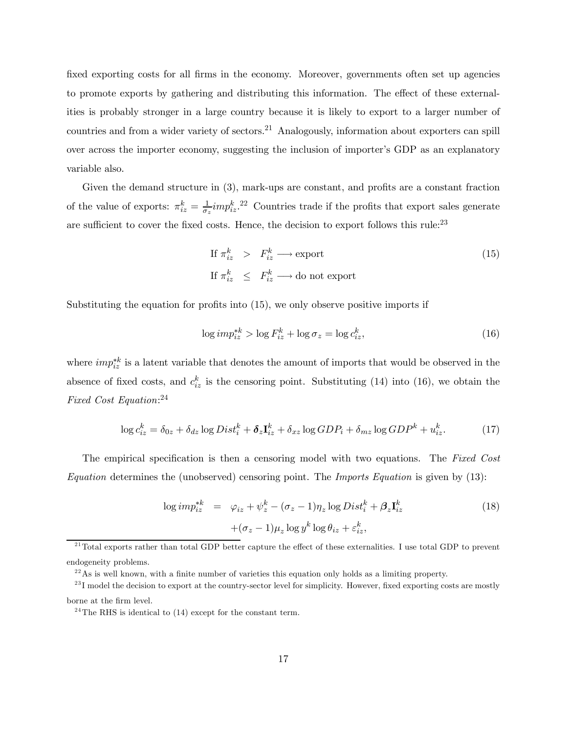fixed exporting costs for all firms in the economy. Moreover, governments often set up agencies to promote exports by gathering and distributing this information. The effect of these externalities is probably stronger in a large country because it is likely to export to a larger number of countries and from a wider variety of sectors.[21] Analogously, information about exporters can spill over across the importer economy, suggesting the inclusion of importer's GDP as an explanatory variable also.

Given the demand structure in (3), mark-ups are constant, and profits are a constant fraction of the value of exports: $\pi_{iz}^k = \frac{1}{\sigma_z} imp_{iz}^k$.[22] Countries trade if the profits that export sales generate are sufficient to cover the fixed costs. Hence, the decision to export follows this rule:[23]

$$\begin{aligned} \text{If } \pi_{iz}^k &> F_{iz}^k \longrightarrow \text{export} \\ \text{If } \pi_{iz}^k &\leq F_{iz}^k \longrightarrow \text{do not export} \end{aligned} \tag{15}$$

Substituting the equation for profits into (15), we only observe positive imports if

$$\log imp_{iz}^{*k} > \log F_{iz}^k + \log \sigma_z = \log c_{iz}^k, \tag{16}$$

where $imp_{iz}^{*k}$ is a latent variable that denotes the amount of imports that would be observed in the absence of fixed costs, and $c_{iz}^k$ is the censoring point. Substituting (14) into (16), we obtain the *Fixed Cost Equation*:[24]

$$\log c_{iz}^k = \delta_{0z} + \delta_{dz} \log Dist_i^k + \boldsymbol{\delta}_z \mathbf{I}_{iz}^k + \delta_{xz} \log GDP_i + \delta_{mz} \log GDP^k + u_{iz}^k. \tag{17}$$

The empirical specification is then a censoring model with two equations. The *Fixed Cost Equation* determines the (unobserved) censoring point. The *Imports Equation* is given by (13):

$$\begin{aligned} \log imp_{iz}^{*k} &= \varphi_{iz} + \psi_z^k - (\sigma_z - 1)\eta_z \log Dist_i^k + \boldsymbol{\beta}_z \mathbf{I}_{iz}^k \\ &\quad + (\sigma_z - 1)\mu_z \log y^k \log \theta_{iz} + \varepsilon_{iz}^k, \end{aligned} \tag{18}$$

[21] Total exports rather than total GDP better capture the effect of these externalities. I use total GDP to prevent endogeneity problems.

[22] As is well known, with a finite number of varieties this equation only holds as a limiting property.

[23] I model the decision to export at the country-sector level for simplicity. However, fixed exporting costs are mostly borne at the firm level.

[24] The RHS is identical to (14) except for the constant term.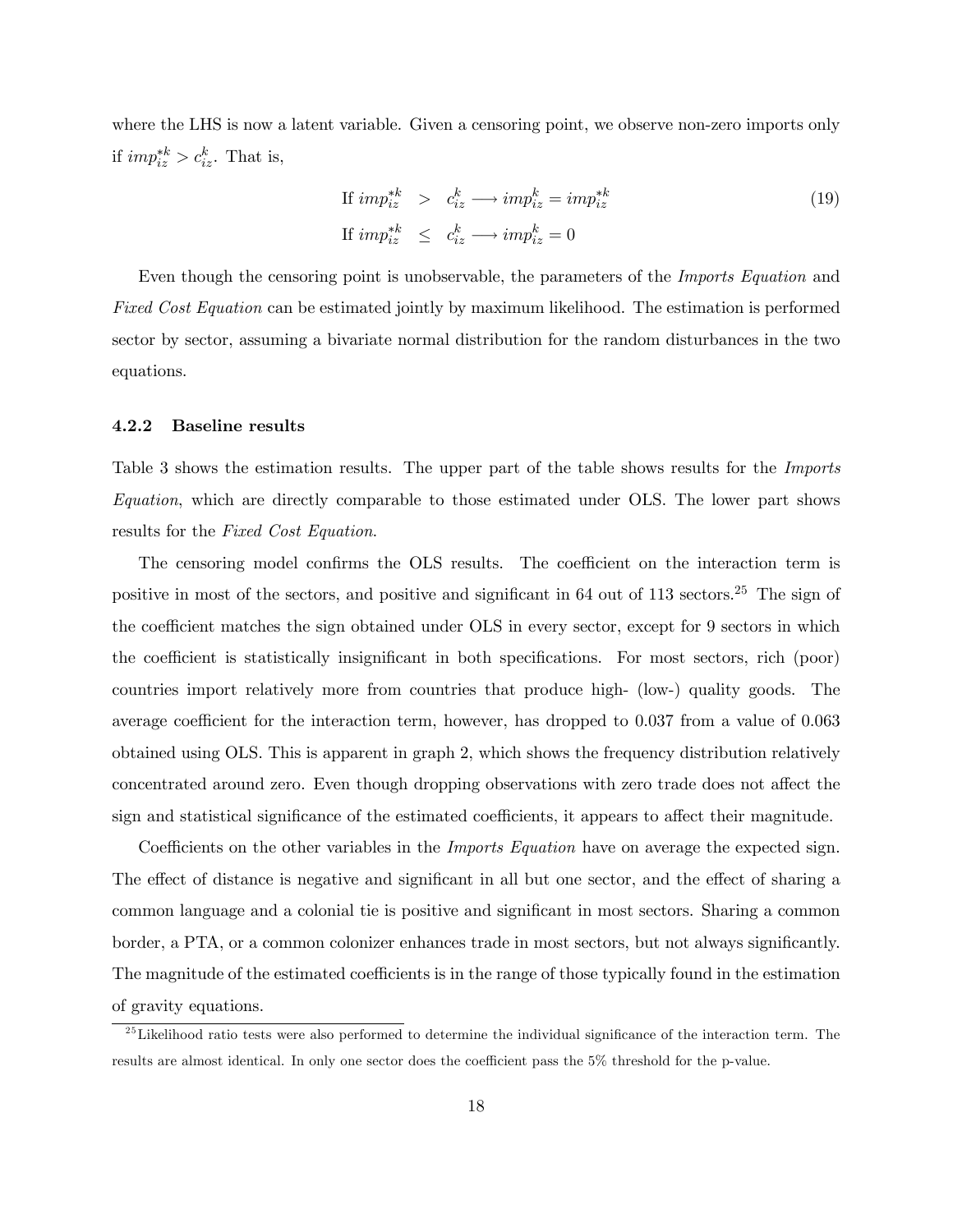where the LHS is now a latent variable. Given a censoring point, we observe non-zero imports only if $imp_{iz}^{*k} > c_{iz}^{k}$. That is,

$$
\begin{aligned}
\text{If } imp_{iz}^{*k} &> c_{iz}^{k} \longrightarrow imp_{iz}^{k} = imp_{iz}^{*k} \\
\text{If } imp_{iz}^{*k} &\leq c_{iz}^{k} \longrightarrow imp_{iz}^{k} = 0
\end{aligned}
\tag{19}
$$

Even though the censoring point is unobservable, the parameters of the *Imports Equation* and *Fixed Cost Equation* can be estimated jointly by maximum likelihood. The estimation is performed sector by sector, assuming a bivariate normal distribution for the random disturbances in the two equations.

### 4.2.2 Baseline results

Table 3 shows the estimation results. The upper part of the table shows results for the *Imports Equation*, which are directly comparable to those estimated under OLS. The lower part shows results for the *Fixed Cost Equation*.

The censoring model confirms the OLS results. The coefficient on the interaction term is positive in most of the sectors, and positive and significant in 64 out of 113 sectors.[25] The sign of the coefficient matches the sign obtained under OLS in every sector, except for 9 sectors in which the coefficient is statistically insignificant in both specifications. For most sectors, rich (poor) countries import relatively more from countries that produce high- (low-) quality goods. The average coefficient for the interaction term, however, has dropped to 0.037 from a value of 0.063 obtained using OLS. This is apparent in graph 2, which shows the frequency distribution relatively concentrated around zero. Even though dropping observations with zero trade does not affect the sign and statistical significance of the estimated coefficients, it appears to affect their magnitude.

Coefficients on the other variables in the *Imports Equation* have on average the expected sign. The effect of distance is negative and significant in all but one sector, and the effect of sharing a common language and a colonial tie is positive and significant in most sectors. Sharing a common border, a PTA, or a common colonizer enhances trade in most sectors, but not always significantly. The magnitude of the estimated coefficients is in the range of those typically found in the estimation of gravity equations.

[25] Likelihood ratio tests were also performed to determine the individual significance of the interaction term. The results are almost identical. In only one sector does the coefficient pass the 5% threshold for the p-value.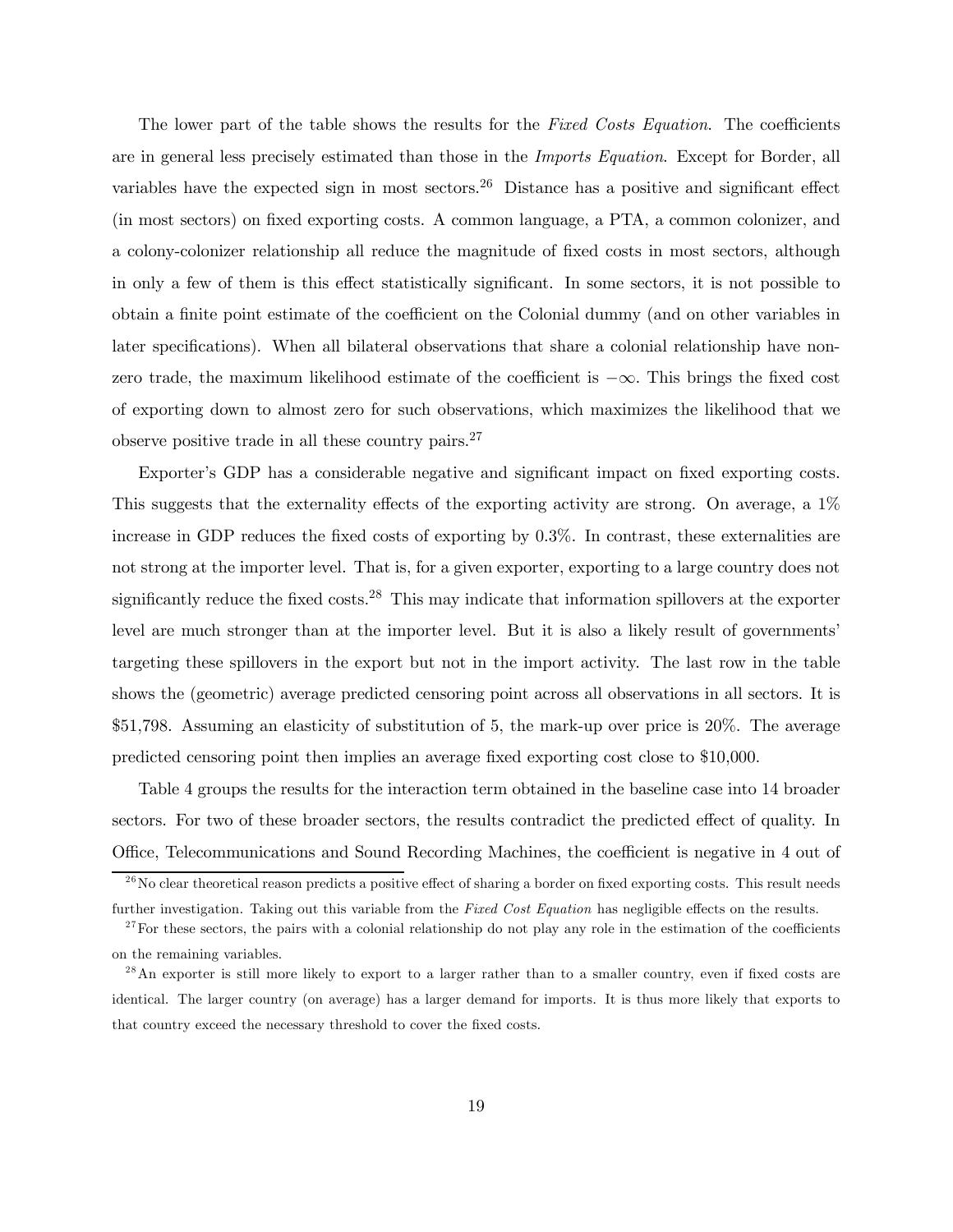The lower part of the table shows the results for the *Fixed Costs Equation*. The coefficients are in general less precisely estimated than those in the *Imports Equation*. Except for Border, all variables have the expected sign in most sectors.[26] Distance has a positive and significant effect (in most sectors) on fixed exporting costs. A common language, a PTA, a common colonizer, and a colony-colonizer relationship all reduce the magnitude of fixed costs in most sectors, although in only a few of them is this effect statistically significant. In some sectors, it is not possible to obtain a finite point estimate of the coefficient on the Colonial dummy (and on other variables in later specifications). When all bilateral observations that share a colonial relationship have non-zero trade, the maximum likelihood estimate of the coefficient is $-\infty$. This brings the fixed cost of exporting down to almost zero for such observations, which maximizes the likelihood that we observe positive trade in all these country pairs.[27]

Exporter's GDP has a considerable negative and significant impact on fixed exporting costs. This suggests that the externality effects of the exporting activity are strong. On average, a 1% increase in GDP reduces the fixed costs of exporting by 0.3%. In contrast, these externalities are not strong at the importer level. That is, for a given exporter, exporting to a large country does not significantly reduce the fixed costs.[28] This may indicate that information spillovers at the exporter level are much stronger than at the importer level. But it is also a likely result of governments' targeting these spillovers in the export but not in the import activity. The last row in the table shows the (geometric) average predicted censoring point across all observations in all sectors. It is \$51,798. Assuming an elasticity of substitution of 5, the mark-up over price is 20%. The average predicted censoring point then implies an average fixed exporting cost close to \$10,000.

Table 4 groups the results for the interaction term obtained in the baseline case into 14 broader sectors. For two of these broader sectors, the results contradict the predicted effect of quality. In Office, Telecommunications and Sound Recording Machines, the coefficient is negative in 4 out of

---

[26] No clear theoretical reason predicts a positive effect of sharing a border on fixed exporting costs. This result needs further investigation. Taking out this variable from the *Fixed Cost Equation* has negligible effects on the results.

[27] For these sectors, the pairs with a colonial relationship do not play any role in the estimation of the coefficients on the remaining variables.

[28] An exporter is still more likely to export to a larger rather than to a smaller country, even if fixed costs are identical. The larger country (on average) has a larger demand for imports. It is thus more likely that exports to that country exceed the necessary threshold to cover the fixed costs.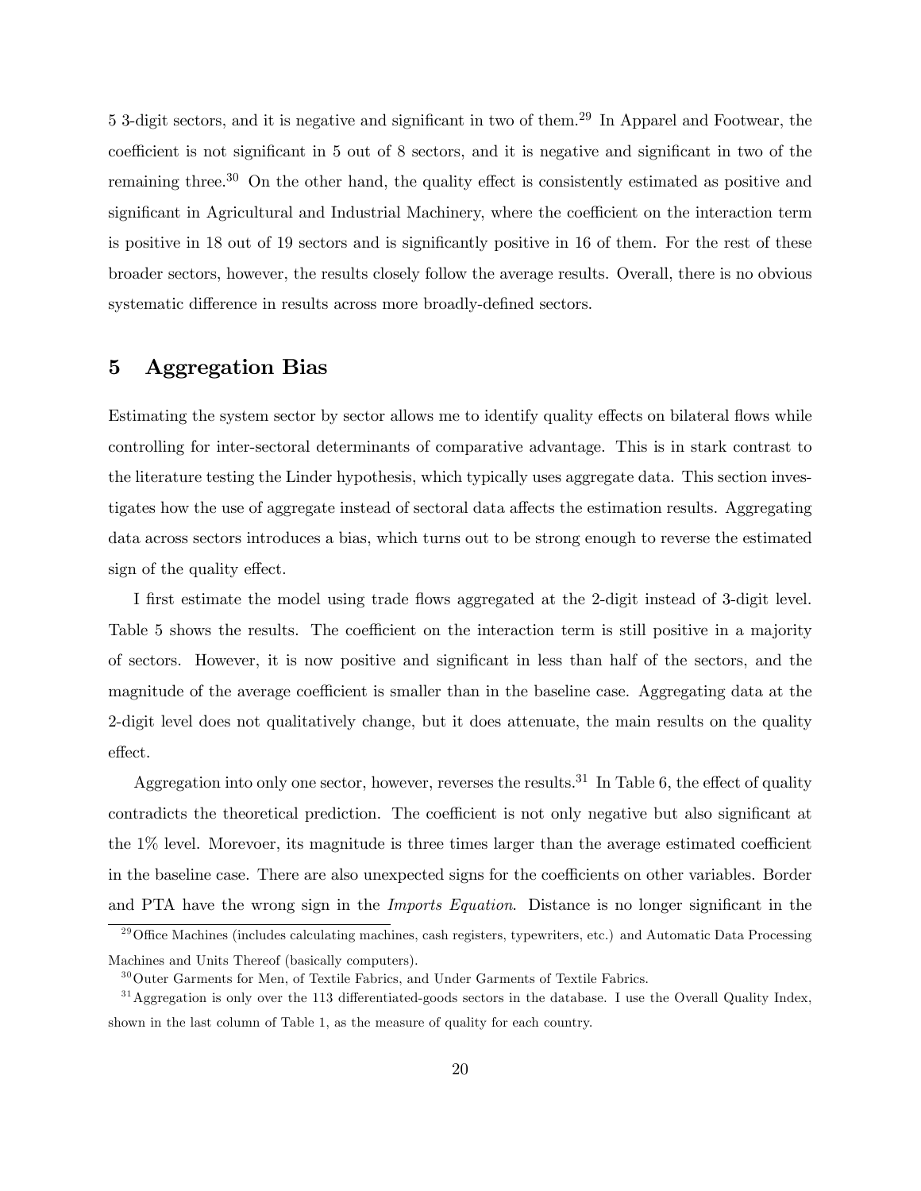5 3-digit sectors, and it is negative and significant in two of them.[29] In Apparel and Footwear, the coefficient is not significant in 5 out of 8 sectors, and it is negative and significant in two of the remaining three.[30] On the other hand, the quality effect is consistently estimated as positive and significant in Agricultural and Industrial Machinery, where the coefficient on the interaction term is positive in 18 out of 19 sectors and is significantly positive in 16 of them. For the rest of these broader sectors, however, the results closely follow the average results. Overall, there is no obvious systematic difference in results across more broadly-defined sectors.

# 5 Aggregation Bias

Estimating the system sector by sector allows me to identify quality effects on bilateral flows while controlling for inter-sectoral determinants of comparative advantage. This is in stark contrast to the literature testing the Linder hypothesis, which typically uses aggregate data. This section investigates how the use of aggregate instead of sectoral data affects the estimation results. Aggregating data across sectors introduces a bias, which turns out to be strong enough to reverse the estimated sign of the quality effect.

I first estimate the model using trade flows aggregated at the 2-digit instead of 3-digit level. Table 5 shows the results. The coefficient on the interaction term is still positive in a majority of sectors. However, it is now positive and significant in less than half of the sectors, and the magnitude of the average coefficient is smaller than in the baseline case. Aggregating data at the 2-digit level does not qualitatively change, but it does attenuate, the main results on the quality effect.

Aggregation into only one sector, however, reverses the results.[31] In Table 6, the effect of quality contradicts the theoretical prediction. The coefficient is not only negative but also significant at the 1% level. Morevoer, its magnitude is three times larger than the average estimated coefficient in the baseline case. There are also unexpected signs for the coefficients on other variables. Border and PTA have the wrong sign in the *Imports Equation*. Distance is no longer significant in the

[29] Office Machines (includes calculating machines, cash registers, typewriters, etc.) and Automatic Data Processing Machines and Units Thereof (basically computers).

[30] Outer Garments for Men, of Textile Fabrics, and Under Garments of Textile Fabrics.

[31] Aggregation is only over the 113 differentiated-goods sectors in the database. I use the Overall Quality Index, shown in the last column of Table 1, as the measure of quality for each country.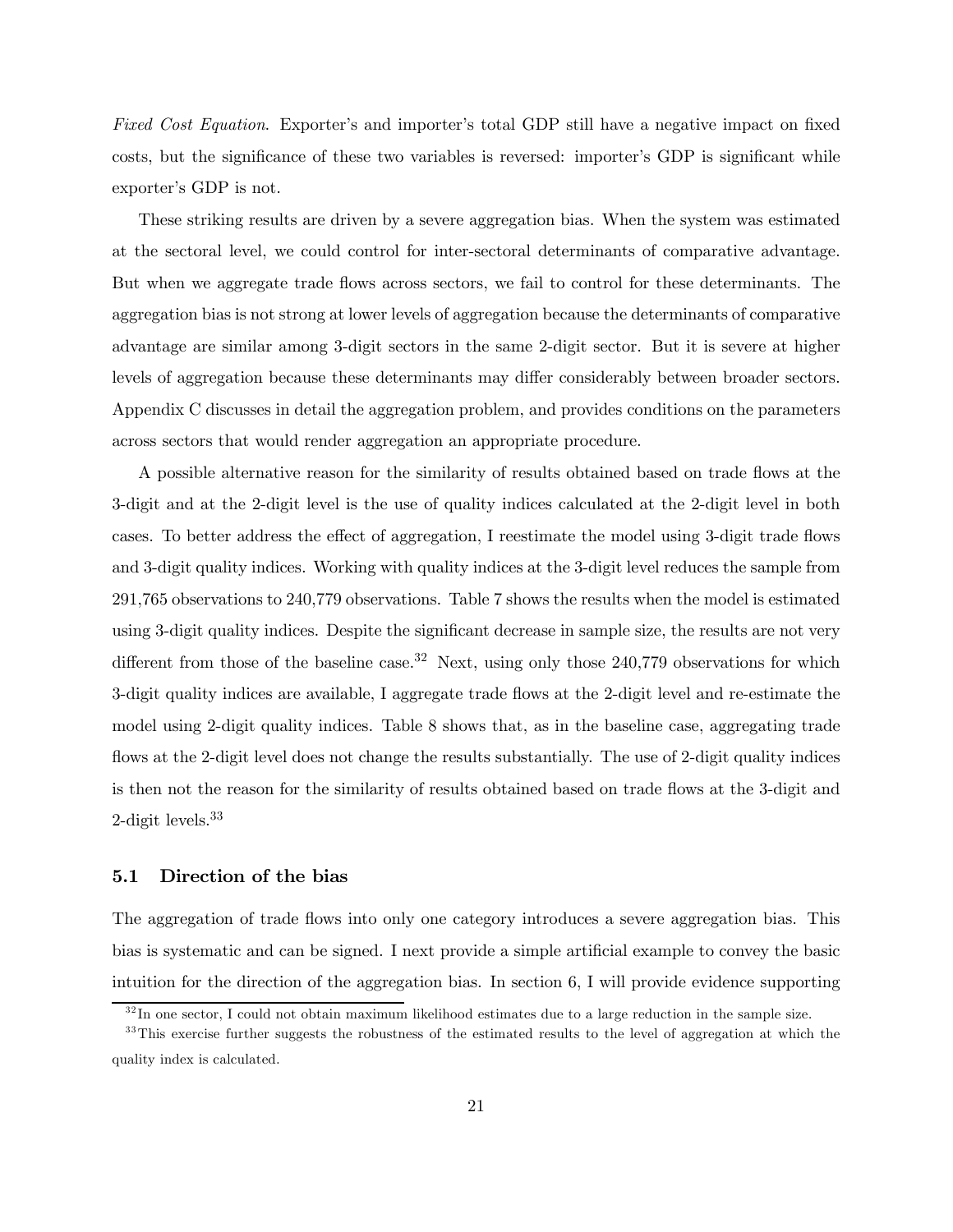*Fixed Cost Equation*. Exporter's and importer's total GDP still have a negative impact on fixed costs, but the significance of these two variables is reversed: importer's GDP is significant while exporter's GDP is not.

These striking results are driven by a severe aggregation bias. When the system was estimated at the sectoral level, we could control for inter-sectoral determinants of comparative advantage. But when we aggregate trade flows across sectors, we fail to control for these determinants. The aggregation bias is not strong at lower levels of aggregation because the determinants of comparative advantage are similar among 3-digit sectors in the same 2-digit sector. But it is severe at higher levels of aggregation because these determinants may differ considerably between broader sectors. Appendix C discusses in detail the aggregation problem, and provides conditions on the parameters across sectors that would render aggregation an appropriate procedure.

A possible alternative reason for the similarity of results obtained based on trade flows at the 3-digit and at the 2-digit level is the use of quality indices calculated at the 2-digit level in both cases. To better address the effect of aggregation, I reestimate the model using 3-digit trade flows and 3-digit quality indices. Working with quality indices at the 3-digit level reduces the sample from 291,765 observations to 240,779 observations. Table 7 shows the results when the model is estimated using 3-digit quality indices. Despite the significant decrease in sample size, the results are not very different from those of the baseline case.[32] Next, using only those 240,779 observations for which 3-digit quality indices are available, I aggregate trade flows at the 2-digit level and re-estimate the model using 2-digit quality indices. Table 8 shows that, as in the baseline case, aggregating trade flows at the 2-digit level does not change the results substantially. The use of 2-digit quality indices is then not the reason for the similarity of results obtained based on trade flows at the 3-digit and 2-digit levels.[33]

## 5.1 Direction of the bias

The aggregation of trade flows into only one category introduces a severe aggregation bias. This bias is systematic and can be signed. I next provide a simple artificial example to convey the basic intuition for the direction of the aggregation bias. In section 6, I will provide evidence supporting

[32] In one sector, I could not obtain maximum likelihood estimates due to a large reduction in the sample size.

[33] This exercise further suggests the robustness of the estimated results to the level of aggregation at which the quality index is calculated.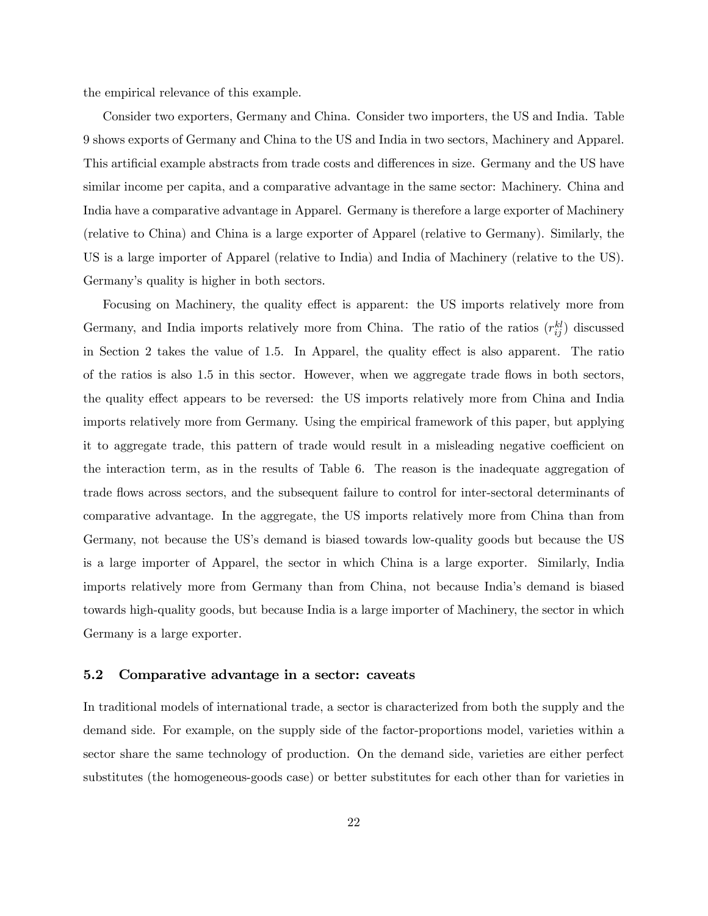the empirical relevance of this example.

Consider two exporters, Germany and China. Consider two importers, the US and India. Table 9 shows exports of Germany and China to the US and India in two sectors, Machinery and Apparel. This artificial example abstracts from trade costs and differences in size. Germany and the US have similar income per capita, and a comparative advantage in the same sector: Machinery. China and India have a comparative advantage in Apparel. Germany is therefore a large exporter of Machinery (relative to China) and China is a large exporter of Apparel (relative to Germany). Similarly, the US is a large importer of Apparel (relative to India) and India of Machinery (relative to the US). Germany's quality is higher in both sectors.

Focusing on Machinery, the quality effect is apparent: the US imports relatively more from Germany, and India imports relatively more from China. The ratio of the ratios ($r_{ij}^{kl}$) discussed in Section 2 takes the value of 1.5. In Apparel, the quality effect is also apparent. The ratio of the ratios is also 1.5 in this sector. However, when we aggregate trade flows in both sectors, the quality effect appears to be reversed: the US imports relatively more from China and India imports relatively more from Germany. Using the empirical framework of this paper, but applying it to aggregate trade, this pattern of trade would result in a misleading negative coefficient on the interaction term, as in the results of Table 6. The reason is the inadequate aggregation of trade flows across sectors, and the subsequent failure to control for inter-sectoral determinants of comparative advantage. In the aggregate, the US imports relatively more from China than from Germany, not because the US's demand is biased towards low-quality goods but because the US is a large importer of Apparel, the sector in which China is a large exporter. Similarly, India imports relatively more from Germany than from China, not because India's demand is biased towards high-quality goods, but because India is a large importer of Machinery, the sector in which Germany is a large exporter.

### 5.2 Comparative advantage in a sector: caveats

In traditional models of international trade, a sector is characterized from both the supply and the demand side. For example, on the supply side of the factor-proportions model, varieties within a sector share the same technology of production. On the demand side, varieties are either perfect substitutes (the homogeneous-goods case) or better substitutes for each other than for varieties in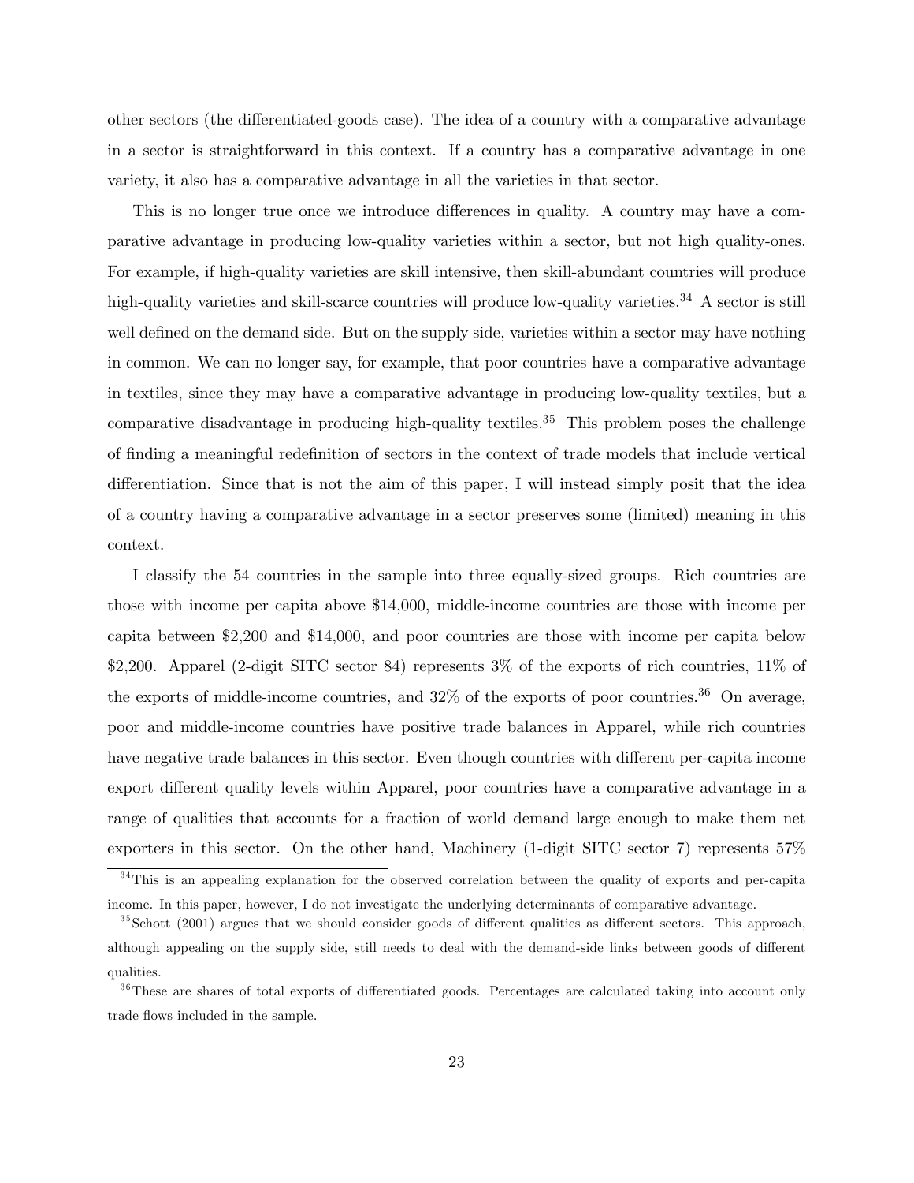other sectors (the differentiated-goods case). The idea of a country with a comparative advantage in a sector is straightforward in this context. If a country has a comparative advantage in one variety, it also has a comparative advantage in all the varieties in that sector.

This is no longer true once we introduce differences in quality. A country may have a comparative advantage in producing low-quality varieties within a sector, but not high quality-ones. For example, if high-quality varieties are skill intensive, then skill-abundant countries will produce high-quality varieties and skill-scarce countries will produce low-quality varieties.[34] A sector is still well defined on the demand side. But on the supply side, varieties within a sector may have nothing in common. We can no longer say, for example, that poor countries have a comparative advantage in textiles, since they may have a comparative advantage in producing low-quality textiles, but a comparative disadvantage in producing high-quality textiles.[35] This problem poses the challenge of finding a meaningful redefinition of sectors in the context of trade models that include vertical differentiation. Since that is not the aim of this paper, I will instead simply posit that the idea of a country having a comparative advantage in a sector preserves some (limited) meaning in this context.

I classify the 54 countries in the sample into three equally-sized groups. Rich countries are those with income per capita above \$14,000, middle-income countries are those with income per capita between \$2,200 and \$14,000, and poor countries are those with income per capita below \$2,200. Apparel (2-digit SITC sector 84) represents 3% of the exports of rich countries, 11% of the exports of middle-income countries, and 32% of the exports of poor countries.[36] On average, poor and middle-income countries have positive trade balances in Apparel, while rich countries have negative trade balances in this sector. Even though countries with different per-capita income export different quality levels within Apparel, poor countries have a comparative advantage in a range of qualities that accounts for a fraction of world demand large enough to make them net exporters in this sector. On the other hand, Machinery (1-digit SITC sector 7) represents 57%

[34] This is an appealing explanation for the observed correlation between the quality of exports and per-capita income. In this paper, however, I do not investigate the underlying determinants of comparative advantage.

[35] Schott (2001) argues that we should consider goods of different qualities as different sectors. This approach, although appealing on the supply side, still needs to deal with the demand-side links between goods of different qualities.

[36] These are shares of total exports of differentiated goods. Percentages are calculated taking into account only trade flows included in the sample.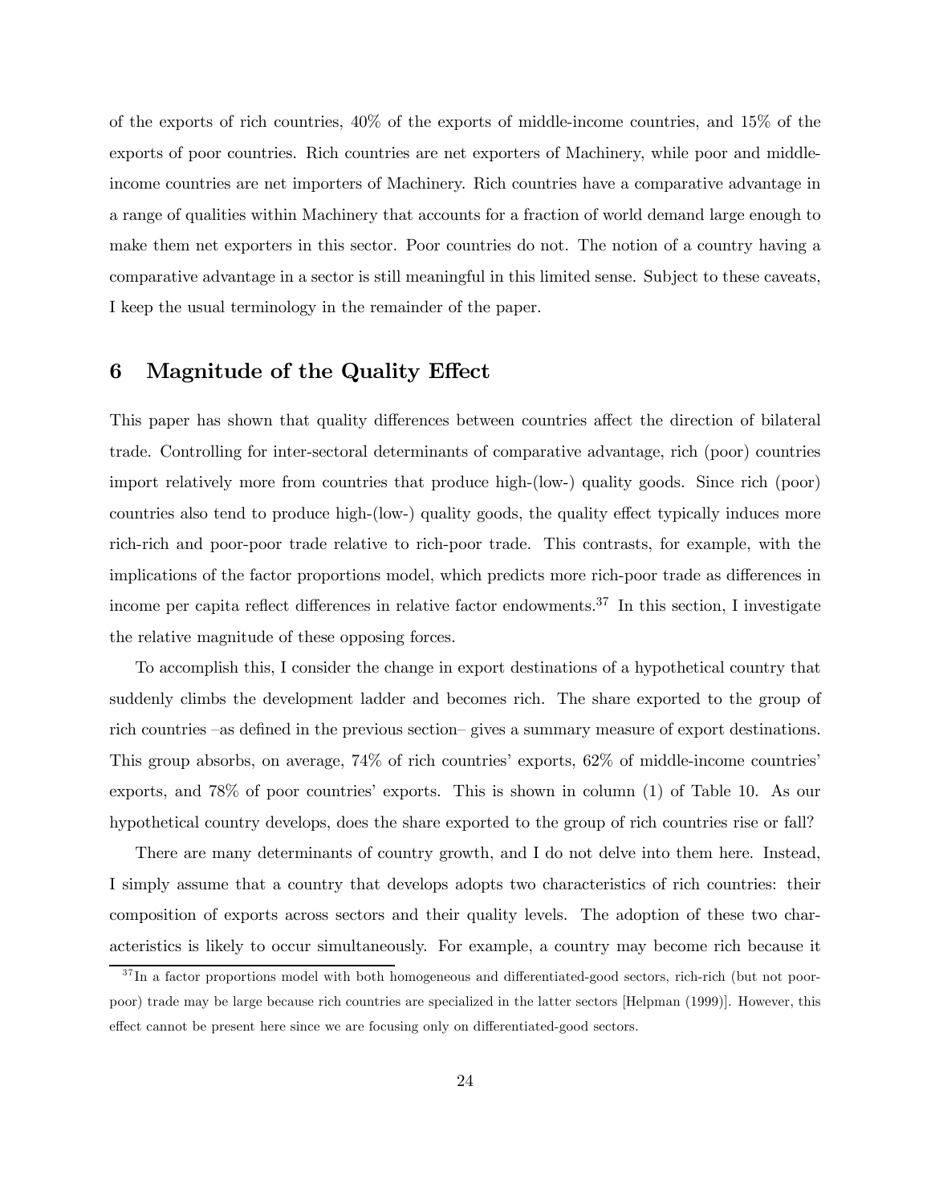of the exports of rich countries, 40% of the exports of middle-income countries, and 15% of the exports of poor countries. Rich countries are net exporters of Machinery, while poor and middle-income countries are net importers of Machinery. Rich countries have a comparative advantage in a range of qualities within Machinery that accounts for a fraction of world demand large enough to make them net exporters in this sector. Poor countries do not. The notion of a country having a comparative advantage in a sector is still meaningful in this limited sense. Subject to these caveats, I keep the usual terminology in the remainder of the paper.

## 6 Magnitude of the Quality Effect

This paper has shown that quality differences between countries affect the direction of bilateral trade. Controlling for inter-sectoral determinants of comparative advantage, rich (poor) countries import relatively more from countries that produce high-(low-) quality goods. Since rich (poor) countries also tend to produce high-(low-) quality goods, the quality effect typically induces more rich-rich and poor-poor trade relative to rich-poor trade. This contrasts, for example, with the implications of the factor proportions model, which predicts more rich-poor trade as differences in income per capita reflect differences in relative factor endowments.[37] In this section, I investigate the relative magnitude of these opposing forces.

To accomplish this, I consider the change in export destinations of a hypothetical country that suddenly climbs the development ladder and becomes rich. The share exported to the group of rich countries –as defined in the previous section– gives a summary measure of export destinations. This group absorbs, on average, 74% of rich countries' exports, 62% of middle-income countries' exports, and 78% of poor countries' exports. This is shown in column (1) of Table 10. As our hypothetical country develops, does the share exported to the group of rich countries rise or fall?

There are many determinants of country growth, and I do not delve into them here. Instead, I simply assume that a country that develops adopts two characteristics of rich countries: their composition of exports across sectors and their quality levels. The adoption of these two characteristics is likely to occur simultaneously. For example, a country may become rich because it

[37] In a factor proportions model with both homogeneous and differentiated-good sectors, rich-rich (but not poor-poor) trade may be large because rich countries are specialized in the latter sectors [Helpman (1999)]. However, this effect cannot be present here since we are focusing only on differentiated-good sectors.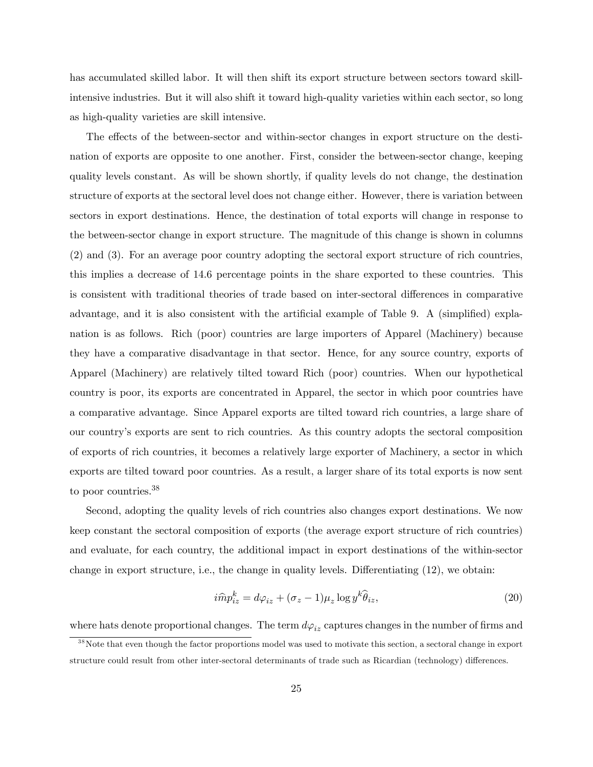has accumulated skilled labor. It will then shift its export structure between sectors toward skill-intensive industries. But it will also shift it toward high-quality varieties within each sector, so long as high-quality varieties are skill intensive.

The effects of the between-sector and within-sector changes in export structure on the destination of exports are opposite to one another. First, consider the between-sector change, keeping quality levels constant. As will be shown shortly, if quality levels do not change, the destination structure of exports at the sectoral level does not change either. However, there is variation between sectors in export destinations. Hence, the destination of total exports will change in response to the between-sector change in export structure. The magnitude of this change is shown in columns (2) and (3). For an average poor country adopting the sectoral export structure of rich countries, this implies a decrease of 14.6 percentage points in the share exported to these countries. This is consistent with traditional theories of trade based on inter-sectoral differences in comparative advantage, and it is also consistent with the artificial example of Table 9. A (simplified) explanation is as follows. Rich (poor) countries are large importers of Apparel (Machinery) because they have a comparative disadvantage in that sector. Hence, for any source country, exports of Apparel (Machinery) are relatively tilted toward Rich (poor) countries. When our hypothetical country is poor, its exports are concentrated in Apparel, the sector in which poor countries have a comparative advantage. Since Apparel exports are tilted toward rich countries, a large share of our country's exports are sent to rich countries. As this country adopts the sectoral composition of exports of rich countries, it becomes a relatively large exporter of Machinery, a sector in which exports are tilted toward poor countries. As a result, a larger share of its total exports is now sent to poor countries.[38]

Second, adopting the quality levels of rich countries also changes export destinations. We now keep constant the sectoral composition of exports (the average export structure of rich countries) and evaluate, for each country, the additional impact in export destinations of the within-sector change in export structure, i.e., the change in quality levels. Differentiating (12), we obtain:

$$\widehat{imp}_{iz}^{k} = d\varphi_{iz} + (\sigma_z - 1)\mu_z \log y^k \widehat{\theta}_{iz}, \tag{20}$$

where hats denote proportional changes. The term $d\varphi_{iz}$ captures changes in the number of firms and

[38] Note that even though the factor proportions model was used to motivate this section, a sectoral change in export structure could result from other inter-sectoral determinants of trade such as Ricardian (technology) differences.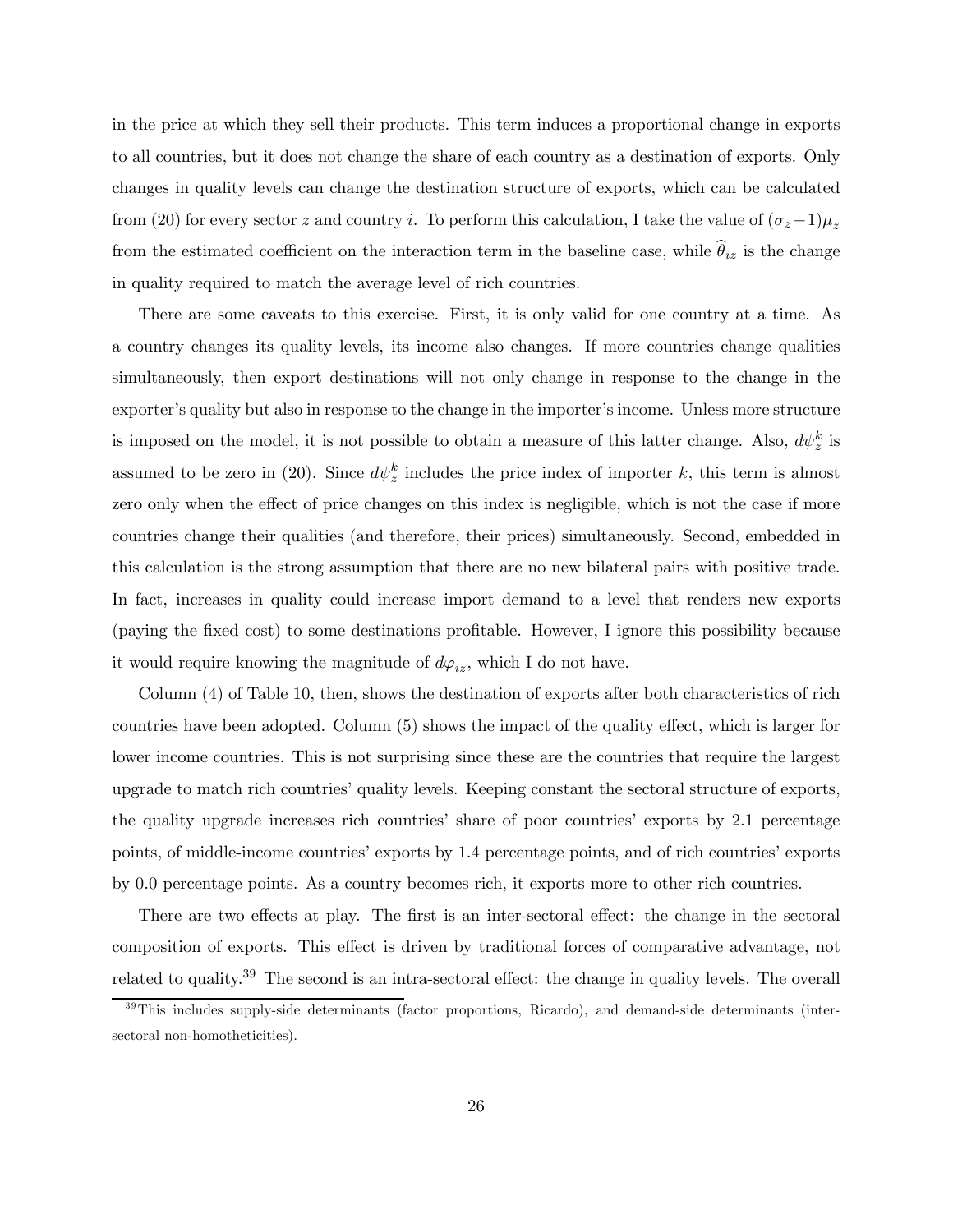in the price at which they sell their products. This term induces a proportional change in exports to all countries, but it does not change the share of each country as a destination of exports. Only changes in quality levels can change the destination structure of exports, which can be calculated from (20) for every sector $z$ and country $i$. To perform this calculation, I take the value of $(\sigma_z - 1)\mu_z$ from the estimated coefficient on the interaction term in the baseline case, while $\widehat{\theta}_{iz}$ is the change in quality required to match the average level of rich countries.

There are some caveats to this exercise. First, it is only valid for one country at a time. As a country changes its quality levels, its income also changes. If more countries change qualities simultaneously, then export destinations will not only change in response to the change in the exporter's quality but also in response to the change in the importer's income. Unless more structure is imposed on the model, it is not possible to obtain a measure of this latter change. Also, $d\psi_z^k$ is assumed to be zero in (20). Since $d\psi_z^k$ includes the price index of importer $k$, this term is almost zero only when the effect of price changes on this index is negligible, which is not the case if more countries change their qualities (and therefore, their prices) simultaneously. Second, embedded in this calculation is the strong assumption that there are no new bilateral pairs with positive trade. In fact, increases in quality could increase import demand to a level that renders new exports (paying the fixed cost) to some destinations profitable. However, I ignore this possibility because it would require knowing the magnitude of $d\varphi_{iz}$, which I do not have.

Column (4) of Table 10, then, shows the destination of exports after both characteristics of rich countries have been adopted. Column (5) shows the impact of the quality effect, which is larger for lower income countries. This is not surprising since these are the countries that require the largest upgrade to match rich countries' quality levels. Keeping constant the sectoral structure of exports, the quality upgrade increases rich countries' share of poor countries' exports by 2.1 percentage points, of middle-income countries' exports by 1.4 percentage points, and of rich countries' exports by 0.0 percentage points. As a country becomes rich, it exports more to other rich countries.

There are two effects at play. The first is an inter-sectoral effect: the change in the sectoral composition of exports. This effect is driven by traditional forces of comparative advantage, not related to quality.[39] The second is an intra-sectoral effect: the change in quality levels. The overall

[39] This includes supply-side determinants (factor proportions, Ricardo), and demand-side determinants (inter-sectoral non-homotheticities).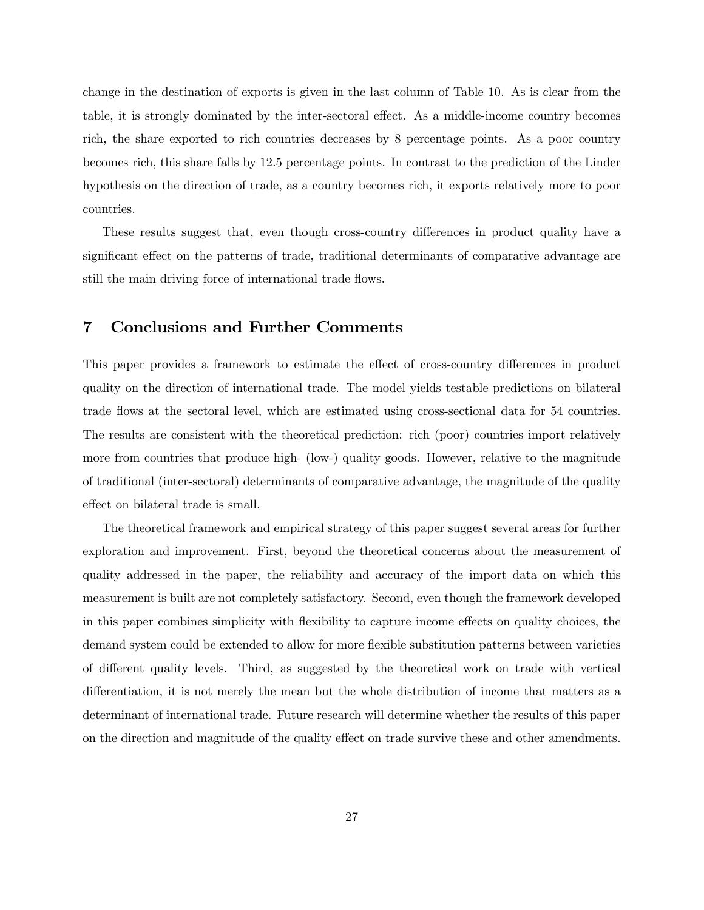change in the destination of exports is given in the last column of Table 10. As is clear from the table, it is strongly dominated by the inter-sectoral effect. As a middle-income country becomes rich, the share exported to rich countries decreases by 8 percentage points. As a poor country becomes rich, this share falls by 12.5 percentage points. In contrast to the prediction of the Linder hypothesis on the direction of trade, as a country becomes rich, it exports relatively more to poor countries.

These results suggest that, even though cross-country differences in product quality have a significant effect on the patterns of trade, traditional determinants of comparative advantage are still the main driving force of international trade flows.

## 7 Conclusions and Further Comments

This paper provides a framework to estimate the effect of cross-country differences in product quality on the direction of international trade. The model yields testable predictions on bilateral trade flows at the sectoral level, which are estimated using cross-sectional data for 54 countries. The results are consistent with the theoretical prediction: rich (poor) countries import relatively more from countries that produce high- (low-) quality goods. However, relative to the magnitude of traditional (inter-sectoral) determinants of comparative advantage, the magnitude of the quality effect on bilateral trade is small.

The theoretical framework and empirical strategy of this paper suggest several areas for further exploration and improvement. First, beyond the theoretical concerns about the measurement of quality addressed in the paper, the reliability and accuracy of the import data on which this measurement is built are not completely satisfactory. Second, even though the framework developed in this paper combines simplicity with flexibility to capture income effects on quality choices, the demand system could be extended to allow for more flexible substitution patterns between varieties of different quality levels. Third, as suggested by the theoretical work on trade with vertical differentiation, it is not merely the mean but the whole distribution of income that matters as a determinant of international trade. Future research will determine whether the results of this paper on the direction and magnitude of the quality effect on trade survive these and other amendments.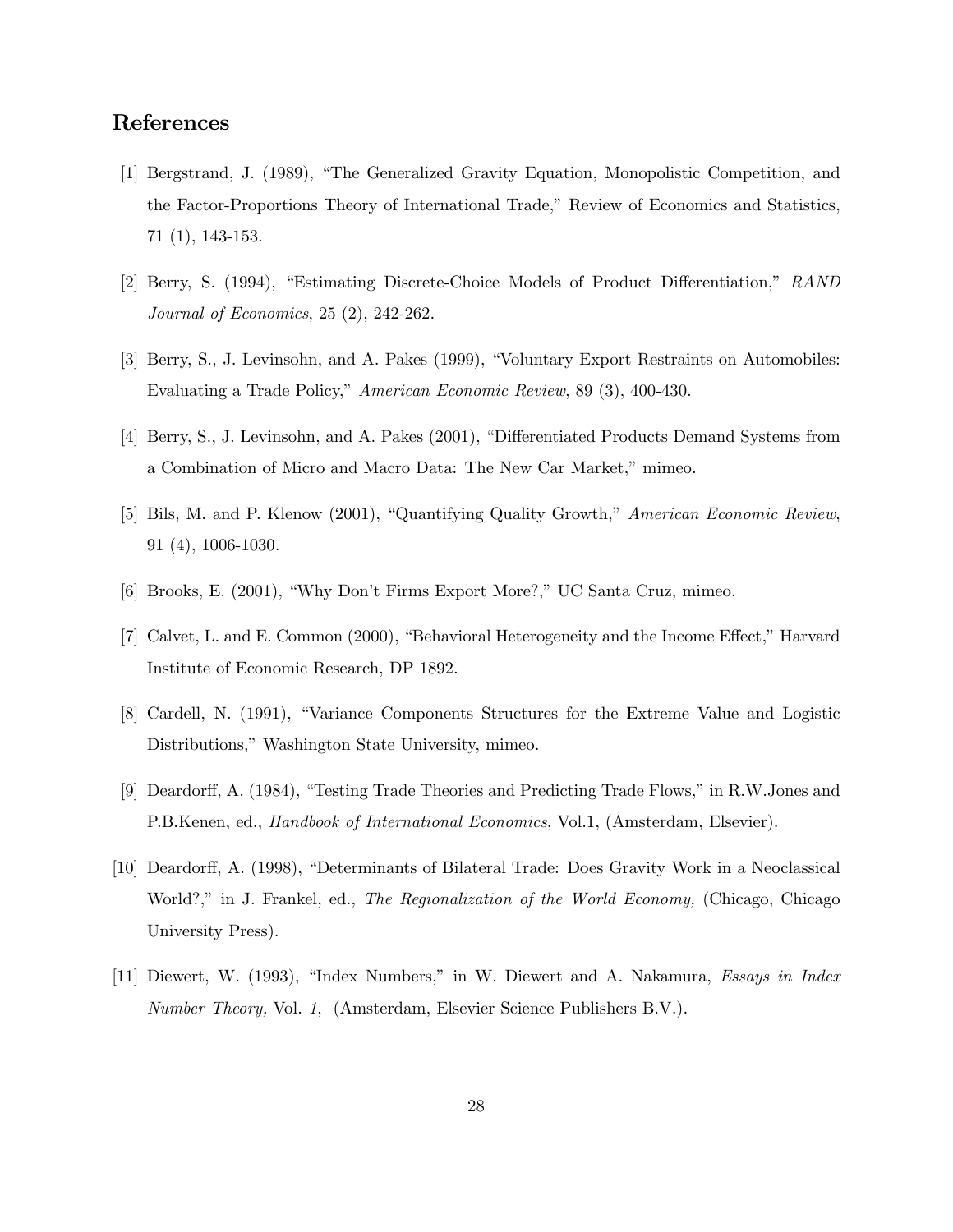## References

[1] Bergstrand, J. (1989), "The Generalized Gravity Equation, Monopolistic Competition, and the Factor-Proportions Theory of International Trade," Review of Economics and Statistics, 71 (1), 143-153.

[2] Berry, S. (1994), "Estimating Discrete-Choice Models of Product Differentiation," *RAND Journal of Economics*, 25 (2), 242-262.

[3] Berry, S., J. Levinsohn, and A. Pakes (1999), "Voluntary Export Restraints on Automobiles: Evaluating a Trade Policy," *American Economic Review*, 89 (3), 400-430.

[4] Berry, S., J. Levinsohn, and A. Pakes (2001), "Differentiated Products Demand Systems from a Combination of Micro and Macro Data: The New Car Market," mimeo.

[5] Bils, M. and P. Klenow (2001), "Quantifying Quality Growth," *American Economic Review*, 91 (4), 1006-1030.

[6] Brooks, E. (2001), "Why Don't Firms Export More?," UC Santa Cruz, mimeo.

[7] Calvet, L. and E. Common (2000), "Behavioral Heterogeneity and the Income Effect," Harvard Institute of Economic Research, DP 1892.

[8] Cardell, N. (1991), "Variance Components Structures for the Extreme Value and Logistic Distributions," Washington State University, mimeo.

[9] Deardorff, A. (1984), "Testing Trade Theories and Predicting Trade Flows," in R.W.Jones and P.B.Kenen, ed., *Handbook of International Economics*, Vol.1, (Amsterdam, Elsevier).

[10] Deardorff, A. (1998), "Determinants of Bilateral Trade: Does Gravity Work in a Neoclassical World?," in J. Frankel, ed., *The Regionalization of the World Economy,* (Chicago, Chicago University Press).

[11] Diewert, W. (1993), "Index Numbers," in W. Diewert and A. Nakamura, *Essays in Index Number Theory,* Vol. *1*, (Amsterdam, Elsevier Science Publishers B.V.).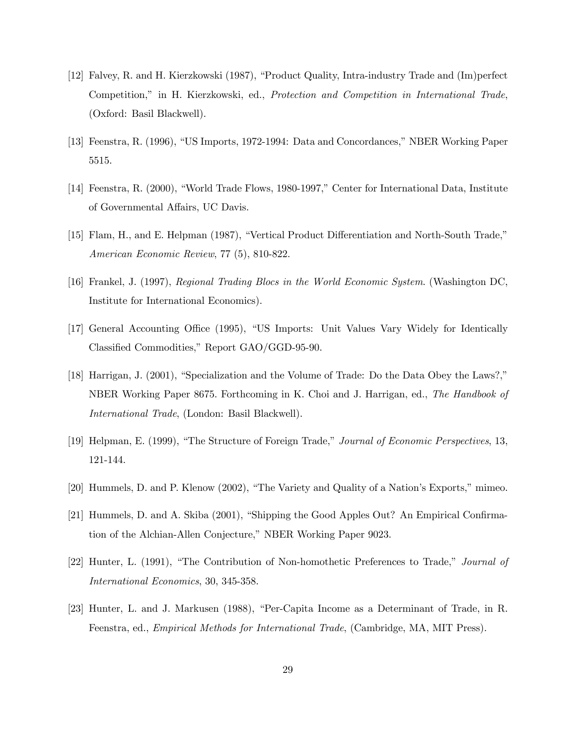[12] Falvey, R. and H. Kierzkowski (1987), "Product Quality, Intra-industry Trade and (Im)perfect Competition," in H. Kierzkowski, ed., *Protection and Competition in International Trade*, (Oxford: Basil Blackwell).

[13] Feenstra, R. (1996), "US Imports, 1972-1994: Data and Concordances," NBER Working Paper 5515.

[14] Feenstra, R. (2000), "World Trade Flows, 1980-1997," Center for International Data, Institute of Governmental Affairs, UC Davis.

[15] Flam, H., and E. Helpman (1987), "Vertical Product Differentiation and North-South Trade," *American Economic Review*, 77 (5), 810-822.

[16] Frankel, J. (1997), *Regional Trading Blocs in the World Economic System*. (Washington DC, Institute for International Economics).

[17] General Accounting Office (1995), "US Imports: Unit Values Vary Widely for Identically Classified Commodities," Report GAO/GGD-95-90.

[18] Harrigan, J. (2001), "Specialization and the Volume of Trade: Do the Data Obey the Laws?," NBER Working Paper 8675. Forthcoming in K. Choi and J. Harrigan, ed., *The Handbook of International Trade*, (London: Basil Blackwell).

[19] Helpman, E. (1999), "The Structure of Foreign Trade," *Journal of Economic Perspectives*, 13, 121-144.

[20] Hummels, D. and P. Klenow (2002), "The Variety and Quality of a Nation's Exports," mimeo.

[21] Hummels, D. and A. Skiba (2001), "Shipping the Good Apples Out? An Empirical Confirmation of the Alchian-Allen Conjecture," NBER Working Paper 9023.

[22] Hunter, L. (1991), "The Contribution of Non-homothetic Preferences to Trade," *Journal of International Economics*, 30, 345-358.

[23] Hunter, L. and J. Markusen (1988), "Per-Capita Income as a Determinant of Trade, in R. Feenstra, ed., *Empirical Methods for International Trade*, (Cambridge, MA, MIT Press).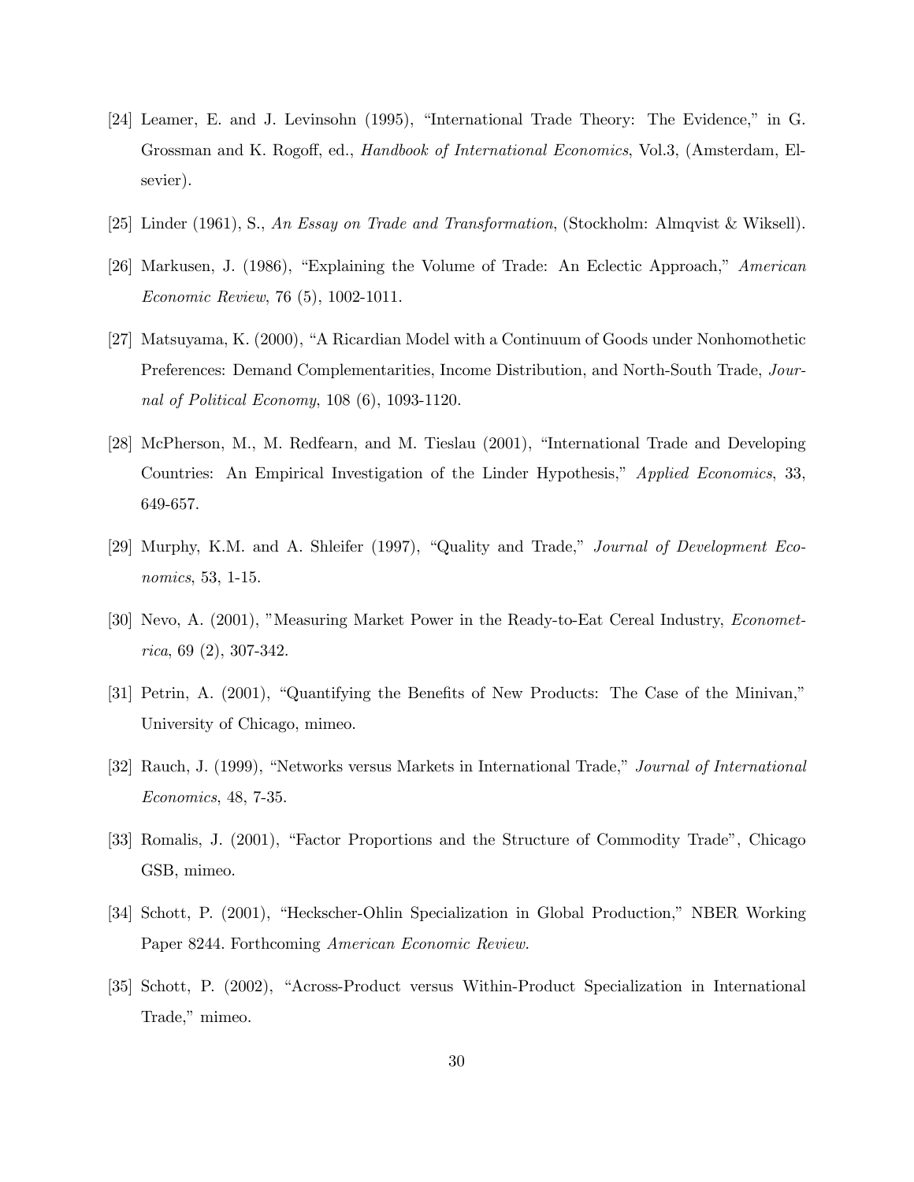[24] Leamer, E. and J. Levinsohn (1995), "International Trade Theory: The Evidence," in G. Grossman and K. Rogoff, ed., *Handbook of International Economics*, Vol.3, (Amsterdam, Elsevier).

[25] Linder (1961), S., *An Essay on Trade and Transformation*, (Stockholm: Almqvist & Wiksell).

[26] Markusen, J. (1986), "Explaining the Volume of Trade: An Eclectic Approach," *American Economic Review*, 76 (5), 1002-1011.

[27] Matsuyama, K. (2000), "A Ricardian Model with a Continuum of Goods under Nonhomothetic Preferences: Demand Complementarities, Income Distribution, and North-South Trade, *Journal of Political Economy*, 108 (6), 1093-1120.

[28] McPherson, M., M. Redfearn, and M. Tieslau (2001), "International Trade and Developing Countries: An Empirical Investigation of the Linder Hypothesis," *Applied Economics*, 33, 649-657.

[29] Murphy, K.M. and A. Shleifer (1997), "Quality and Trade," *Journal of Development Economics*, 53, 1-15.

[30] Nevo, A. (2001), "Measuring Market Power in the Ready-to-Eat Cereal Industry, *Econometrica*, 69 (2), 307-342.

[31] Petrin, A. (2001), "Quantifying the Benefits of New Products: The Case of the Minivan," University of Chicago, mimeo.

[32] Rauch, J. (1999), "Networks versus Markets in International Trade," *Journal of International Economics*, 48, 7-35.

[33] Romalis, J. (2001), "Factor Proportions and the Structure of Commodity Trade", Chicago GSB, mimeo.

[34] Schott, P. (2001), "Heckscher-Ohlin Specialization in Global Production," NBER Working Paper 8244. Forthcoming *American Economic Review.*

[35] Schott, P. (2002), "Across-Product versus Within-Product Specialization in International Trade," mimeo.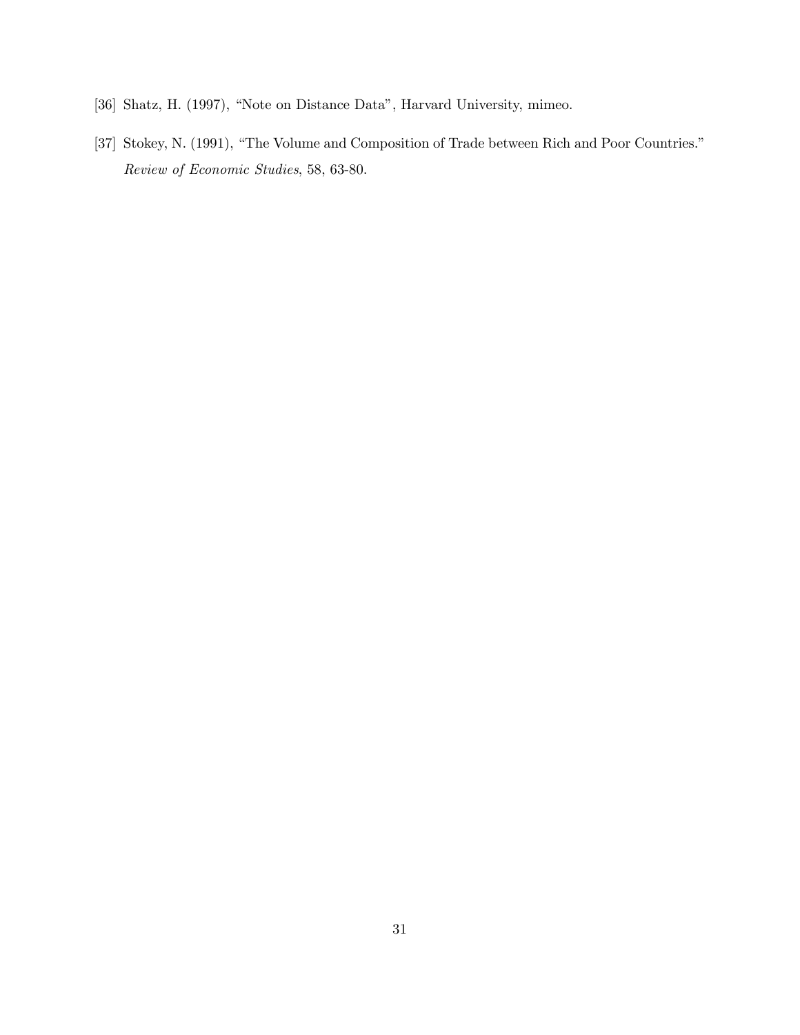[36] Shatz, H. (1997), "Note on Distance Data", Harvard University, mimeo.

[37] Stokey, N. (1991), "The Volume and Composition of Trade between Rich and Poor Countries." *Review of Economic Studies*, 58, 63-80.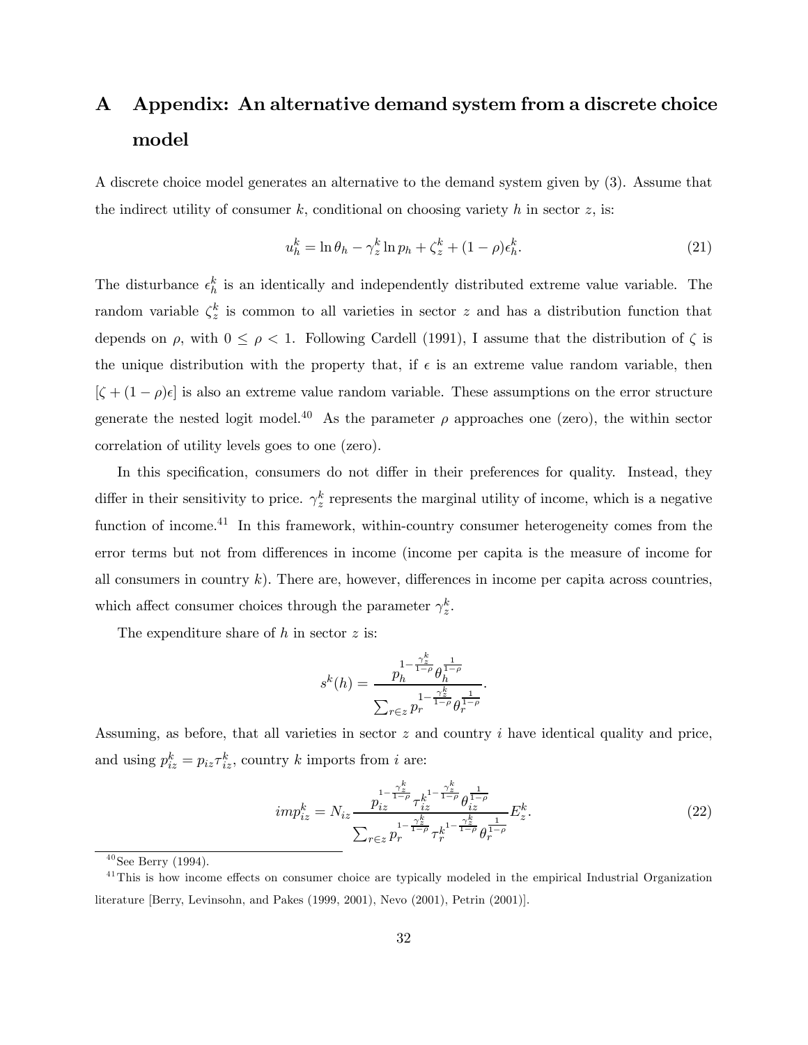# A Appendix: An alternative demand system from a discrete choice model

A discrete choice model generates an alternative to the demand system given by (3). Assume that the indirect utility of consumer $k$, conditional on choosing variety $h$ in sector $z$, is:

$$u_h^k = \ln \theta_h - \gamma_z^k \ln p_h + \zeta_z^k + (1-\rho)\epsilon_h^k. \tag{21}$$

The disturbance $\epsilon_h^k$ is an identically and independently distributed extreme value variable. The random variable $\zeta_z^k$ is common to all varieties in sector $z$ and has a distribution function that depends on $\rho$, with $0 \leq \rho < 1$. Following Cardell (1991), I assume that the distribution of $\zeta$ is the unique distribution with the property that, if $\epsilon$ is an extreme value random variable, then $[\zeta + (1-\rho)\epsilon]$ is also an extreme value random variable. These assumptions on the error structure generate the nested logit model.[40] As the parameter $\rho$ approaches one (zero), the within sector correlation of utility levels goes to one (zero).

In this specification, consumers do not differ in their preferences for quality. Instead, they differ in their sensitivity to price. $\gamma_z^k$ represents the marginal utility of income, which is a negative function of income.[41] In this framework, within-country consumer heterogeneity comes from the error terms but not from differences in income (income per capita is the measure of income for all consumers in country $k$). There are, however, differences in income per capita across countries, which affect consumer choices through the parameter $\gamma_z^k$.

The expenditure share of $h$ in sector $z$ is:

$$s^k(h) = \frac{p_h^{1-\frac{\gamma_z^k}{1-\rho}} \theta_h^{\frac{1}{1-\rho}}}{\sum_{r \in z} p_r^{1-\frac{\gamma_z^k}{1-\rho}} \theta_r^{\frac{1}{1-\rho}}}.$$

Assuming, as before, that all varieties in sector $z$ and country $i$ have identical quality and price, and using $p_{iz}^k = p_{iz}\tau_{iz}^k$, country $k$ imports from $i$ are:

$$imp_{iz}^k = N_{iz} \frac{p_{iz}^{1-\frac{\gamma_z^k}{1-\rho}} \tau_{iz}^{k\,1-\frac{\gamma_z^k}{1-\rho}} \theta_{iz}^{\frac{1}{1-\rho}}}{\sum_{r \in z} p_r^{1-\frac{\gamma_z^k}{1-\rho}} \tau_r^{k\,1-\frac{\gamma_z^k}{1-\rho}} \theta_r^{\frac{1}{1-\rho}}} E_z^k. \tag{22}$$

[40] See Berry (1994).

[41] This is how income effects on consumer choice are typically modeled in the empirical Industrial Organization literature [Berry, Levinsohn, and Pakes (1999, 2001), Nevo (2001), Petrin (2001)].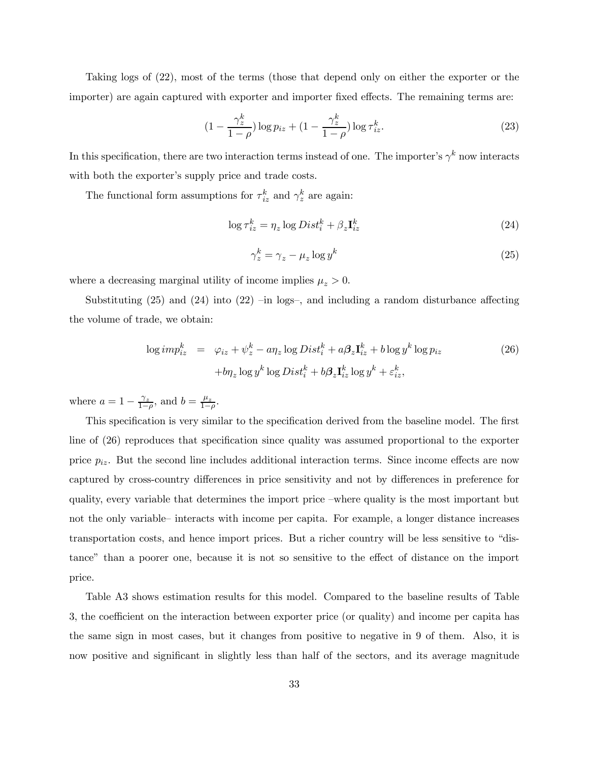Taking logs of (22), most of the terms (those that depend only on either the exporter or the importer) are again captured with exporter and importer fixed effects. The remaining terms are:

$$(1 - \frac{\gamma_z^k}{1-\rho}) \log p_{iz} + (1 - \frac{\gamma_z^k}{1-\rho}) \log \tau_{iz}^k. \tag{23}$$

In this specification, there are two interaction terms instead of one. The importer's $\gamma^k$ now interacts with both the exporter's supply price and trade costs.

The functional form assumptions for $\tau_{iz}^k$ and $\gamma_z^k$ are again:

$$\log \tau_{iz}^k = \eta_z \log Dist_i^k + \beta_z \mathbf{I}_{iz}^k \tag{24}$$

$$\gamma_z^k = \gamma_z - \mu_z \log y^k \tag{25}$$

where a decreasing marginal utility of income implies $\mu_z > 0$.

Substituting (25) and (24) into (22) –in logs–, and including a random disturbance affecting the volume of trade, we obtain:

$$\begin{aligned} \log imp_{iz}^k \quad = \quad & \varphi_{iz} + \psi_z^k - a\eta_z \log Dist_i^k + a\boldsymbol{\beta}_z \mathbf{I}_{iz}^k + b \log y^k \log p_{iz} \\ & + b\eta_z \log y^k \log Dist_i^k + b\boldsymbol{\beta}_z \mathbf{I}_{iz}^k \log y^k + \varepsilon_{iz}^k, \end{aligned} \tag{26}$$

where $a = 1 - \frac{\gamma_z}{1-\rho}$, and $b = \frac{\mu_z}{1-\rho}$.

This specification is very similar to the specification derived from the baseline model. The first line of (26) reproduces that specification since quality was assumed proportional to the exporter price $p_{iz}$. But the second line includes additional interaction terms. Since income effects are now captured by cross-country differences in price sensitivity and not by differences in preference for quality, every variable that determines the import price –where quality is the most important but not the only variable– interacts with income per capita. For example, a longer distance increases transportation costs, and hence import prices. But a richer country will be less sensitive to "distance" than a poorer one, because it is not so sensitive to the effect of distance on the import price.

Table A3 shows estimation results for this model. Compared to the baseline results of Table 3, the coefficient on the interaction between exporter price (or quality) and income per capita has the same sign in most cases, but it changes from positive to negative in 9 of them. Also, it is now positive and significant in slightly less than half of the sectors, and its average magnitude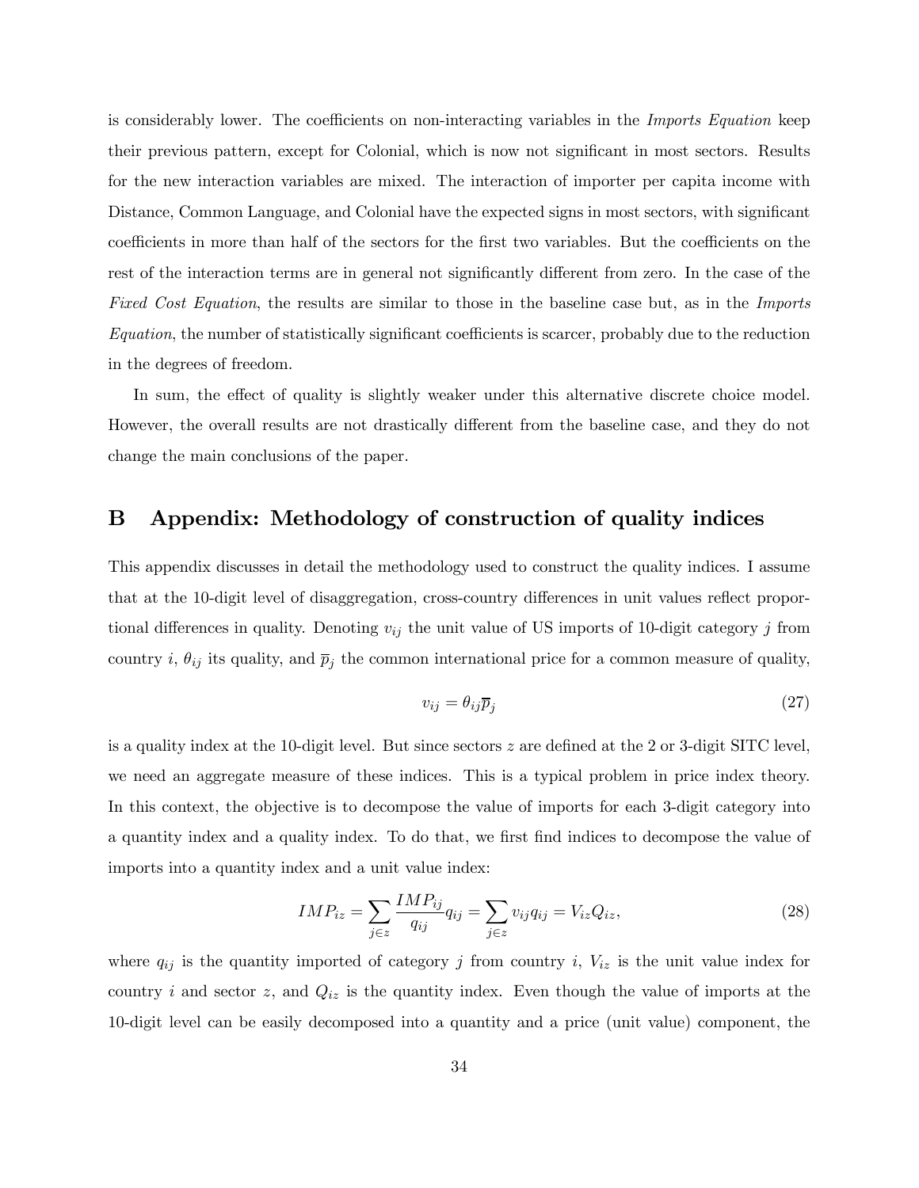is considerably lower. The coefficients on non-interacting variables in the *Imports Equation* keep their previous pattern, except for Colonial, which is now not significant in most sectors. Results for the new interaction variables are mixed. The interaction of importer per capita income with Distance, Common Language, and Colonial have the expected signs in most sectors, with significant coefficients in more than half of the sectors for the first two variables. But the coefficients on the rest of the interaction terms are in general not significantly different from zero. In the case of the *Fixed Cost Equation*, the results are similar to those in the baseline case but, as in the *Imports Equation*, the number of statistically significant coefficients is scarcer, probably due to the reduction in the degrees of freedom.

In sum, the effect of quality is slightly weaker under this alternative discrete choice model. However, the overall results are not drastically different from the baseline case, and they do not change the main conclusions of the paper.

# B Appendix: Methodology of construction of quality indices

This appendix discusses in detail the methodology used to construct the quality indices. I assume that at the 10-digit level of disaggregation, cross-country differences in unit values reflect proportional differences in quality. Denoting $v_{ij}$ the unit value of US imports of 10-digit category $j$ from country $i$, $\theta_{ij}$ its quality, and $\overline{p}_j$ the common international price for a common measure of quality,

$$v_{ij} = \theta_{ij}\overline{p}_j \tag{27}$$

is a quality index at the 10-digit level. But since sectors $z$ are defined at the 2 or 3-digit SITC level, we need an aggregate measure of these indices. This is a typical problem in price index theory. In this context, the objective is to decompose the value of imports for each 3-digit category into a quantity index and a quality index. To do that, we first find indices to decompose the value of imports into a quantity index and a unit value index:

$$IMP_{iz} = \sum_{j \in z} \frac{IMP_{ij}}{q_{ij}} q_{ij} = \sum_{j \in z} v_{ij} q_{ij} = V_{iz} Q_{iz}, \tag{28}$$

where $q_{ij}$ is the quantity imported of category $j$ from country $i$, $V_{iz}$ is the unit value index for country $i$ and sector $z$, and $Q_{iz}$ is the quantity index. Even though the value of imports at the 10-digit level can be easily decomposed into a quantity and a price (unit value) component, the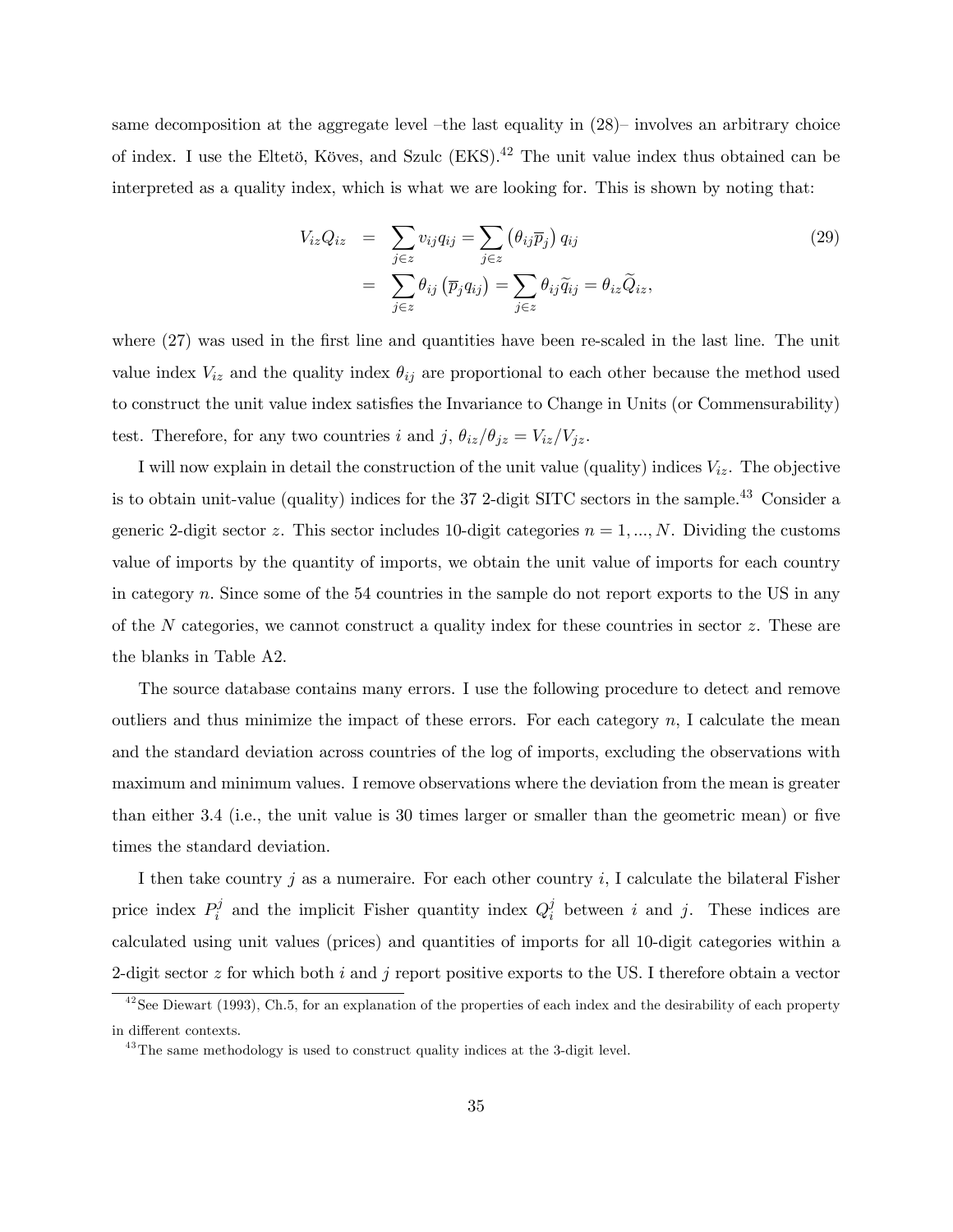same decomposition at the aggregate level –the last equality in (28)– involves an arbitrary choice of index. I use the Eltetö, Köves, and Szulc (EKS).[42] The unit value index thus obtained can be interpreted as a quality index, which is what we are looking for. This is shown by noting that:

$$
\begin{aligned}
V_{iz}Q_{iz} &= \sum_{j\in z} v_{ij}q_{ij} = \sum_{j\in z} \left(\theta_{ij}\overline{p}_j\right) q_{ij} \\
&= \sum_{j\in z} \theta_{ij} \left(\overline{p}_j q_{ij}\right) = \sum_{j\in z} \theta_{ij}\widetilde{q}_{ij} = \theta_{iz}\widetilde{Q}_{iz},
\end{aligned}
\tag{29}
$$

where (27) was used in the first line and quantities have been re-scaled in the last line. The unit value index $V_{iz}$ and the quality index $\theta_{ij}$ are proportional to each other because the method used to construct the unit value index satisfies the Invariance to Change in Units (or Commensurability) test. Therefore, for any two countries $i$ and $j$, $\theta_{iz}/\theta_{jz} = V_{iz}/V_{jz}$.

I will now explain in detail the construction of the unit value (quality) indices $V_{iz}$. The objective is to obtain unit-value (quality) indices for the 37 2-digit SITC sectors in the sample.[43] Consider a generic 2-digit sector $z$. This sector includes 10-digit categories $n = 1, ..., N$. Dividing the customs value of imports by the quantity of imports, we obtain the unit value of imports for each country in category $n$. Since some of the 54 countries in the sample do not report exports to the US in any of the $N$ categories, we cannot construct a quality index for these countries in sector $z$. These are the blanks in Table A2.

The source database contains many errors. I use the following procedure to detect and remove outliers and thus minimize the impact of these errors. For each category $n$, I calculate the mean and the standard deviation across countries of the log of imports, excluding the observations with maximum and minimum values. I remove observations where the deviation from the mean is greater than either 3.4 (i.e., the unit value is 30 times larger or smaller than the geometric mean) or five times the standard deviation.

I then take country $j$ as a numeraire. For each other country $i$, I calculate the bilateral Fisher price index $P_i^j$ and the implicit Fisher quantity index $Q_i^j$ between $i$ and $j$. These indices are calculated using unit values (prices) and quantities of imports for all 10-digit categories within a 2-digit sector $z$ for which both $i$ and $j$ report positive exports to the US. I therefore obtain a vector

[42] See Diewart (1993), Ch.5, for an explanation of the properties of each index and the desirability of each property in different contexts.

[43] The same methodology is used to construct quality indices at the 3-digit level.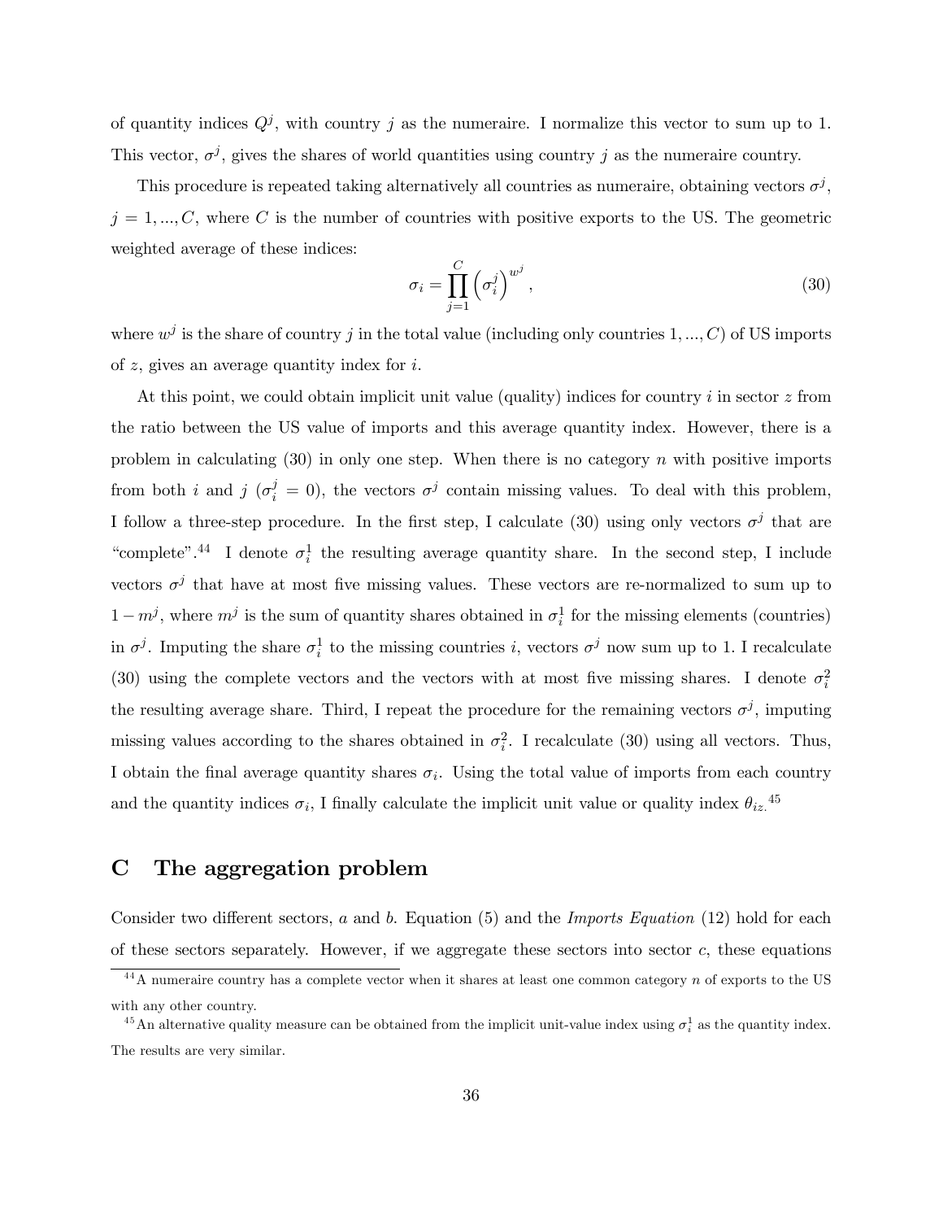of quantity indices $Q^j$, with country $j$ as the numeraire. I normalize this vector to sum up to 1. This vector, $\sigma^j$, gives the shares of world quantities using country $j$ as the numeraire country.

This procedure is repeated taking alternatively all countries as numeraire, obtaining vectors $\sigma^j$, $j = 1, ..., C$, where $C$ is the number of countries with positive exports to the US. The geometric weighted average of these indices:

$$\sigma_i = \prod_{j=1}^{C} \left(\sigma_i^j\right)^{w^j}, \tag{30}$$

where $w^j$ is the share of country $j$ in the total value (including only countries $1, ..., C$) of US imports of $z$, gives an average quantity index for $i$.

At this point, we could obtain implicit unit value (quality) indices for country $i$ in sector $z$ from the ratio between the US value of imports and this average quantity index. However, there is a problem in calculating (30) in only one step. When there is no category $n$ with positive imports from both $i$ and $j$ ($\sigma_i^j = 0$), the vectors $\sigma^j$ contain missing values. To deal with this problem, I follow a three-step procedure. In the first step, I calculate (30) using only vectors $\sigma^j$ that are "complete".[44] I denote $\sigma_i^1$ the resulting average quantity share. In the second step, I include vectors $\sigma^j$ that have at most five missing values. These vectors are re-normalized to sum up to $1 - m^j$, where $m^j$ is the sum of quantity shares obtained in $\sigma_i^1$ for the missing elements (countries) in $\sigma^j$. Imputing the share $\sigma_i^1$ to the missing countries $i$, vectors $\sigma^j$ now sum up to 1. I recalculate (30) using the complete vectors and the vectors with at most five missing shares. I denote $\sigma_i^2$ the resulting average share. Third, I repeat the procedure for the remaining vectors $\sigma^j$, imputing missing values according to the shares obtained in $\sigma_i^2$. I recalculate (30) using all vectors. Thus, I obtain the final average quantity shares $\sigma_i$. Using the total value of imports from each country and the quantity indices $\sigma_i$, I finally calculate the implicit unit value or quality index $\theta_{iz}$.[45]

# C The aggregation problem

Consider two different sectors, $a$ and $b$. Equation (5) and the *Imports Equation* (12) hold for each of these sectors separately. However, if we aggregate these sectors into sector $c$, these equations

[44] A numeraire country has a complete vector when it shares at least one common category $n$ of exports to the US with any other country.

[45] An alternative quality measure can be obtained from the implicit unit-value index using $\sigma_i^1$ as the quantity index. The results are very similar.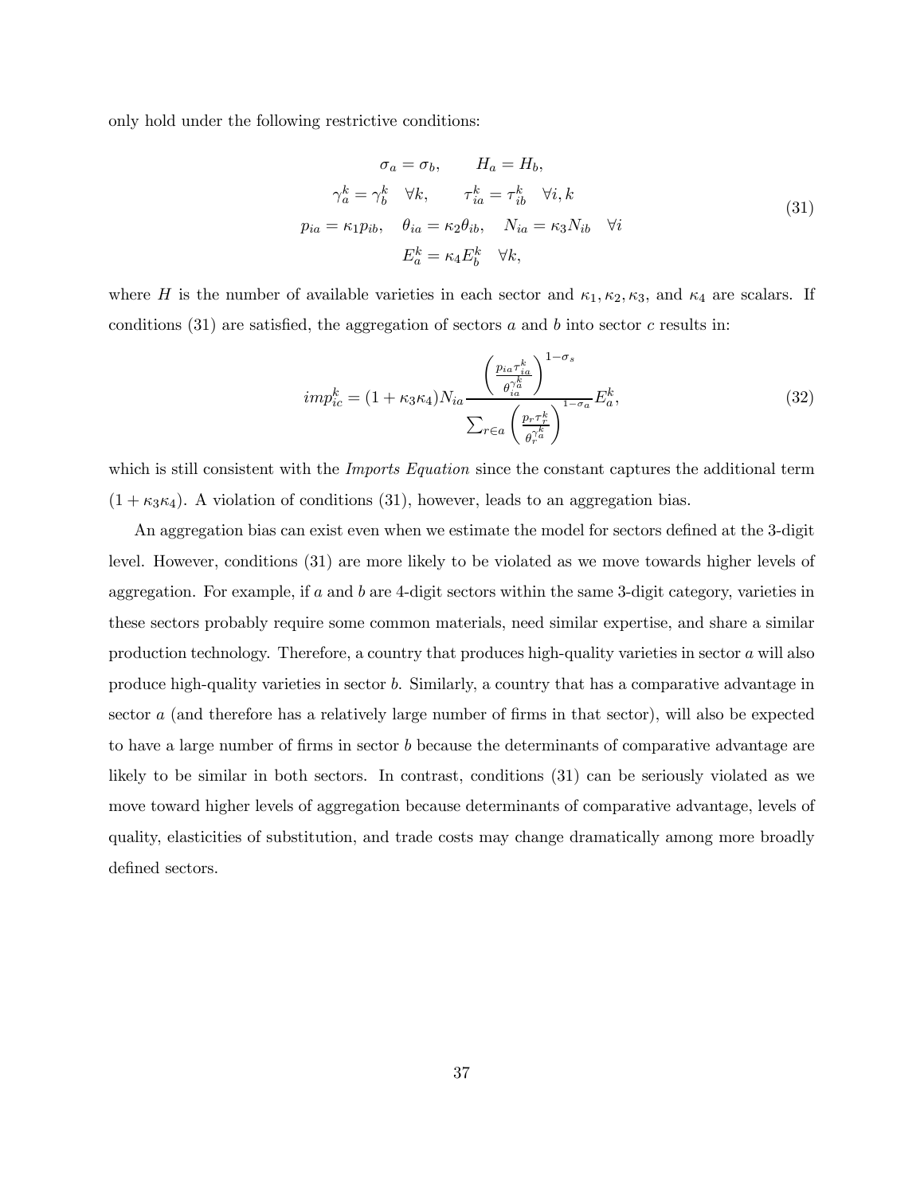only hold under the following restrictive conditions:

$$
\begin{gathered}
\sigma_a = \sigma_b, \qquad H_a = H_b, \\
\gamma_a^k = \gamma_b^k \quad \forall k, \qquad \tau_{ia}^k = \tau_{ib}^k \quad \forall i, k \\
p_{ia} = \kappa_1 p_{ib}, \quad \theta_{ia} = \kappa_2 \theta_{ib}, \quad N_{ia} = \kappa_3 N_{ib} \quad \forall i \\
E_a^k = \kappa_4 E_b^k \quad \forall k,
\end{gathered}
\tag{31}
$$

where $H$ is the number of available varieties in each sector and $\kappa_1, \kappa_2, \kappa_3$, and $\kappa_4$ are scalars. If conditions (31) are satisfied, the aggregation of sectors $a$ and $b$ into sector $c$ results in:

$$
imp_{ic}^k = (1 + \kappa_3 \kappa_4) N_{ia} \frac{\left( \frac{p_{ia} \tau_{ia}^k}{\theta_{ia}^{\gamma_a^k}} \right)^{1-\sigma_s}}{\sum_{r \in a} \left( \frac{p_r \tau_r^k}{\theta_r^{\gamma_a^k}} \right)^{1-\sigma_a}} E_a^k, \tag{32}
$$

which is still consistent with the *Imports Equation* since the constant captures the additional term $(1 + \kappa_3 \kappa_4)$. A violation of conditions (31), however, leads to an aggregation bias.

An aggregation bias can exist even when we estimate the model for sectors defined at the 3-digit level. However, conditions (31) are more likely to be violated as we move towards higher levels of aggregation. For example, if $a$ and $b$ are 4-digit sectors within the same 3-digit category, varieties in these sectors probably require some common materials, need similar expertise, and share a similar production technology. Therefore, a country that produces high-quality varieties in sector $a$ will also produce high-quality varieties in sector $b$. Similarly, a country that has a comparative advantage in sector $a$ (and therefore has a relatively large number of firms in that sector), will also be expected to have a large number of firms in sector $b$ because the determinants of comparative advantage are likely to be similar in both sectors. In contrast, conditions (31) can be seriously violated as we move toward higher levels of aggregation because determinants of comparative advantage, levels of quality, elasticities of substitution, and trade costs may change dramatically among more broadly defined sectors.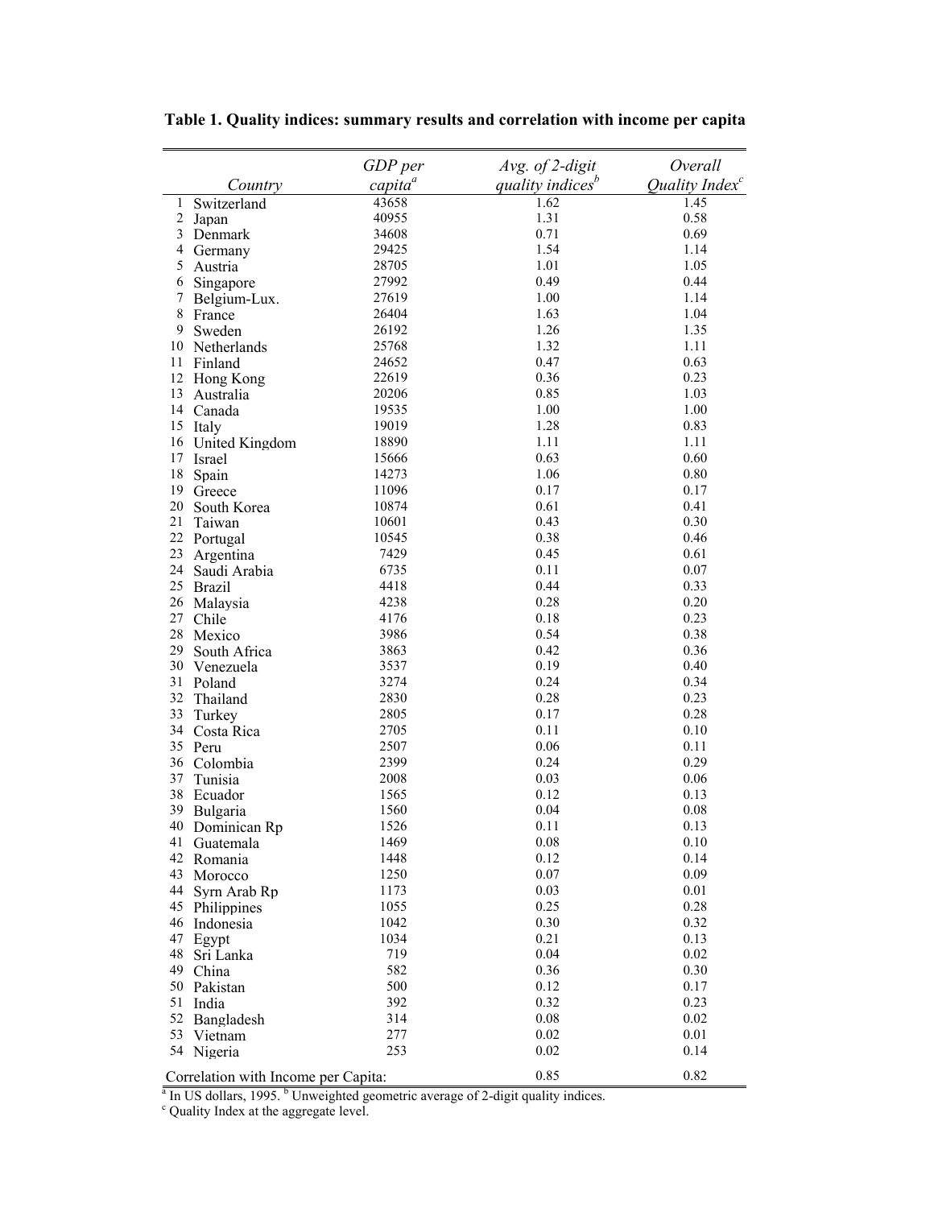**Table 1. Quality indices: summary results and correlation with income per capita**

| | Country | GDP per capita[a] | Avg. of 2-digit quality indices[b] | Overall Quality Index[c] |
|---|---|---|---|---|
| 1 | Switzerland | 43658 | 1.62 | 1.45 |
| 2 | Japan | 40955 | 1.31 | 0.58 |
| 3 | Denmark | 34608 | 0.71 | 0.69 |
| 4 | Germany | 29425 | 1.54 | 1.14 |
| 5 | Austria | 28705 | 1.01 | 1.05 |
| 6 | Singapore | 27992 | 0.49 | 0.44 |
| 7 | Belgium-Lux. | 27619 | 1.00 | 1.14 |
| 8 | France | 26404 | 1.63 | 1.04 |
| 9 | Sweden | 26192 | 1.26 | 1.35 |
| 10 | Netherlands | 25768 | 1.32 | 1.11 |
| 11 | Finland | 24652 | 0.47 | 0.63 |
| 12 | Hong Kong | 22619 | 0.36 | 0.23 |
| 13 | Australia | 20206 | 0.85 | 1.03 |
| 14 | Canada | 19535 | 1.00 | 1.00 |
| 15 | Italy | 19019 | 1.28 | 0.83 |
| 16 | United Kingdom | 18890 | 1.11 | 1.11 |
| 17 | Israel | 15666 | 0.63 | 0.60 |
| 18 | Spain | 14273 | 1.06 | 0.80 |
| 19 | Greece | 11096 | 0.17 | 0.17 |
| 20 | South Korea | 10874 | 0.61 | 0.41 |
| 21 | Taiwan | 10601 | 0.43 | 0.30 |
| 22 | Portugal | 10545 | 0.38 | 0.46 |
| 23 | Argentina | 7429 | 0.45 | 0.61 |
| 24 | Saudi Arabia | 6735 | 0.11 | 0.07 |
| 25 | Brazil | 4418 | 0.44 | 0.33 |
| 26 | Malaysia | 4238 | 0.28 | 0.20 |
| 27 | Chile | 4176 | 0.18 | 0.23 |
| 28 | Mexico | 3986 | 0.54 | 0.38 |
| 29 | South Africa | 3863 | 0.42 | 0.36 |
| 30 | Venezuela | 3537 | 0.19 | 0.40 |
| 31 | Poland | 3274 | 0.24 | 0.34 |
| 32 | Thailand | 2830 | 0.28 | 0.23 |
| 33 | Turkey | 2805 | 0.17 | 0.28 |
| 34 | Costa Rica | 2705 | 0.11 | 0.10 |
| 35 | Peru | 2507 | 0.06 | 0.11 |
| 36 | Colombia | 2399 | 0.24 | 0.29 |
| 37 | Tunisia | 2008 | 0.03 | 0.06 |
| 38 | Ecuador | 1565 | 0.12 | 0.13 |
| 39 | Bulgaria | 1560 | 0.04 | 0.08 |
| 40 | Dominican Rp | 1526 | 0.11 | 0.13 |
| 41 | Guatemala | 1469 | 0.08 | 0.10 |
| 42 | Romania | 1448 | 0.12 | 0.14 |
| 43 | Morocco | 1250 | 0.07 | 0.09 |
| 44 | Syrn Arab Rp | 1173 | 0.03 | 0.01 |
| 45 | Philippines | 1055 | 0.25 | 0.28 |
| 46 | Indonesia | 1042 | 0.30 | 0.32 |
| 47 | Egypt | 1034 | 0.21 | 0.13 |
| 48 | Sri Lanka | 719 | 0.04 | 0.02 |
| 49 | China | 582 | 0.36 | 0.30 |
| 50 | Pakistan | 500 | 0.12 | 0.17 |
| 51 | India | 392 | 0.32 | 0.23 |
| 52 | Bangladesh | 314 | 0.08 | 0.02 |
| 53 | Vietnam | 277 | 0.02 | 0.01 |
| 54 | Nigeria | 253 | 0.02 | 0.14 |
| Correlation with Income per Capita: | | | 0.85 | 0.82 |

[a] In US dollars, 1995. [b] Unweighted geometric average of 2-digit quality indices.
[c] Quality Index at the aggregate level.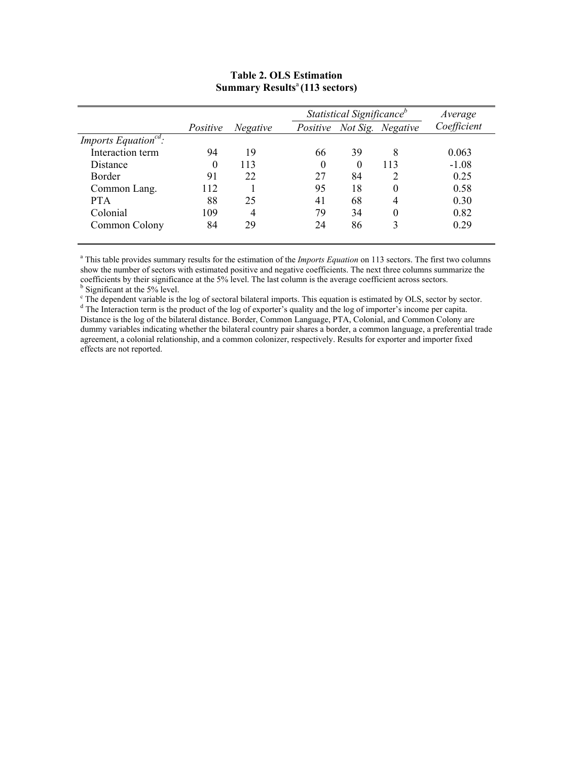**Table 2. OLS Estimation**
**Summary Results[a] (113 sectors)**

| | Positive | Negative | Statistical Significance[b] | | | Average |
|---|---|---|---|---|---|---|
| | | | *Positive* | *Not Sig.* | *Negative* | *Coefficient* |
| *Imports Equation[cd]:* | | | | | | |
| Interaction term | 94 | 19 | 66 | 39 | 8 | 0.063 |
| Distance | 0 | 113 | 0 | 0 | 113 | -1.08 |
| Border | 91 | 22 | 27 | 84 | 2 | 0.25 |
| Common Lang. | 112 | 1 | 95 | 18 | 0 | 0.58 |
| PTA | 88 | 25 | 41 | 68 | 4 | 0.30 |
| Colonial | 109 | 4 | 79 | 34 | 0 | 0.82 |
| Common Colony | 84 | 29 | 24 | 86 | 3 | 0.29 |

[a] This table provides summary results for the estimation of the *Imports Equation* on 113 sectors. The first two columns show the number of sectors with estimated positive and negative coefficients. The next three columns summarize the coefficients by their significance at the 5% level. The last column is the average coefficient across sectors.
[b] Significant at the 5% level.
[c] The dependent variable is the log of sectoral bilateral imports. This equation is estimated by OLS, sector by sector.
[d] The Interaction term is the product of the log of exporter's quality and the log of importer's income per capita. Distance is the log of the bilateral distance. Border, Common Language, PTA, Colonial, and Common Colony are dummy variables indicating whether the bilateral country pair shares a border, a common language, a preferential trade agreement, a colonial relationship, and a common colonizer, respectively. Results for exporter and importer fixed effects are not reported.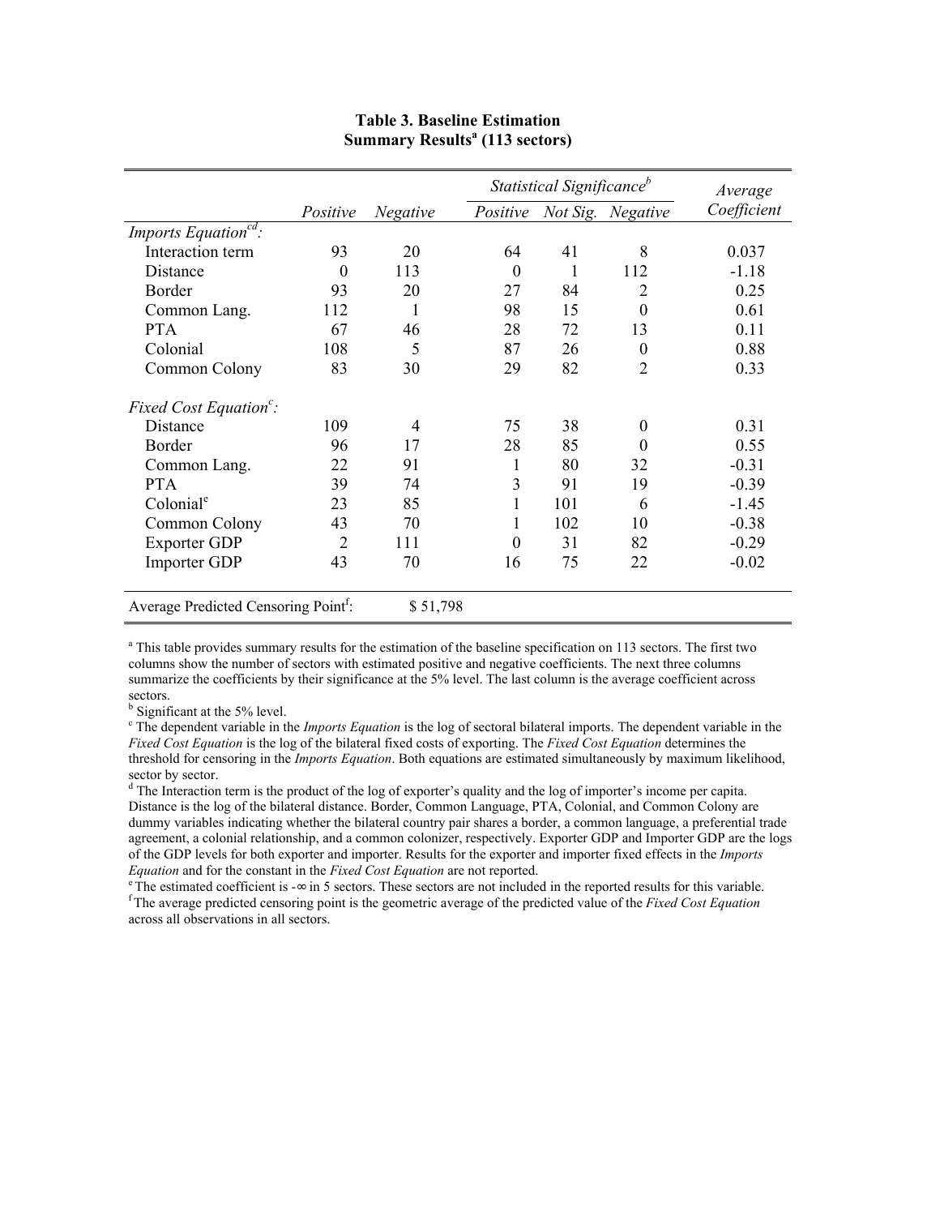**Table 3. Baseline Estimation**
**Summary Results[a] (113 sectors)**

| | Positive | Negative | Statistical Significance[b] Positive | Not Sig. | Negative | Average Coefficient |
|---|---|---|---|---|---|---|
| *Imports Equation[cd]:* | | | | | | |
| Interaction term | 93 | 20 | 64 | 41 | 8 | 0.037 |
| Distance | 0 | 113 | 0 | 1 | 112 | -1.18 |
| Border | 93 | 20 | 27 | 84 | 2 | 0.25 |
| Common Lang. | 112 | 1 | 98 | 15 | 0 | 0.61 |
| PTA | 67 | 46 | 28 | 72 | 13 | 0.11 |
| Colonial | 108 | 5 | 87 | 26 | 0 | 0.88 |
| Common Colony | 83 | 30 | 29 | 82 | 2 | 0.33 |
| *Fixed Cost Equation[c]:* | | | | | | |
| Distance | 109 | 4 | 75 | 38 | 0 | 0.31 |
| Border | 96 | 17 | 28 | 85 | 0 | 0.55 |
| Common Lang. | 22 | 91 | 1 | 80 | 32 | -0.31 |
| PTA | 39 | 74 | 3 | 91 | 19 | -0.39 |
| Colonial[e] | 23 | 85 | 1 | 101 | 6 | -1.45 |
| Common Colony | 43 | 70 | 1 | 102 | 10 | -0.38 |
| Exporter GDP | 2 | 111 | 0 | 31 | 82 | -0.29 |
| Importer GDP | 43 | 70 | 16 | 75 | 22 | -0.02 |
| Average Predicted Censoring Point[f]: | | $ 51,798 | | | | |

[a] This table provides summary results for the estimation of the baseline specification on 113 sectors. The first two columns show the number of sectors with estimated positive and negative coefficients. The next three columns summarize the coefficients by their significance at the 5% level. The last column is the average coefficient across sectors.

[b] Significant at the 5% level.

[c] The dependent variable in the *Imports Equation* is the log of sectoral bilateral imports. The dependent variable in the *Fixed Cost Equation* is the log of the bilateral fixed costs of exporting. The *Fixed Cost Equation* determines the threshold for censoring in the *Imports Equation*. Both equations are estimated simultaneously by maximum likelihood, sector by sector.

[d] The Interaction term is the product of the log of exporter's quality and the log of importer's income per capita. Distance is the log of the bilateral distance. Border, Common Language, PTA, Colonial, and Common Colony are dummy variables indicating whether the bilateral country pair shares a border, a common language, a preferential trade agreement, a colonial relationship, and a common colonizer, respectively. Exporter GDP and Importer GDP are the logs of the GDP levels for both exporter and importer. Results for the exporter and importer fixed effects in the *Imports Equation* and for the constant in the *Fixed Cost Equation* are not reported.

[e] The estimated coefficient is $-\infty$ in 5 sectors. These sectors are not included in the reported results for this variable.

[f] The average predicted censoring point is the geometric average of the predicted value of the *Fixed Cost Equation* across all observations in all sectors.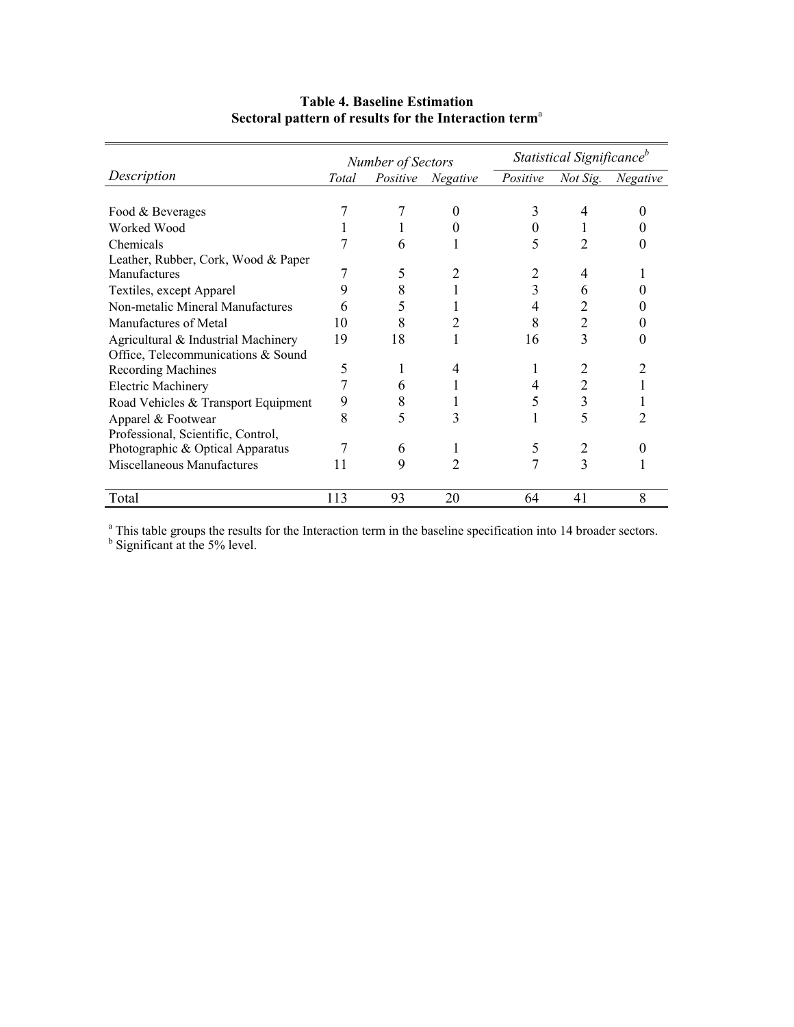**Table 4. Baseline Estimation**
**Sectoral pattern of results for the Interaction term**[a]

| Description | *Number of Sectors* | | | *Statistical Significance*[b] | | |
|---|---|---|---|---|---|---|
| | *Total* | *Positive* | *Negative* | *Positive* | *Not Sig.* | *Negative* |
| Food & Beverages | 7 | 7 | 0 | 3 | 4 | 0 |
| Worked Wood | 1 | 1 | 0 | 0 | 1 | 0 |
| Chemicals | 7 | 6 | 1 | 5 | 2 | 0 |
| Leather, Rubber, Cork, Wood & Paper Manufactures | 7 | 5 | 2 | 2 | 4 | 1 |
| Textiles, except Apparel | 9 | 8 | 1 | 3 | 6 | 0 |
| Non-metalic Mineral Manufactures | 6 | 5 | 1 | 4 | 2 | 0 |
| Manufactures of Metal | 10 | 8 | 2 | 8 | 2 | 0 |
| Agricultural & Industrial Machinery | 19 | 18 | 1 | 16 | 3 | 0 |
| Office, Telecommunications & Sound Recording Machines | 5 | 1 | 4 | 1 | 2 | 2 |
| Electric Machinery | 7 | 6 | 1 | 4 | 2 | 1 |
| Road Vehicles & Transport Equipment | 9 | 8 | 1 | 5 | 3 | 1 |
| Apparel & Footwear | 8 | 5 | 3 | 1 | 5 | 2 |
| Professional, Scientific, Control, Photographic & Optical Apparatus | 7 | 6 | 1 | 5 | 2 | 0 |
| Miscellaneous Manufactures | 11 | 9 | 2 | 7 | 3 | 1 |
| Total | 113 | 93 | 20 | 64 | 41 | 8 |

[a] This table groups the results for the Interaction term in the baseline specification into 14 broader sectors.
[b] Significant at the 5% level.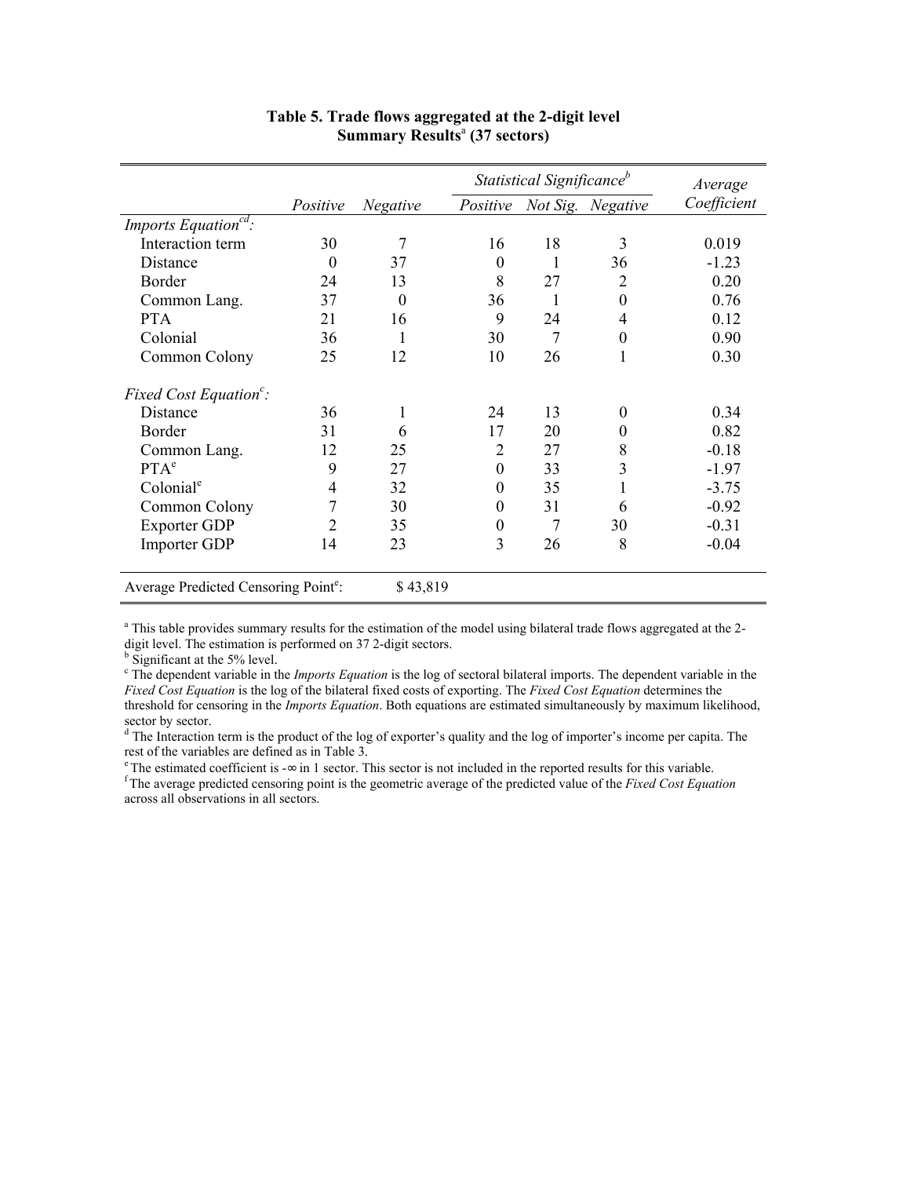**Table 5. Trade flows aggregated at the 2-digit level**
**Summary Results[a] (37 sectors)**

| | Positive | Negative | *Statistical Significance[b]* Positive | Not Sig. | Negative | Average Coefficient |
|---|---|---|---|---|---|---|
| *Imports Equation[cd]:* | | | | | | |
| Interaction term | 30 | 7 | 16 | 18 | 3 | 0.019 |
| Distance | 0 | 37 | 0 | 1 | 36 | -1.23 |
| Border | 24 | 13 | 8 | 27 | 2 | 0.20 |
| Common Lang. | 37 | 0 | 36 | 1 | 0 | 0.76 |
| PTA | 21 | 16 | 9 | 24 | 4 | 0.12 |
| Colonial | 36 | 1 | 30 | 7 | 0 | 0.90 |
| Common Colony | 25 | 12 | 10 | 26 | 1 | 0.30 |
| *Fixed Cost Equation[c]:* | | | | | | |
| Distance | 36 | 1 | 24 | 13 | 0 | 0.34 |
| Border | 31 | 6 | 17 | 20 | 0 | 0.82 |
| Common Lang. | 12 | 25 | 2 | 27 | 8 | -0.18 |
| PTA[e] | 9 | 27 | 0 | 33 | 3 | -1.97 |
| Colonial[e] | 4 | 32 | 0 | 35 | 1 | -3.75 |
| Common Colony | 7 | 30 | 0 | 31 | 6 | -0.92 |
| Exporter GDP | 2 | 35 | 0 | 7 | 30 | -0.31 |
| Importer GDP | 14 | 23 | 3 | 26 | 8 | -0.04 |
| Average Predicted Censoring Point[e]: | | $ 43,819 | | | | |

[a] This table provides summary results for the estimation of the model using bilateral trade flows aggregated at the 2-digit level. The estimation is performed on 37 2-digit sectors.
[b] Significant at the 5% level.
[c] The dependent variable in the *Imports Equation* is the log of sectoral bilateral imports. The dependent variable in the *Fixed Cost Equation* is the log of the bilateral fixed costs of exporting. The *Fixed Cost Equation* determines the threshold for censoring in the *Imports Equation*. Both equations are estimated simultaneously by maximum likelihood, sector by sector.
[d] The Interaction term is the product of the log of exporter's quality and the log of importer's income per capita. The rest of the variables are defined as in Table 3.
[e] The estimated coefficient is $-\infty$ in 1 sector. This sector is not included in the reported results for this variable.
[f] The average predicted censoring point is the geometric average of the predicted value of the *Fixed Cost Equation* across all observations in all sectors.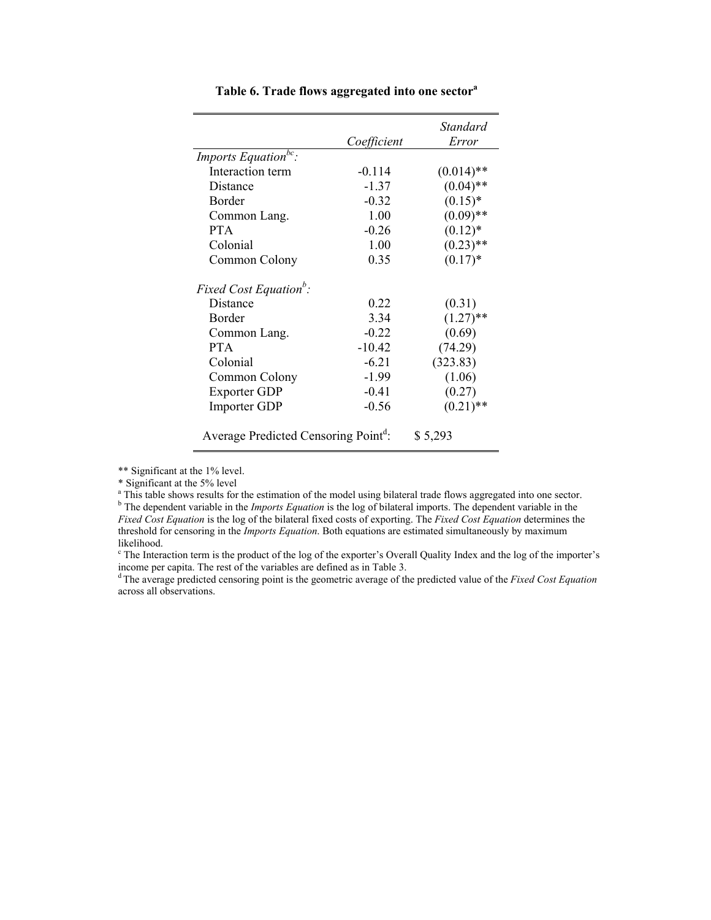**Table 6. Trade flows aggregated into one sector**[a]

| | Coefficient | Standard Error |
|---|---|---|
| *Imports Equation*[bc]: | | |
| Interaction term | -0.114 | (0.014)** |
| Distance | -1.37 | (0.04)** |
| Border | -0.32 | (0.15)* |
| Common Lang. | 1.00 | (0.09)** |
| PTA | -0.26 | (0.12)* |
| Colonial | 1.00 | (0.23)** |
| Common Colony | 0.35 | (0.17)* |
| *Fixed Cost Equation*[b]: | | |
| Distance | 0.22 | (0.31) |
| Border | 3.34 | (1.27)** |
| Common Lang. | -0.22 | (0.69) |
| PTA | -10.42 | (74.29) |
| Colonial | -6.21 | (323.83) |
| Common Colony | -1.99 | (1.06) |
| Exporter GDP | -0.41 | (0.27) |
| Importer GDP | -0.56 | (0.21)** |
| Average Predicted Censoring Point[d]: | $ 5,293 | |

** Significant at the 1% level.

* Significant at the 5% level

[a] This table shows results for the estimation of the model using bilateral trade flows aggregated into one sector.

[b] The dependent variable in the *Imports Equation* is the log of bilateral imports. The dependent variable in the *Fixed Cost Equation* is the log of the bilateral fixed costs of exporting. The *Fixed Cost Equation* determines the threshold for censoring in the *Imports Equation*. Both equations are estimated simultaneously by maximum likelihood.

[c] The Interaction term is the product of the log of the exporter's Overall Quality Index and the log of the importer's income per capita. The rest of the variables are defined as in Table 3.

[d] The average predicted censoring point is the geometric average of the predicted value of the *Fixed Cost Equation* across all observations.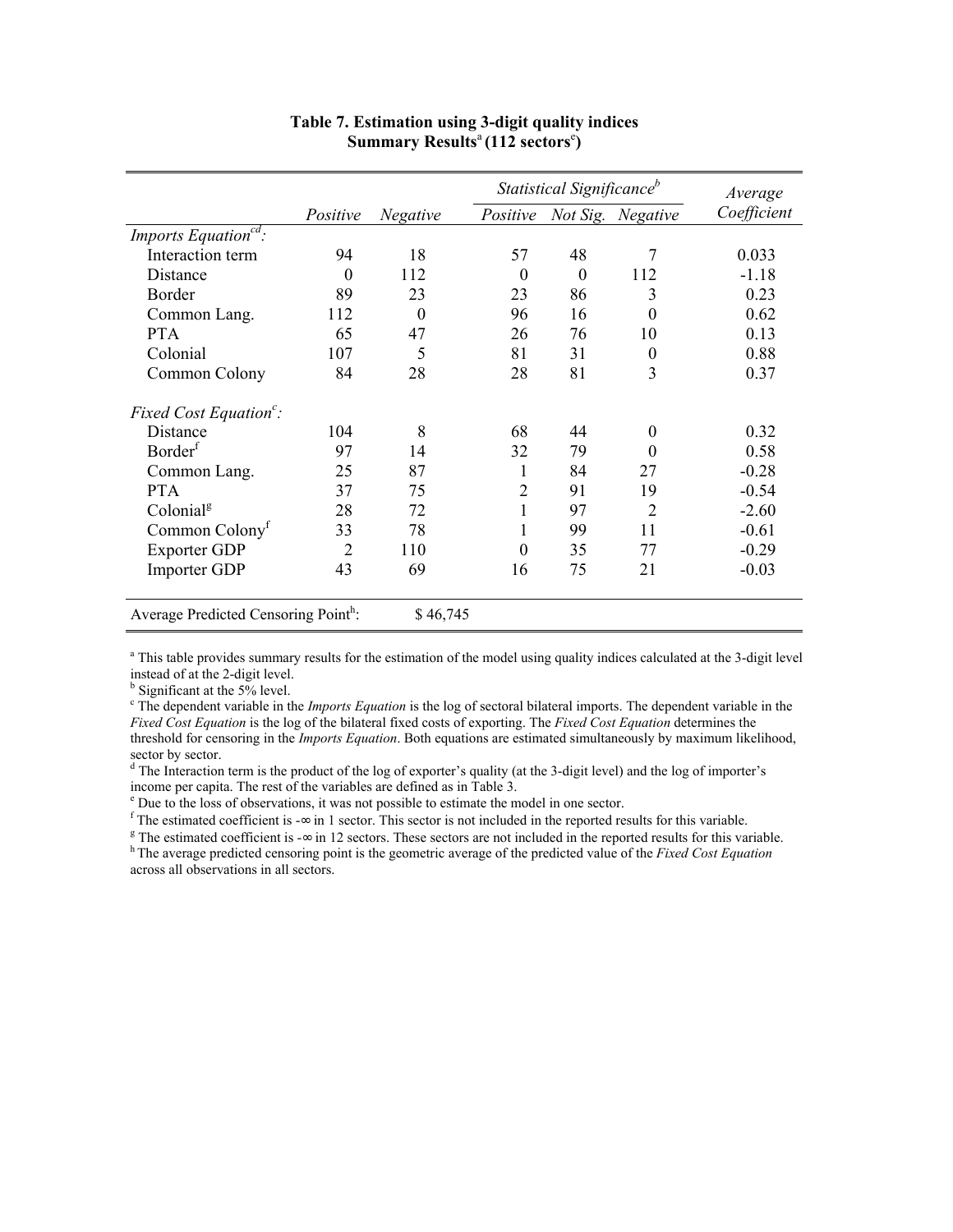**Table 7. Estimation using 3-digit quality indices**
**Summary Results[a] (112 sectors[e])**

| | Positive | Negative | Statistical Significance[b] | | | Average Coefficient |
|---|---|---|---|---|---|---|
| | | | Positive | Not Sig. | Negative | |
| *Imports Equation[cd]:* | | | | | | |
| Interaction term | 94 | 18 | 57 | 48 | 7 | 0.033 |
| Distance | 0 | 112 | 0 | 0 | 112 | -1.18 |
| Border | 89 | 23 | 23 | 86 | 3 | 0.23 |
| Common Lang. | 112 | 0 | 96 | 16 | 0 | 0.62 |
| PTA | 65 | 47 | 26 | 76 | 10 | 0.13 |
| Colonial | 107 | 5 | 81 | 31 | 0 | 0.88 |
| Common Colony | 84 | 28 | 28 | 81 | 3 | 0.37 |
| *Fixed Cost Equation[c]:* | | | | | | |
| Distance | 104 | 8 | 68 | 44 | 0 | 0.32 |
| Border[f] | 97 | 14 | 32 | 79 | 0 | 0.58 |
| Common Lang. | 25 | 87 | 1 | 84 | 27 | -0.28 |
| PTA | 37 | 75 | 2 | 91 | 19 | -0.54 |
| Colonial[g] | 28 | 72 | 1 | 97 | 2 | -2.60 |
| Common Colony[f] | 33 | 78 | 1 | 99 | 11 | -0.61 |
| Exporter GDP | 2 | 110 | 0 | 35 | 77 | -0.29 |
| Importer GDP | 43 | 69 | 16 | 75 | 21 | -0.03 |
| Average Predicted Censoring Point[h]: | | $ 46,745 | | | | |

[a] This table provides summary results for the estimation of the model using quality indices calculated at the 3-digit level instead of at the 2-digit level.

[b] Significant at the 5% level.

[c] The dependent variable in the *Imports Equation* is the log of sectoral bilateral imports. The dependent variable in the *Fixed Cost Equation* is the log of the bilateral fixed costs of exporting. The *Fixed Cost Equation* determines the threshold for censoring in the *Imports Equation*. Both equations are estimated simultaneously by maximum likelihood, sector by sector.

[d] The Interaction term is the product of the log of exporter's quality (at the 3-digit level) and the log of importer's income per capita. The rest of the variables are defined as in Table 3.

[e] Due to the loss of observations, it was not possible to estimate the model in one sector.

[f] The estimated coefficient is $-\infty$ in 1 sector. This sector is not included in the reported results for this variable.

[g] The estimated coefficient is $-\infty$ in 12 sectors. These sectors are not included in the reported results for this variable.

[h] The average predicted censoring point is the geometric average of the predicted value of the *Fixed Cost Equation* across all observations in all sectors.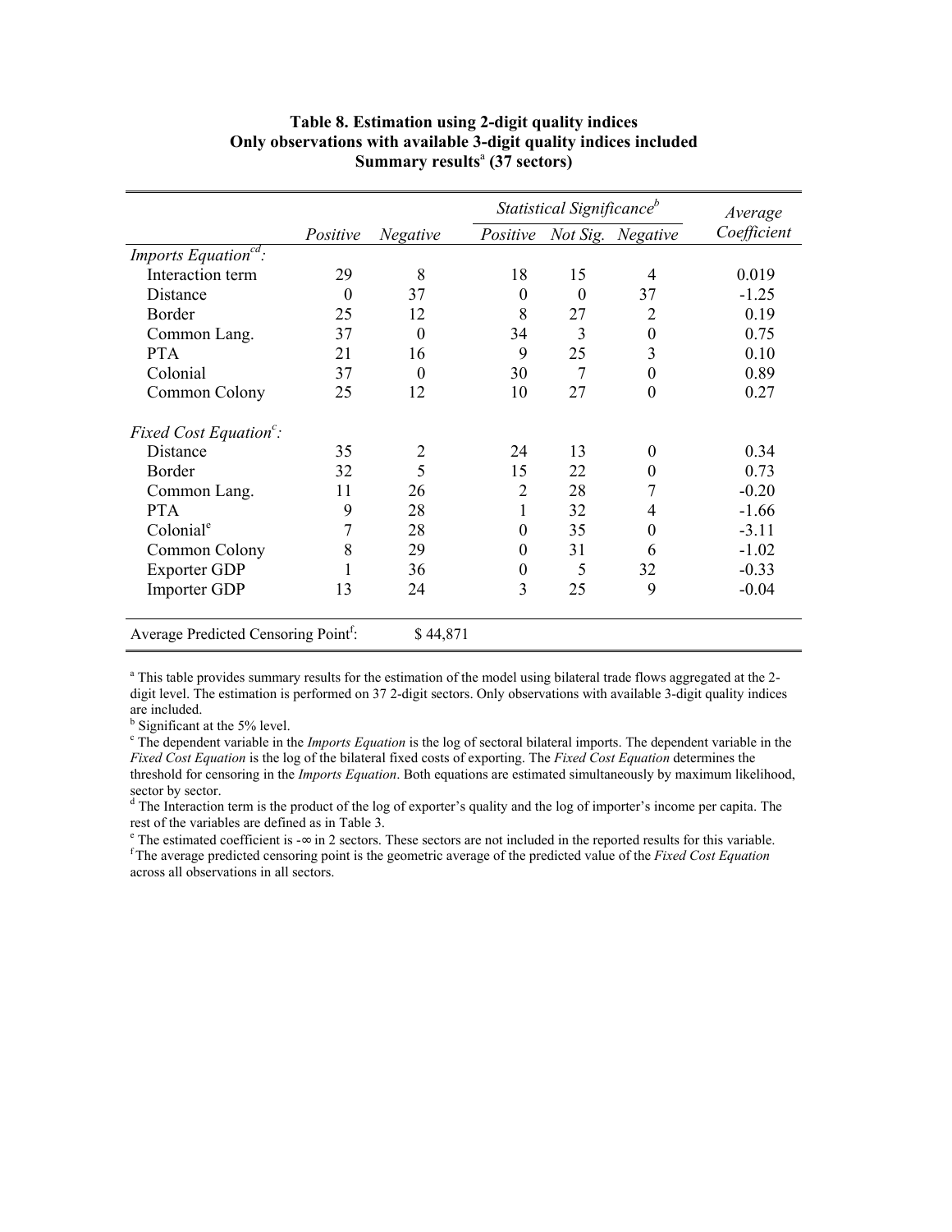**Table 8. Estimation using 2-digit quality indices**
**Only observations with available 3-digit quality indices included**
**Summary results[a] (37 sectors)**

| | | | *Statistical Significance[b]* | | | *Average* |
|---|---|---|---|---|---|---|
| | *Positive* | *Negative* | *Positive* | *Not Sig.* | *Negative* | *Coefficient* |
| *Imports Equation[cd]:* | | | | | | |
| Interaction term | 29 | 8 | 18 | 15 | 4 | 0.019 |
| Distance | 0 | 37 | 0 | 0 | 37 | -1.25 |
| Border | 25 | 12 | 8 | 27 | 2 | 0.19 |
| Common Lang. | 37 | 0 | 34 | 3 | 0 | 0.75 |
| PTA | 21 | 16 | 9 | 25 | 3 | 0.10 |
| Colonial | 37 | 0 | 30 | 7 | 0 | 0.89 |
| Common Colony | 25 | 12 | 10 | 27 | 0 | 0.27 |
| *Fixed Cost Equation[c]:* | | | | | | |
| Distance | 35 | 2 | 24 | 13 | 0 | 0.34 |
| Border | 32 | 5 | 15 | 22 | 0 | 0.73 |
| Common Lang. | 11 | 26 | 2 | 28 | 7 | -0.20 |
| PTA | 9 | 28 | 1 | 32 | 4 | -1.66 |
| Colonial[e] | 7 | 28 | 0 | 35 | 0 | -3.11 |
| Common Colony | 8 | 29 | 0 | 31 | 6 | -1.02 |
| Exporter GDP | 1 | 36 | 0 | 5 | 32 | -0.33 |
| Importer GDP | 13 | 24 | 3 | 25 | 9 | -0.04 |
| Average Predicted Censoring Point[f]: | | $ 44,871 | | | | |

[a] This table provides summary results for the estimation of the model using bilateral trade flows aggregated at the 2-digit level. The estimation is performed on 37 2-digit sectors. Only observations with available 3-digit quality indices are included.

[b] Significant at the 5% level.

[c] The dependent variable in the *Imports Equation* is the log of sectoral bilateral imports. The dependent variable in the *Fixed Cost Equation* is the log of the bilateral fixed costs of exporting. The *Fixed Cost Equation* determines the threshold for censoring in the *Imports Equation*. Both equations are estimated simultaneously by maximum likelihood, sector by sector.

[d] The Interaction term is the product of the log of exporter's quality and the log of importer's income per capita. The rest of the variables are defined as in Table 3.

[e] The estimated coefficient is $-\infty$ in 2 sectors. These sectors are not included in the reported results for this variable.

[f] The average predicted censoring point is the geometric average of the predicted value of the *Fixed Cost Equation* across all observations in all sectors.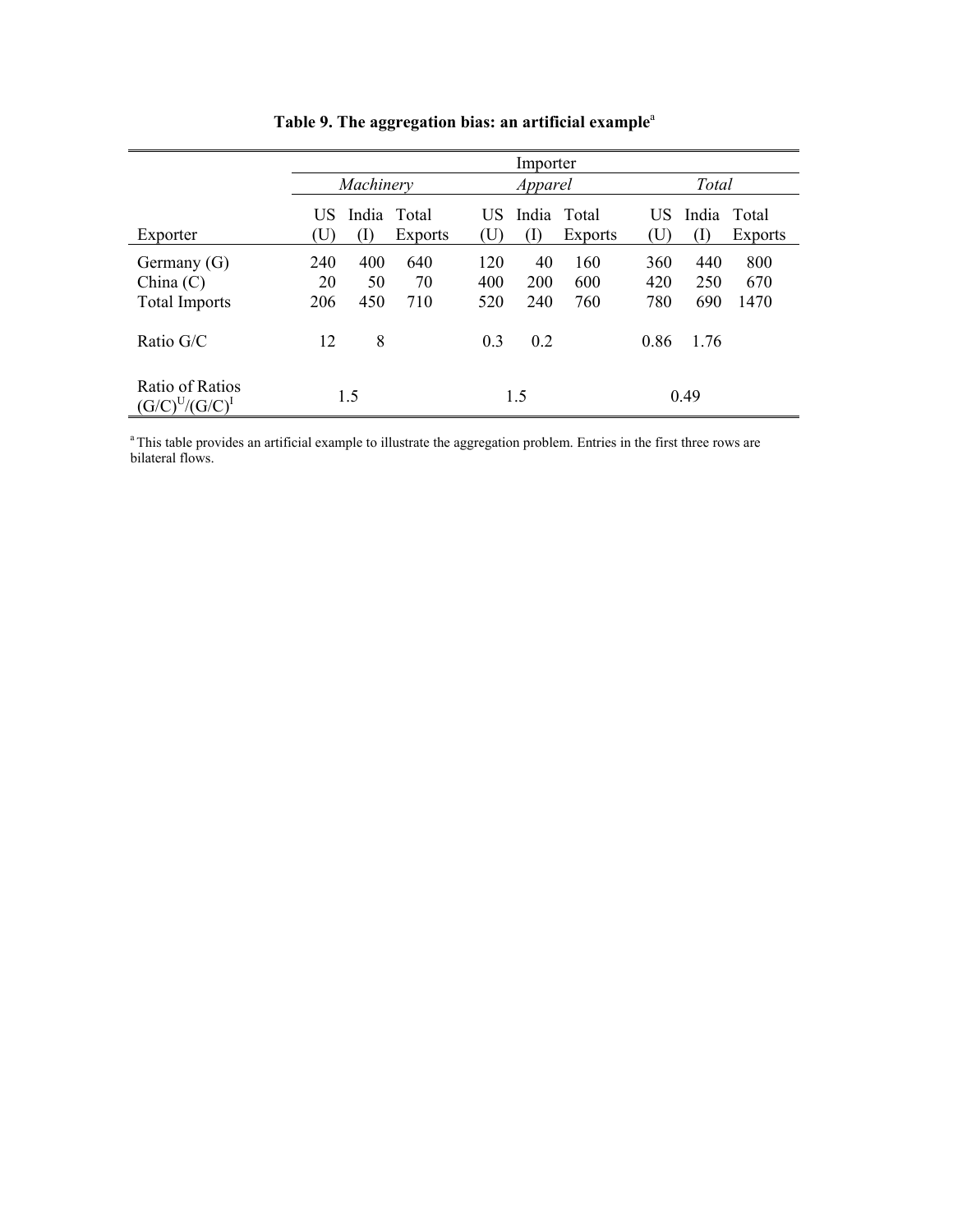**Table 9. The aggregation bias: an artificial example**[a]

| | Importer | | | | | | | | |
|---|---|---|---|---|---|---|---|---|---|
| | *Machinery* | | | *Apparel* | | | *Total* | | |
| Exporter | US (U) | India (I) | Total Exports | US (U) | India (I) | Total Exports | US (U) | India (I) | Total Exports |
| Germany (G) | 240 | 400 | 640 | 120 | 40 | 160 | 360 | 440 | 800 |
| China (C) | 20 | 50 | 70 | 400 | 200 | 600 | 420 | 250 | 670 |
| Total Imports | 206 | 450 | 710 | 520 | 240 | 760 | 780 | 690 | 1470 |
| Ratio G/C | 12 | 8 | | 0.3 | 0.2 | | 0.86 | 1.76 | |
| Ratio of Ratios $(G/C)^U/(G/C)^I$ | 1.5 | | | 1.5 | | | 0.49 | | |

[a] This table provides an artificial example to illustrate the aggregation problem. Entries in the first three rows are bilateral flows.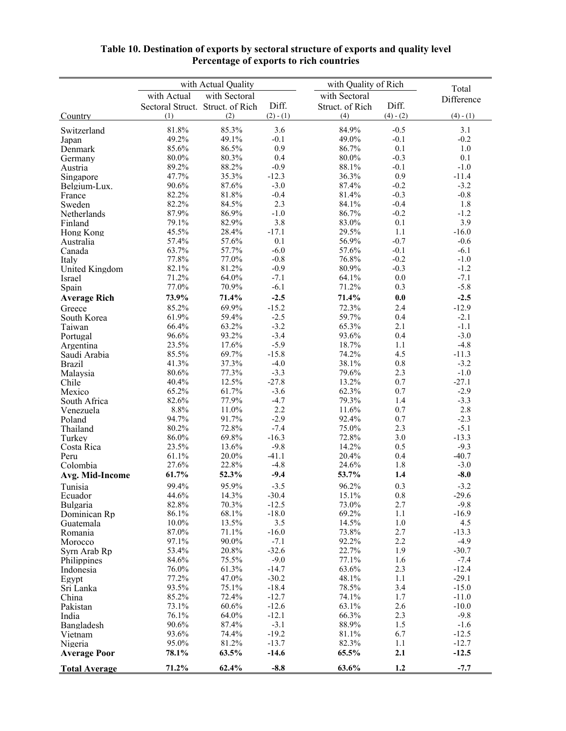**Table 10. Destination of exports by sectoral structure of exports and quality level**
**Percentage of exports to rich countries**

| | with Actual Quality | | | with Quality of Rich | | Total |
|---|---|---|---|---|---|---|
| | with Actual Sectoral Struct. | with Sectoral Struct. of Rich | Diff. | with Sectoral Struct. of Rich | Diff. | Difference |
| Country | (1) | (2) | (2) - (1) | (4) | (4) - (2) | (4) - (1) |
| Switzerland | 81.8% | 85.3% | 3.6 | 84.9% | -0.5 | 3.1 |
| Japan | 49.2% | 49.1% | -0.1 | 49.0% | -0.1 | -0.2 |
| Denmark | 85.6% | 86.5% | 0.9 | 86.7% | 0.1 | 1.0 |
| Germany | 80.0% | 80.3% | 0.4 | 80.0% | -0.3 | 0.1 |
| Austria | 89.2% | 88.2% | -0.9 | 88.1% | -0.1 | -1.0 |
| Singapore | 47.7% | 35.3% | -12.3 | 36.3% | 0.9 | -11.4 |
| Belgium-Lux. | 90.6% | 87.6% | -3.0 | 87.4% | -0.2 | -3.2 |
| France | 82.2% | 81.8% | -0.4 | 81.4% | -0.3 | -0.8 |
| Sweden | 82.2% | 84.5% | 2.3 | 84.1% | -0.4 | 1.8 |
| Netherlands | 87.9% | 86.9% | -1.0 | 86.7% | -0.2 | -1.2 |
| Finland | 79.1% | 82.9% | 3.8 | 83.0% | 0.1 | 3.9 |
| Hong Kong | 45.5% | 28.4% | -17.1 | 29.5% | 1.1 | -16.0 |
| Australia | 57.4% | 57.6% | 0.1 | 56.9% | -0.7 | -0.6 |
| Canada | 63.7% | 57.7% | -6.0 | 57.6% | -0.1 | -6.1 |
| Italy | 77.8% | 77.0% | -0.8 | 76.8% | -0.2 | -1.0 |
| United Kingdom | 82.1% | 81.2% | -0.9 | 80.9% | -0.3 | -1.2 |
| Israel | 71.2% | 64.0% | -7.1 | 64.1% | 0.0 | -7.1 |
| Spain | 77.0% | 70.9% | -6.1 | 71.2% | 0.3 | -5.8 |
| **Average Rich** | **73.9%** | **71.4%** | **-2.5** | **71.4%** | **0.0** | **-2.5** |
| Greece | 85.2% | 69.9% | -15.2 | 72.3% | 2.4 | -12.9 |
| South Korea | 61.9% | 59.4% | -2.5 | 59.7% | 0.4 | -2.1 |
| Taiwan | 66.4% | 63.2% | -3.2 | 65.3% | 2.1 | -1.1 |
| Portugal | 96.6% | 93.2% | -3.4 | 93.6% | 0.4 | -3.0 |
| Argentina | 23.5% | 17.6% | -5.9 | 18.7% | 1.1 | -4.8 |
| Saudi Arabia | 85.5% | 69.7% | -15.8 | 74.2% | 4.5 | -11.3 |
| Brazil | 41.3% | 37.3% | -4.0 | 38.1% | 0.8 | -3.2 |
| Malaysia | 80.6% | 77.3% | -3.3 | 79.6% | 2.3 | -1.0 |
| Chile | 40.4% | 12.5% | -27.8 | 13.2% | 0.7 | -27.1 |
| Mexico | 65.2% | 61.7% | -3.6 | 62.3% | 0.7 | -2.9 |
| South Africa | 82.6% | 77.9% | -4.7 | 79.3% | 1.4 | -3.3 |
| Venezuela | 8.8% | 11.0% | 2.2 | 11.6% | 0.7 | 2.8 |
| Poland | 94.7% | 91.7% | -2.9 | 92.4% | 0.7 | -2.3 |
| Thailand | 80.2% | 72.8% | -7.4 | 75.0% | 2.3 | -5.1 |
| Turkey | 86.0% | 69.8% | -16.3 | 72.8% | 3.0 | -13.3 |
| Costa Rica | 23.5% | 13.6% | -9.8 | 14.2% | 0.5 | -9.3 |
| Peru | 61.1% | 20.0% | -41.1 | 20.4% | 0.4 | -40.7 |
| Colombia | 27.6% | 22.8% | -4.8 | 24.6% | 1.8 | -3.0 |
| **Avg. Mid-Income** | **61.7%** | **52.3%** | **-9.4** | **53.7%** | **1.4** | **-8.0** |
| Tunisia | 99.4% | 95.9% | -3.5 | 96.2% | 0.3 | -3.2 |
| Ecuador | 44.6% | 14.3% | -30.4 | 15.1% | 0.8 | -29.6 |
| Bulgaria | 82.8% | 70.3% | -12.5 | 73.0% | 2.7 | -9.8 |
| Dominican Rp | 86.1% | 68.1% | -18.0 | 69.2% | 1.1 | -16.9 |
| Guatemala | 10.0% | 13.5% | 3.5 | 14.5% | 1.0 | 4.5 |
| Romania | 87.0% | 71.1% | -16.0 | 73.8% | 2.7 | -13.3 |
| Morocco | 97.1% | 90.0% | -7.1 | 92.2% | 2.2 | -4.9 |
| Syrn Arab Rp | 53.4% | 20.8% | -32.6 | 22.7% | 1.9 | -30.7 |
| Philippines | 84.6% | 75.5% | -9.0 | 77.1% | 1.6 | -7.4 |
| Indonesia | 76.0% | 61.3% | -14.7 | 63.6% | 2.3 | -12.4 |
| Egypt | 77.2% | 47.0% | -30.2 | 48.1% | 1.1 | -29.1 |
| Sri Lanka | 93.5% | 75.1% | -18.4 | 78.5% | 3.4 | -15.0 |
| China | 85.2% | 72.4% | -12.7 | 74.1% | 1.7 | -11.0 |
| Pakistan | 73.1% | 60.6% | -12.6 | 63.1% | 2.6 | -10.0 |
| India | 76.1% | 64.0% | -12.1 | 66.3% | 2.3 | -9.8 |
| Bangladesh | 90.6% | 87.4% | -3.1 | 88.9% | 1.5 | -1.6 |
| Vietnam | 93.6% | 74.4% | -19.2 | 81.1% | 6.7 | -12.5 |
| Nigeria | 95.0% | 81.2% | -13.7 | 82.3% | 1.1 | -12.7 |
| **Average Poor** | **78.1%** | **63.5%** | **-14.6** | **65.5%** | **2.1** | **-12.5** |
| **Total Average** | **71.2%** | **62.4%** | **-8.8** | **63.6%** | **1.2** | **-7.7** |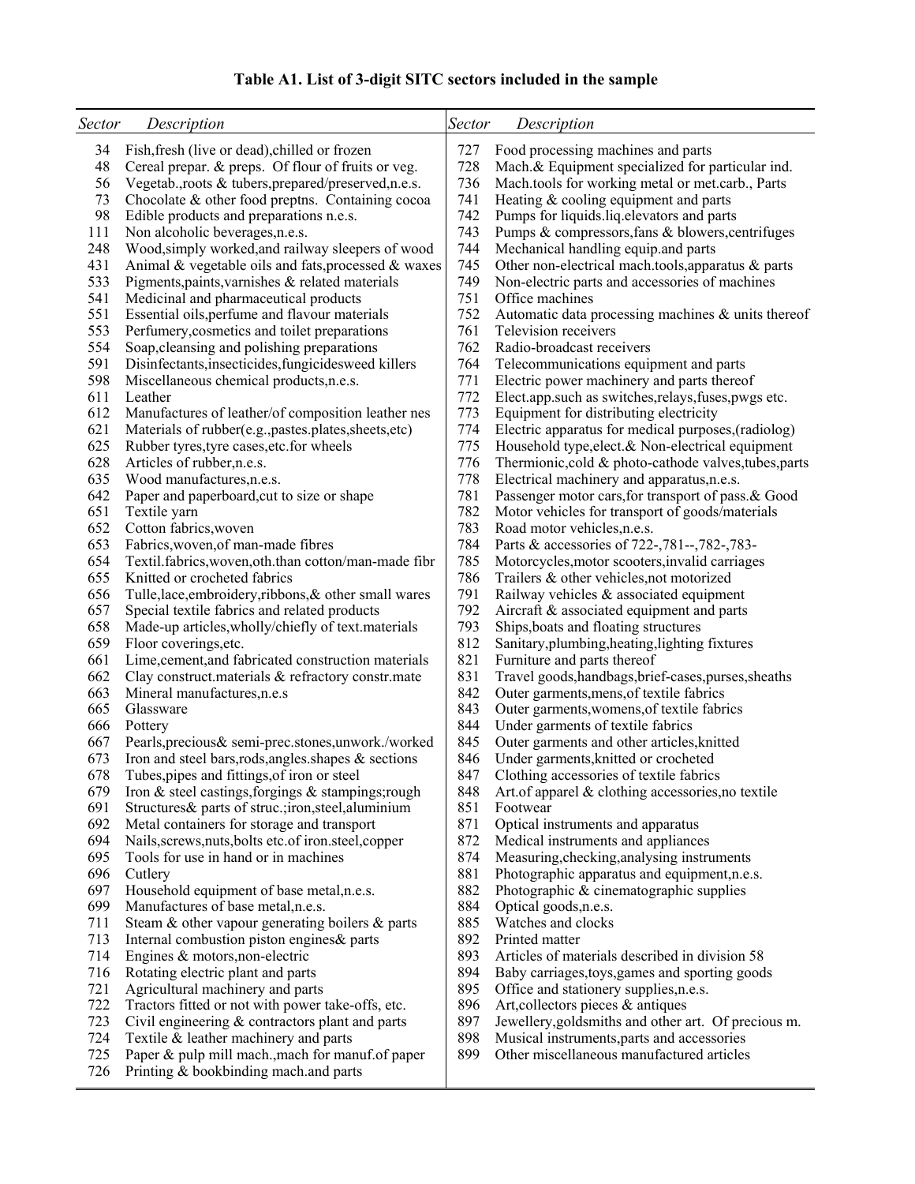**Table A1. List of 3-digit SITC sectors included in the sample**

| *Sector* | *Description* | *Sector* | *Description* |
|---|---|---|---|
| 34 | Fish,fresh (live or dead),chilled or frozen | 727 | Food processing machines and parts |
| 48 | Cereal prepar. & preps. Of flour of fruits or veg. | 728 | Mach.& Equipment specialized for particular ind. |
| 56 | Vegetab.,roots & tubers,prepared/preserved,n.e.s. | 736 | Mach.tools for working metal or met.carb., Parts |
| 73 | Chocolate & other food preptns. Containing cocoa | 741 | Heating & cooling equipment and parts |
| 98 | Edible products and preparations n.e.s. | 742 | Pumps for liquids.liq.elevators and parts |
| 111 | Non alcoholic beverages,n.e.s. | 743 | Pumps & compressors,fans & blowers,centrifuges |
| 248 | Wood,simply worked,and railway sleepers of wood | 744 | Mechanical handling equip.and parts |
| 431 | Animal & vegetable oils and fats,processed & waxes | 745 | Other non-electrical mach.tools,apparatus & parts |
| 533 | Pigments,paints,varnishes & related materials | 749 | Non-electric parts and accessories of machines |
| 541 | Medicinal and pharmaceutical products | 751 | Office machines |
| 551 | Essential oils,perfume and flavour materials | 752 | Automatic data processing machines & units thereof |
| 553 | Perfumery,cosmetics and toilet preparations | 761 | Television receivers |
| 554 | Soap,cleansing and polishing preparations | 762 | Radio-broadcast receivers |
| 591 | Disinfectants,insecticides,fungicidesweed killers | 764 | Telecommunications equipment and parts |
| 598 | Miscellaneous chemical products,n.e.s. | 771 | Electric power machinery and parts thereof |
| 611 | Leather | 772 | Elect.app.such as switches,relays,fuses,pwgs etc. |
| 612 | Manufactures of leather/of composition leather nes | 773 | Equipment for distributing electricity |
| 621 | Materials of rubber(e.g.,pastes.plates,sheets,etc) | 774 | Electric apparatus for medical purposes,(radiolog) |
| 625 | Rubber tyres,tyre cases,etc.for wheels | 775 | Household type,elect.& Non-electrical equipment |
| 628 | Articles of rubber,n.e.s. | 776 | Thermionic,cold & photo-cathode valves,tubes,parts |
| 635 | Wood manufactures,n.e.s. | 778 | Electrical machinery and apparatus,n.e.s. |
| 642 | Paper and paperboard,cut to size or shape | 781 | Passenger motor cars,for transport of pass.& Good |
| 651 | Textile yarn | 782 | Motor vehicles for transport of goods/materials |
| 652 | Cotton fabrics,woven | 783 | Road motor vehicles,n.e.s. |
| 653 | Fabrics,woven,of man-made fibres | 784 | Parts & accessories of 722-,781--,782-,783- |
| 654 | Textil.fabrics,woven,oth.than cotton/man-made fibr | 785 | Motorcycles,motor scooters,invalid carriages |
| 655 | Knitted or crocheted fabrics | 786 | Trailers & other vehicles,not motorized |
| 656 | Tulle,lace,embroidery,ribbons,& other small wares | 791 | Railway vehicles & associated equipment |
| 657 | Special textile fabrics and related products | 792 | Aircraft & associated equipment and parts |
| 658 | Made-up articles,wholly/chiefly of text.materials | 793 | Ships,boats and floating structures |
| 659 | Floor coverings,etc. | 812 | Sanitary,plumbing,heating,lighting fixtures |
| 661 | Lime,cement,and fabricated construction materials | 821 | Furniture and parts thereof |
| 662 | Clay construct.materials & refractory constr.mate | 831 | Travel goods,handbags,brief-cases,purses,sheaths |
| 663 | Mineral manufactures,n.e.s | 842 | Outer garments,mens,of textile fabrics |
| 665 | Glassware | 843 | Outer garments,womens,of textile fabrics |
| 666 | Pottery | 844 | Under garments of textile fabrics |
| 667 | Pearls,precious& semi-prec.stones,unwork./worked | 845 | Outer garments and other articles,knitted |
| 673 | Iron and steel bars,rods,angles.shapes & sections | 846 | Under garments,knitted or crocheted |
| 678 | Tubes,pipes and fittings,of iron or steel | 847 | Clothing accessories of textile fabrics |
| 679 | Iron & steel castings,forgings & stampings;rough | 848 | Art.of apparel & clothing accessories,no textile |
| 691 | Structures& parts of struc.;iron,steel,aluminium | 851 | Footwear |
| 692 | Metal containers for storage and transport | 871 | Optical instruments and apparatus |
| 694 | Nails,screws,nuts,bolts etc.of iron.steel,copper | 872 | Medical instruments and appliances |
| 695 | Tools for use in hand or in machines | 874 | Measuring,checking,analysing instruments |
| 696 | Cutlery | 881 | Photographic apparatus and equipment,n.e.s. |
| 697 | Household equipment of base metal,n.e.s. | 882 | Photographic & cinematographic supplies |
| 699 | Manufactures of base metal,n.e.s. | 884 | Optical goods,n.e.s. |
| 711 | Steam & other vapour generating boilers & parts | 885 | Watches and clocks |
| 713 | Internal combustion piston engines& parts | 892 | Printed matter |
| 714 | Engines & motors,non-electric | 893 | Articles of materials described in division 58 |
| 716 | Rotating electric plant and parts | 894 | Baby carriages,toys,games and sporting goods |
| 721 | Agricultural machinery and parts | 895 | Office and stationery supplies,n.e.s. |
| 722 | Tractors fitted or not with power take-offs, etc. | 896 | Art,collectors pieces & antiques |
| 723 | Civil engineering & contractors plant and parts | 897 | Jewellery,goldsmiths and other art. Of precious m. |
| 724 | Textile & leather machinery and parts | 898 | Musical instruments,parts and accessories |
| 725 | Paper & pulp mill mach.,mach for manuf.of paper | 899 | Other miscellaneous manufactured articles |
| 726 | Printing & bookbinding mach.and parts | | |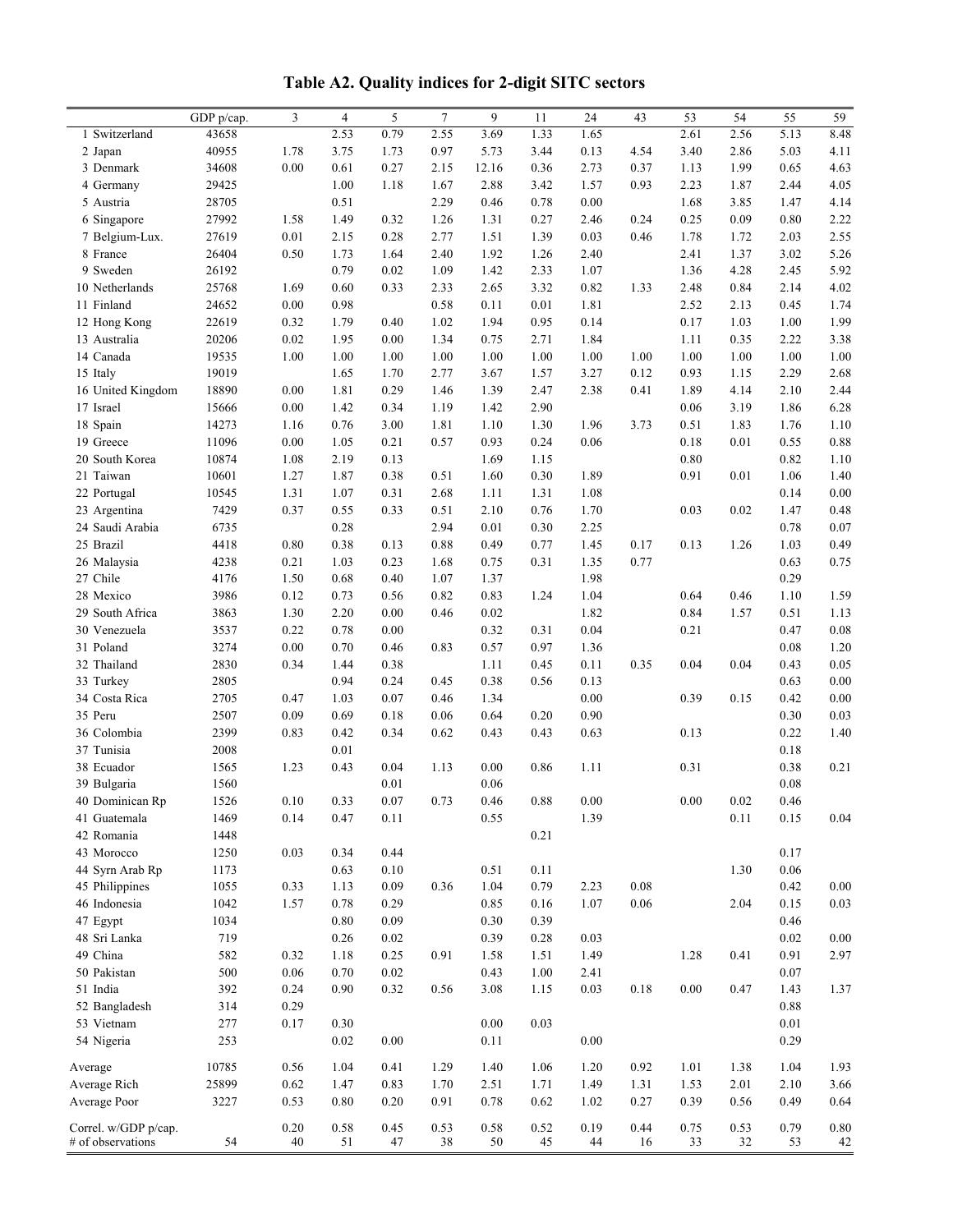**Table A2. Quality indices for 2-digit SITC sectors**

| | GDP p/cap. | 3 | 4 | 5 | 7 | 9 | 11 | 24 | 43 | 53 | 54 | 55 | 59 |
|---|---|---|---|---|---|---|---|---|---|---|---|---|---|
| 1 Switzerland | 43658 | | 2.53 | 0.79 | 2.55 | 3.69 | 1.33 | 1.65 | | 2.61 | 2.56 | 5.13 | 8.48 |
| 2 Japan | 40955 | 1.78 | 3.75 | 1.73 | 0.97 | 5.73 | 3.44 | 0.13 | 4.54 | 3.40 | 2.86 | 5.03 | 4.11 |
| 3 Denmark | 34608 | 0.00 | 0.61 | 0.27 | 2.15 | 12.16 | 0.36 | 2.73 | 0.37 | 1.13 | 1.99 | 0.65 | 4.63 |
| 4 Germany | 29425 | | 1.00 | 1.18 | 1.67 | 2.88 | 3.42 | 1.57 | 0.93 | 2.23 | 1.87 | 2.44 | 4.05 |
| 5 Austria | 28705 | | 0.51 | | 2.29 | 0.46 | 0.78 | 0.00 | | 1.68 | 3.85 | 1.47 | 4.14 |
| 6 Singapore | 27992 | 1.58 | 1.49 | 0.32 | 1.26 | 1.31 | 0.27 | 2.46 | 0.24 | 0.25 | 0.09 | 0.80 | 2.22 |
| 7 Belgium-Lux. | 27619 | 0.01 | 2.15 | 0.28 | 2.77 | 1.51 | 1.39 | 0.03 | 0.46 | 1.78 | 1.72 | 2.03 | 2.55 |
| 8 France | 26404 | 0.50 | 1.73 | 1.64 | 2.40 | 1.92 | 1.26 | 2.40 | | 2.41 | 1.37 | 3.02 | 5.26 |
| 9 Sweden | 26192 | | 0.79 | 0.02 | 1.09 | 1.42 | 2.33 | 1.07 | | 1.36 | 4.28 | 2.45 | 5.92 |
| 10 Netherlands | 25768 | 1.69 | 0.60 | 0.33 | 2.33 | 2.65 | 3.32 | 0.82 | 1.33 | 2.48 | 0.84 | 2.14 | 4.02 |
| 11 Finland | 24652 | 0.00 | 0.98 | | 0.58 | 0.11 | 0.01 | 1.81 | | 2.52 | 2.13 | 0.45 | 1.74 |
| 12 Hong Kong | 22619 | 0.32 | 1.79 | 0.40 | 1.02 | 1.94 | 0.95 | 0.14 | | 0.17 | 1.03 | 1.00 | 1.99 |
| 13 Australia | 20206 | 0.02 | 1.95 | 0.00 | 1.34 | 0.75 | 2.71 | 1.84 | | 1.11 | 0.35 | 2.22 | 3.38 |
| 14 Canada | 19535 | 1.00 | 1.00 | 1.00 | 1.00 | 1.00 | 1.00 | 1.00 | 1.00 | 1.00 | 1.00 | 1.00 | 1.00 |
| 15 Italy | 19019 | | 1.65 | 1.70 | 2.77 | 3.67 | 1.57 | 3.27 | 0.12 | 0.93 | 1.15 | 2.29 | 2.68 |
| 16 United Kingdom | 18890 | 0.00 | 1.81 | 0.29 | 1.46 | 1.39 | 2.47 | 2.38 | 0.41 | 1.89 | 4.14 | 2.10 | 2.44 |
| 17 Israel | 15666 | 0.00 | 1.42 | 0.34 | 1.19 | 1.42 | 2.90 | | | 0.06 | 3.19 | 1.86 | 6.28 |
| 18 Spain | 14273 | 1.16 | 0.76 | 3.00 | 1.81 | 1.10 | 1.30 | 1.96 | 3.73 | 0.51 | 1.83 | 1.76 | 1.10 |
| 19 Greece | 11096 | 0.00 | 1.05 | 0.21 | 0.57 | 0.93 | 0.24 | 0.06 | | 0.18 | 0.01 | 0.55 | 0.88 |
| 20 South Korea | 10874 | 1.08 | 2.19 | 0.13 | | 1.69 | 1.15 | | | 0.80 | | 0.82 | 1.10 |
| 21 Taiwan | 10601 | 1.27 | 1.87 | 0.38 | 0.51 | 1.60 | 0.30 | 1.89 | | 0.91 | 0.01 | 1.06 | 1.40 |
| 22 Portugal | 10545 | 1.31 | 1.07 | 0.31 | 2.68 | 1.11 | 1.31 | 1.08 | | | | 0.14 | 0.00 |
| 23 Argentina | 7429 | 0.37 | 0.55 | 0.33 | 0.51 | 2.10 | 0.76 | 1.70 | | 0.03 | 0.02 | 1.47 | 0.48 |
| 24 Saudi Arabia | 6735 | | 0.28 | | 2.94 | 0.01 | 0.30 | 2.25 | | | | 0.78 | 0.07 |
| 25 Brazil | 4418 | 0.80 | 0.38 | 0.13 | 0.88 | 0.49 | 0.77 | 1.45 | 0.17 | 0.13 | 1.26 | 1.03 | 0.49 |
| 26 Malaysia | 4238 | 0.21 | 1.03 | 0.23 | 1.68 | 0.75 | 0.31 | 1.35 | 0.77 | | | 0.63 | 0.75 |
| 27 Chile | 4176 | 1.50 | 0.68 | 0.40 | 1.07 | 1.37 | | 1.98 | | | | 0.29 | |
| 28 Mexico | 3986 | 0.12 | 0.73 | 0.56 | 0.82 | 0.83 | 1.24 | 1.04 | | 0.64 | 0.46 | 1.10 | 1.59 |
| 29 South Africa | 3863 | 1.30 | 2.20 | 0.00 | 0.46 | 0.02 | | 1.82 | | 0.84 | 1.57 | 0.51 | 1.13 |
| 30 Venezuela | 3537 | 0.22 | 0.78 | 0.00 | | 0.32 | 0.31 | 0.04 | | 0.21 | | 0.47 | 0.08 |
| 31 Poland | 3274 | 0.00 | 0.70 | 0.46 | 0.83 | 0.57 | 0.97 | 1.36 | | | | 0.08 | 1.20 |
| 32 Thailand | 2830 | 0.34 | 1.44 | 0.38 | | 1.11 | 0.45 | 0.11 | 0.35 | 0.04 | 0.04 | 0.43 | 0.05 |
| 33 Turkey | 2805 | | 0.94 | 0.24 | 0.45 | 0.38 | 0.56 | 0.13 | | | | 0.63 | 0.00 |
| 34 Costa Rica | 2705 | 0.47 | 1.03 | 0.07 | 0.46 | 1.34 | | 0.00 | | 0.39 | 0.15 | 0.42 | 0.00 |
| 35 Peru | 2507 | 0.09 | 0.69 | 0.18 | 0.06 | 0.64 | 0.20 | 0.90 | | | | 0.30 | 0.03 |
| 36 Colombia | 2399 | 0.83 | 0.42 | 0.34 | 0.62 | 0.43 | 0.43 | 0.63 | | 0.13 | | 0.22 | 1.40 |
| 37 Tunisia | 2008 | | 0.01 | | | | | | | | | 0.18 | |
| 38 Ecuador | 1565 | 1.23 | 0.43 | 0.04 | 1.13 | 0.00 | 0.86 | 1.11 | | 0.31 | | 0.38 | 0.21 |
| 39 Bulgaria | 1560 | | | 0.01 | | 0.06 | | | | | | 0.08 | |
| 40 Dominican Rp | 1526 | 0.10 | 0.33 | 0.07 | 0.73 | 0.46 | 0.88 | 0.00 | | 0.00 | 0.02 | 0.46 | |
| 41 Guatemala | 1469 | 0.14 | 0.47 | 0.11 | | 0.55 | | 1.39 | | | 0.11 | 0.15 | 0.04 |
| 42 Romania | 1448 | | | | | | 0.21 | | | | | | |
| 43 Morocco | 1250 | 0.03 | 0.34 | 0.44 | | | | | | | | 0.17 | |
| 44 Syrn Arab Rp | 1173 | | 0.63 | 0.10 | | 0.51 | 0.11 | | | | 1.30 | 0.06 | |
| 45 Philippines | 1055 | 0.33 | 1.13 | 0.09 | 0.36 | 1.04 | 0.79 | 2.23 | 0.08 | | | 0.42 | 0.00 |
| 46 Indonesia | 1042 | 1.57 | 0.78 | 0.29 | | 0.85 | 0.16 | 1.07 | 0.06 | | 2.04 | 0.15 | 0.03 |
| 47 Egypt | 1034 | | 0.80 | 0.09 | | 0.30 | 0.39 | | | | | 0.46 | |
| 48 Sri Lanka | 719 | | 0.26 | 0.02 | | 0.39 | 0.28 | 0.03 | | | | 0.02 | 0.00 |
| 49 China | 582 | 0.32 | 1.18 | 0.25 | 0.91 | 1.58 | 1.51 | 1.49 | | 1.28 | 0.41 | 0.91 | 2.97 |
| 50 Pakistan | 500 | 0.06 | 0.70 | 0.02 | | 0.43 | 1.00 | 2.41 | | | | 0.07 | |
| 51 India | 392 | 0.24 | 0.90 | 0.32 | 0.56 | 3.08 | 1.15 | 0.03 | 0.18 | 0.00 | 0.47 | 1.43 | 1.37 |
| 52 Bangladesh | 314 | 0.29 | | | | | | | | | | 0.88 | |
| 53 Vietnam | 277 | 0.17 | 0.30 | | | 0.00 | 0.03 | | | | | 0.01 | |
| 54 Nigeria | 253 | | 0.02 | 0.00 | | 0.11 | | 0.00 | | | | 0.29 | |
| Average | 10785 | 0.56 | 1.04 | 0.41 | 1.29 | 1.40 | 1.06 | 1.20 | 0.92 | 1.01 | 1.38 | 1.04 | 1.93 |
| Average Rich | 25899 | 0.62 | 1.47 | 0.83 | 1.70 | 2.51 | 1.71 | 1.49 | 1.31 | 1.53 | 2.01 | 2.10 | 3.66 |
| Average Poor | 3227 | 0.53 | 0.80 | 0.20 | 0.91 | 0.78 | 0.62 | 1.02 | 0.27 | 0.39 | 0.56 | 0.49 | 0.64 |
| Correl. w/GDP p/cap. | | 0.20 | 0.58 | 0.45 | 0.53 | 0.58 | 0.52 | 0.19 | 0.44 | 0.75 | 0.53 | 0.79 | 0.80 |
| # of observations | 54 | 40 | 51 | 47 | 38 | 50 | 45 | 44 | 16 | 33 | 32 | 53 | 42 |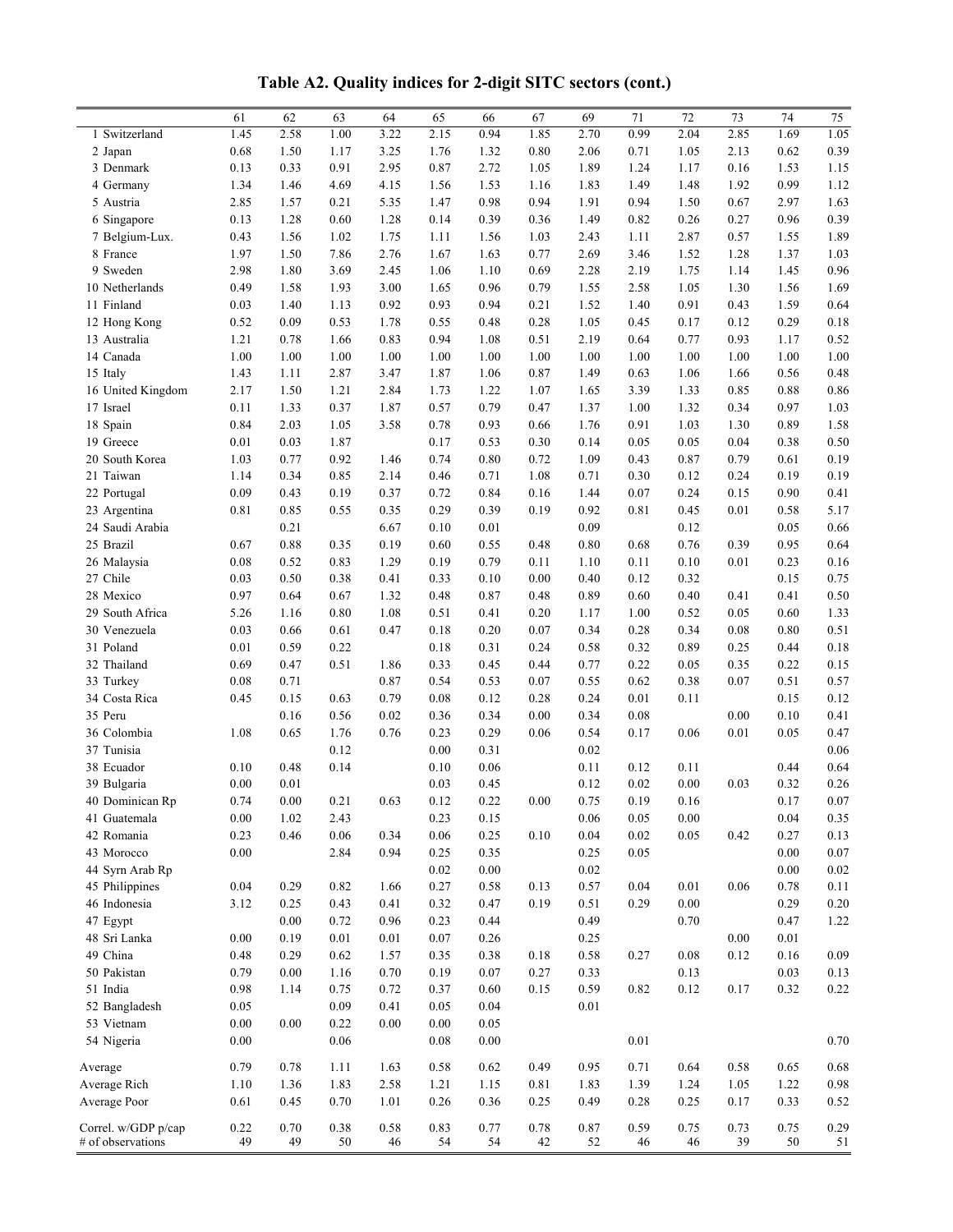**Table A2. Quality indices for 2-digit SITC sectors (cont.)**

| | 61 | 62 | 63 | 64 | 65 | 66 | 67 | 69 | 71 | 72 | 73 | 74 | 75 |
|---|---|---|---|---|---|---|---|---|---|---|---|---|---|
| 1 Switzerland | 1.45 | 2.58 | 1.00 | 3.22 | 2.15 | 0.94 | 1.85 | 2.70 | 0.99 | 2.04 | 2.85 | 1.69 | 1.05 |
| 2 Japan | 0.68 | 1.50 | 1.17 | 3.25 | 1.76 | 1.32 | 0.80 | 2.06 | 0.71 | 1.05 | 2.13 | 0.62 | 0.39 |
| 3 Denmark | 0.13 | 0.33 | 0.91 | 2.95 | 0.87 | 2.72 | 1.05 | 1.89 | 1.24 | 1.17 | 0.16 | 1.53 | 1.15 |
| 4 Germany | 1.34 | 1.46 | 4.69 | 4.15 | 1.56 | 1.53 | 1.16 | 1.83 | 1.49 | 1.48 | 1.92 | 0.99 | 1.12 |
| 5 Austria | 2.85 | 1.57 | 0.21 | 5.35 | 1.47 | 0.98 | 0.94 | 1.91 | 0.94 | 1.50 | 0.67 | 2.97 | 1.63 |
| 6 Singapore | 0.13 | 1.28 | 0.60 | 1.28 | 0.14 | 0.39 | 0.36 | 1.49 | 0.82 | 0.26 | 0.27 | 0.96 | 0.39 |
| 7 Belgium-Lux. | 0.43 | 1.56 | 1.02 | 1.75 | 1.11 | 1.56 | 1.03 | 2.43 | 1.11 | 2.87 | 0.57 | 1.55 | 1.89 |
| 8 France | 1.97 | 1.50 | 7.86 | 2.76 | 1.67 | 1.63 | 0.77 | 2.69 | 3.46 | 1.52 | 1.28 | 1.37 | 1.03 |
| 9 Sweden | 2.98 | 1.80 | 3.69 | 2.45 | 1.06 | 1.10 | 0.69 | 2.28 | 2.19 | 1.75 | 1.14 | 1.45 | 0.96 |
| 10 Netherlands | 0.49 | 1.58 | 1.93 | 3.00 | 1.65 | 0.96 | 0.79 | 1.55 | 2.58 | 1.05 | 1.30 | 1.56 | 1.69 |
| 11 Finland | 0.03 | 1.40 | 1.13 | 0.92 | 0.93 | 0.94 | 0.21 | 1.52 | 1.40 | 0.91 | 0.43 | 1.59 | 0.64 |
| 12 Hong Kong | 0.52 | 0.09 | 0.53 | 1.78 | 0.55 | 0.48 | 0.28 | 1.05 | 0.45 | 0.17 | 0.12 | 0.29 | 0.18 |
| 13 Australia | 1.21 | 0.78 | 1.66 | 0.83 | 0.94 | 1.08 | 0.51 | 2.19 | 0.64 | 0.77 | 0.93 | 1.17 | 0.52 |
| 14 Canada | 1.00 | 1.00 | 1.00 | 1.00 | 1.00 | 1.00 | 1.00 | 1.00 | 1.00 | 1.00 | 1.00 | 1.00 | 1.00 |
| 15 Italy | 1.43 | 1.11 | 2.87 | 3.47 | 1.87 | 1.06 | 0.87 | 1.49 | 0.63 | 1.06 | 1.66 | 0.56 | 0.48 |
| 16 United Kingdom | 2.17 | 1.50 | 1.21 | 2.84 | 1.73 | 1.22 | 1.07 | 1.65 | 3.39 | 1.33 | 0.85 | 0.88 | 0.86 |
| 17 Israel | 0.11 | 1.33 | 0.37 | 1.87 | 0.57 | 0.79 | 0.47 | 1.37 | 1.00 | 1.32 | 0.34 | 0.97 | 1.03 |
| 18 Spain | 0.84 | 2.03 | 1.05 | 3.58 | 0.78 | 0.93 | 0.66 | 1.76 | 0.91 | 1.03 | 1.30 | 0.89 | 1.58 |
| 19 Greece | 0.01 | 0.03 | 1.87 | | 0.17 | 0.53 | 0.30 | 0.14 | 0.05 | 0.05 | 0.04 | 0.38 | 0.50 |
| 20 South Korea | 1.03 | 0.77 | 0.92 | 1.46 | 0.74 | 0.80 | 0.72 | 1.09 | 0.43 | 0.87 | 0.79 | 0.61 | 0.19 |
| 21 Taiwan | 1.14 | 0.34 | 0.85 | 2.14 | 0.46 | 0.71 | 1.08 | 0.71 | 0.30 | 0.12 | 0.24 | 0.19 | 0.19 |
| 22 Portugal | 0.09 | 0.43 | 0.19 | 0.37 | 0.72 | 0.84 | 0.16 | 1.44 | 0.07 | 0.24 | 0.15 | 0.90 | 0.41 |
| 23 Argentina | 0.81 | 0.85 | 0.55 | 0.35 | 0.29 | 0.39 | 0.19 | 0.92 | 0.81 | 0.45 | 0.01 | 0.58 | 5.17 |
| 24 Saudi Arabia | | 0.21 | | 6.67 | 0.10 | 0.01 | | 0.09 | | 0.12 | | 0.05 | 0.66 |
| 25 Brazil | 0.67 | 0.88 | 0.35 | 0.19 | 0.60 | 0.55 | 0.48 | 0.80 | 0.68 | 0.76 | 0.39 | 0.95 | 0.64 |
| 26 Malaysia | 0.08 | 0.52 | 0.83 | 1.29 | 0.19 | 0.79 | 0.11 | 1.10 | 0.11 | 0.10 | 0.01 | 0.23 | 0.16 |
| 27 Chile | 0.03 | 0.50 | 0.38 | 0.41 | 0.33 | 0.10 | 0.00 | 0.40 | 0.12 | 0.32 | | 0.15 | 0.75 |
| 28 Mexico | 0.97 | 0.64 | 0.67 | 1.32 | 0.48 | 0.87 | 0.48 | 0.89 | 0.60 | 0.40 | 0.41 | 0.41 | 0.50 |
| 29 South Africa | 5.26 | 1.16 | 0.80 | 1.08 | 0.51 | 0.41 | 0.20 | 1.17 | 1.00 | 0.52 | 0.05 | 0.60 | 1.33 |
| 30 Venezuela | 0.03 | 0.66 | 0.61 | 0.47 | 0.18 | 0.20 | 0.07 | 0.34 | 0.28 | 0.34 | 0.08 | 0.80 | 0.51 |
| 31 Poland | 0.01 | 0.59 | 0.22 | | 0.18 | 0.31 | 0.24 | 0.58 | 0.32 | 0.89 | 0.25 | 0.44 | 0.18 |
| 32 Thailand | 0.69 | 0.47 | 0.51 | 1.86 | 0.33 | 0.45 | 0.44 | 0.77 | 0.22 | 0.05 | 0.35 | 0.22 | 0.15 |
| 33 Turkey | 0.08 | 0.71 | | 0.87 | 0.54 | 0.53 | 0.07 | 0.55 | 0.62 | 0.38 | 0.07 | 0.51 | 0.57 |
| 34 Costa Rica | 0.45 | 0.15 | 0.63 | 0.79 | 0.08 | 0.12 | 0.28 | 0.24 | 0.01 | 0.11 | | 0.15 | 0.12 |
| 35 Peru | | 0.16 | 0.56 | 0.02 | 0.36 | 0.34 | 0.00 | 0.34 | 0.08 | | 0.00 | 0.10 | 0.41 |
| 36 Colombia | 1.08 | 0.65 | 1.76 | 0.76 | 0.23 | 0.29 | 0.06 | 0.54 | 0.17 | 0.06 | 0.01 | 0.05 | 0.47 |
| 37 Tunisia | | | 0.12 | | 0.00 | 0.31 | | 0.02 | | | | | 0.06 |
| 38 Ecuador | 0.10 | 0.48 | 0.14 | | 0.10 | 0.06 | | 0.11 | 0.12 | 0.11 | | 0.44 | 0.64 |
| 39 Bulgaria | 0.00 | 0.01 | | | 0.03 | 0.45 | | 0.12 | 0.02 | 0.00 | 0.03 | 0.32 | 0.26 |
| 40 Dominican Rp | 0.74 | 0.00 | 0.21 | 0.63 | 0.12 | 0.22 | 0.00 | 0.75 | 0.19 | 0.16 | | 0.17 | 0.07 |
| 41 Guatemala | 0.00 | 1.02 | 2.43 | | 0.23 | 0.15 | | 0.06 | 0.05 | 0.00 | | 0.04 | 0.35 |
| 42 Romania | 0.23 | 0.46 | 0.06 | 0.34 | 0.06 | 0.25 | 0.10 | 0.04 | 0.02 | 0.05 | 0.42 | 0.27 | 0.13 |
| 43 Morocco | 0.00 | | 2.84 | 0.94 | 0.25 | 0.35 | | 0.25 | 0.05 | | | 0.00 | 0.07 |
| 44 Syrn Arab Rp | | | | | 0.02 | 0.00 | | 0.02 | | | | 0.00 | 0.02 |
| 45 Philippines | 0.04 | 0.29 | 0.82 | 1.66 | 0.27 | 0.58 | 0.13 | 0.57 | 0.04 | 0.01 | 0.06 | 0.78 | 0.11 |
| 46 Indonesia | 3.12 | 0.25 | 0.43 | 0.41 | 0.32 | 0.47 | 0.19 | 0.51 | 0.29 | 0.00 | | 0.29 | 0.20 |
| 47 Egypt | | 0.00 | 0.72 | 0.96 | 0.23 | 0.44 | | 0.49 | | 0.70 | | 0.47 | 1.22 |
| 48 Sri Lanka | 0.00 | 0.19 | 0.01 | 0.01 | 0.07 | 0.26 | | 0.25 | | | 0.00 | 0.01 | |
| 49 China | 0.48 | 0.29 | 0.62 | 1.57 | 0.35 | 0.38 | 0.18 | 0.58 | 0.27 | 0.08 | 0.12 | 0.16 | 0.09 |
| 50 Pakistan | 0.79 | 0.00 | 1.16 | 0.70 | 0.19 | 0.07 | 0.27 | 0.33 | | 0.13 | | 0.03 | 0.13 |
| 51 India | 0.98 | 1.14 | 0.75 | 0.72 | 0.37 | 0.60 | 0.15 | 0.59 | 0.82 | 0.12 | 0.17 | 0.32 | 0.22 |
| 52 Bangladesh | 0.05 | | 0.09 | 0.41 | 0.05 | 0.04 | | 0.01 | | | | | |
| 53 Vietnam | 0.00 | 0.00 | 0.22 | 0.00 | 0.00 | 0.05 | | | | | | | |
| 54 Nigeria | 0.00 | | 0.06 | | 0.08 | 0.00 | | | 0.01 | | | | 0.70 |
| Average | 0.79 | 0.78 | 1.11 | 1.63 | 0.58 | 0.62 | 0.49 | 0.95 | 0.71 | 0.64 | 0.58 | 0.65 | 0.68 |
| Average Rich | 1.10 | 1.36 | 1.83 | 2.58 | 1.21 | 1.15 | 0.81 | 1.83 | 1.39 | 1.24 | 1.05 | 1.22 | 0.98 |
| Average Poor | 0.61 | 0.45 | 0.70 | 1.01 | 0.26 | 0.36 | 0.25 | 0.49 | 0.28 | 0.25 | 0.17 | 0.33 | 0.52 |
| Correl. w/GDP p/cap | 0.22 | 0.70 | 0.38 | 0.58 | 0.83 | 0.77 | 0.78 | 0.87 | 0.59 | 0.75 | 0.73 | 0.75 | 0.29 |
| # of observations | 49 | 49 | 50 | 46 | 54 | 54 | 42 | 52 | 46 | 46 | 39 | 50 | 51 |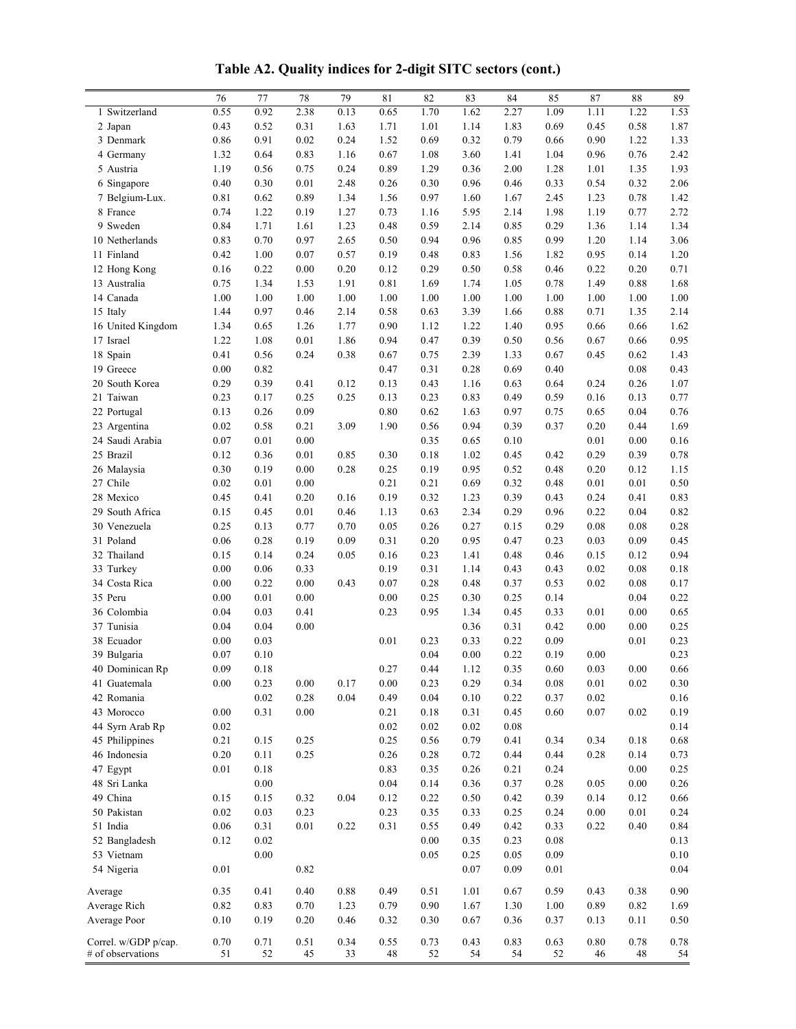**Table A2. Quality indices for 2-digit SITC sectors (cont.)**

| | 76 | 77 | 78 | 79 | 81 | 82 | 83 | 84 | 85 | 87 | 88 | 89 |
|---|---|---|---|---|---|---|---|---|---|---|---|---|
| 1 Switzerland | 0.55 | 0.92 | 2.38 | 0.13 | 0.65 | 1.70 | 1.62 | 2.27 | 1.09 | 1.11 | 1.22 | 1.53 |
| 2 Japan | 0.43 | 0.52 | 0.31 | 1.63 | 1.71 | 1.01 | 1.14 | 1.83 | 0.69 | 0.45 | 0.58 | 1.87 |
| 3 Denmark | 0.86 | 0.91 | 0.02 | 0.24 | 1.52 | 0.69 | 0.32 | 0.79 | 0.66 | 0.90 | 1.22 | 1.33 |
| 4 Germany | 1.32 | 0.64 | 0.83 | 1.16 | 0.67 | 1.08 | 3.60 | 1.41 | 1.04 | 0.96 | 0.76 | 2.42 |
| 5 Austria | 1.19 | 0.56 | 0.75 | 0.24 | 0.89 | 1.29 | 0.36 | 2.00 | 1.28 | 1.01 | 1.35 | 1.93 |
| 6 Singapore | 0.40 | 0.30 | 0.01 | 2.48 | 0.26 | 0.30 | 0.96 | 0.46 | 0.33 | 0.54 | 0.32 | 2.06 |
| 7 Belgium-Lux. | 0.81 | 0.62 | 0.89 | 1.34 | 1.56 | 0.97 | 1.60 | 1.67 | 2.45 | 1.23 | 0.78 | 1.42 |
| 8 France | 0.74 | 1.22 | 0.19 | 1.27 | 0.73 | 1.16 | 5.95 | 2.14 | 1.98 | 1.19 | 0.77 | 2.72 |
| 9 Sweden | 0.84 | 1.71 | 1.61 | 1.23 | 0.48 | 0.59 | 2.14 | 0.85 | 0.29 | 1.36 | 1.14 | 1.34 |
| 10 Netherlands | 0.83 | 0.70 | 0.97 | 2.65 | 0.50 | 0.94 | 0.96 | 0.85 | 0.99 | 1.20 | 1.14 | 3.06 |
| 11 Finland | 0.42 | 1.00 | 0.07 | 0.57 | 0.19 | 0.48 | 0.83 | 1.56 | 1.82 | 0.95 | 0.14 | 1.20 |
| 12 Hong Kong | 0.16 | 0.22 | 0.00 | 0.20 | 0.12 | 0.29 | 0.50 | 0.58 | 0.46 | 0.22 | 0.20 | 0.71 |
| 13 Australia | 0.75 | 1.34 | 1.53 | 1.91 | 0.81 | 1.69 | 1.74 | 1.05 | 0.78 | 1.49 | 0.88 | 1.68 |
| 14 Canada | 1.00 | 1.00 | 1.00 | 1.00 | 1.00 | 1.00 | 1.00 | 1.00 | 1.00 | 1.00 | 1.00 | 1.00 |
| 15 Italy | 1.44 | 0.97 | 0.46 | 2.14 | 0.58 | 0.63 | 3.39 | 1.66 | 0.88 | 0.71 | 1.35 | 2.14 |
| 16 United Kingdom | 1.34 | 0.65 | 1.26 | 1.77 | 0.90 | 1.12 | 1.22 | 1.40 | 0.95 | 0.66 | 0.66 | 1.62 |
| 17 Israel | 1.22 | 1.08 | 0.01 | 1.86 | 0.94 | 0.47 | 0.39 | 0.50 | 0.56 | 0.67 | 0.66 | 0.95 |
| 18 Spain | 0.41 | 0.56 | 0.24 | 0.38 | 0.67 | 0.75 | 2.39 | 1.33 | 0.67 | 0.45 | 0.62 | 1.43 |
| 19 Greece | 0.00 | 0.82 | | | 0.47 | 0.31 | 0.28 | 0.69 | 0.40 | | 0.08 | 0.43 |
| 20 South Korea | 0.29 | 0.39 | 0.41 | 0.12 | 0.13 | 0.43 | 1.16 | 0.63 | 0.64 | 0.24 | 0.26 | 1.07 |
| 21 Taiwan | 0.23 | 0.17 | 0.25 | 0.25 | 0.13 | 0.23 | 0.83 | 0.49 | 0.59 | 0.16 | 0.13 | 0.77 |
| 22 Portugal | 0.13 | 0.26 | 0.09 | | 0.80 | 0.62 | 1.63 | 0.97 | 0.75 | 0.65 | 0.04 | 0.76 |
| 23 Argentina | 0.02 | 0.58 | 0.21 | 3.09 | 1.90 | 0.56 | 0.94 | 0.39 | 0.37 | 0.20 | 0.44 | 1.69 |
| 24 Saudi Arabia | 0.07 | 0.01 | 0.00 | | | 0.35 | 0.65 | 0.10 | | 0.01 | 0.00 | 0.16 |
| 25 Brazil | 0.12 | 0.36 | 0.01 | 0.85 | 0.30 | 0.18 | 1.02 | 0.45 | 0.42 | 0.29 | 0.39 | 0.78 |
| 26 Malaysia | 0.30 | 0.19 | 0.00 | 0.28 | 0.25 | 0.19 | 0.95 | 0.52 | 0.48 | 0.20 | 0.12 | 1.15 |
| 27 Chile | 0.02 | 0.01 | 0.00 | | 0.21 | 0.21 | 0.69 | 0.32 | 0.48 | 0.01 | 0.01 | 0.50 |
| 28 Mexico | 0.45 | 0.41 | 0.20 | 0.16 | 0.19 | 0.32 | 1.23 | 0.39 | 0.43 | 0.24 | 0.41 | 0.83 |
| 29 South Africa | 0.15 | 0.45 | 0.01 | 0.46 | 1.13 | 0.63 | 2.34 | 0.29 | 0.96 | 0.22 | 0.04 | 0.82 |
| 30 Venezuela | 0.25 | 0.13 | 0.77 | 0.70 | 0.05 | 0.26 | 0.27 | 0.15 | 0.29 | 0.08 | 0.08 | 0.28 |
| 31 Poland | 0.06 | 0.28 | 0.19 | 0.09 | 0.31 | 0.20 | 0.95 | 0.47 | 0.23 | 0.03 | 0.09 | 0.45 |
| 32 Thailand | 0.15 | 0.14 | 0.24 | 0.05 | 0.16 | 0.23 | 1.41 | 0.48 | 0.46 | 0.15 | 0.12 | 0.94 |
| 33 Turkey | 0.00 | 0.06 | 0.33 | | 0.19 | 0.31 | 1.14 | 0.43 | 0.43 | 0.02 | 0.08 | 0.18 |
| 34 Costa Rica | 0.00 | 0.22 | 0.00 | 0.43 | 0.07 | 0.28 | 0.48 | 0.37 | 0.53 | 0.02 | 0.08 | 0.17 |
| 35 Peru | 0.00 | 0.01 | 0.00 | | 0.00 | 0.25 | 0.30 | 0.25 | 0.14 | | 0.04 | 0.22 |
| 36 Colombia | 0.04 | 0.03 | 0.41 | | 0.23 | 0.95 | 1.34 | 0.45 | 0.33 | 0.01 | 0.00 | 0.65 |
| 37 Tunisia | 0.04 | 0.04 | 0.00 | | | | 0.36 | 0.31 | 0.42 | 0.00 | 0.00 | 0.25 |
| 38 Ecuador | 0.00 | 0.03 | | | 0.01 | 0.23 | 0.33 | 0.22 | 0.09 | | 0.01 | 0.23 |
| 39 Bulgaria | 0.07 | 0.10 | | | | 0.04 | 0.00 | 0.22 | 0.19 | 0.00 | | 0.23 |
| 40 Dominican Rp | 0.09 | 0.18 | | | 0.27 | 0.44 | 1.12 | 0.35 | 0.60 | 0.03 | 0.00 | 0.66 |
| 41 Guatemala | 0.00 | 0.23 | 0.00 | 0.17 | 0.00 | 0.23 | 0.29 | 0.34 | 0.08 | 0.01 | 0.02 | 0.30 |
| 42 Romania | | 0.02 | 0.28 | 0.04 | 0.49 | 0.04 | 0.10 | 0.22 | 0.37 | 0.02 | | 0.16 |
| 43 Morocco | 0.00 | 0.31 | 0.00 | | 0.21 | 0.18 | 0.31 | 0.45 | 0.60 | 0.07 | 0.02 | 0.19 |
| 44 Syrn Arab Rp | 0.02 | | | | 0.02 | 0.02 | 0.02 | 0.08 | | | | 0.14 |
| 45 Philippines | 0.21 | 0.15 | 0.25 | | 0.25 | 0.56 | 0.79 | 0.41 | 0.34 | 0.34 | 0.18 | 0.68 |
| 46 Indonesia | 0.20 | 0.11 | 0.25 | | 0.26 | 0.28 | 0.72 | 0.44 | 0.44 | 0.28 | 0.14 | 0.73 |
| 47 Egypt | 0.01 | 0.18 | | | 0.83 | 0.35 | 0.26 | 0.21 | 0.24 | | 0.00 | 0.25 |
| 48 Sri Lanka | | 0.00 | | | 0.04 | 0.14 | 0.36 | 0.37 | 0.28 | 0.05 | 0.00 | 0.26 |
| 49 China | 0.15 | 0.15 | 0.32 | 0.04 | 0.12 | 0.22 | 0.50 | 0.42 | 0.39 | 0.14 | 0.12 | 0.66 |
| 50 Pakistan | 0.02 | 0.03 | 0.23 | | 0.23 | 0.35 | 0.33 | 0.25 | 0.24 | 0.00 | 0.01 | 0.24 |
| 51 India | 0.06 | 0.31 | 0.01 | 0.22 | 0.31 | 0.55 | 0.49 | 0.42 | 0.33 | 0.22 | 0.40 | 0.84 |
| 52 Bangladesh | 0.12 | 0.02 | | | | 0.00 | 0.35 | 0.23 | 0.08 | | | 0.13 |
| 53 Vietnam | | 0.00 | | | | 0.05 | 0.25 | 0.05 | 0.09 | | | 0.10 |
| 54 Nigeria | 0.01 | | 0.82 | | | | 0.07 | 0.09 | 0.01 | | | 0.04 |
| Average | 0.35 | 0.41 | 0.40 | 0.88 | 0.49 | 0.51 | 1.01 | 0.67 | 0.59 | 0.43 | 0.38 | 0.90 |
| Average Rich | 0.82 | 0.83 | 0.70 | 1.23 | 0.79 | 0.90 | 1.67 | 1.30 | 1.00 | 0.89 | 0.82 | 1.69 |
| Average Poor | 0.10 | 0.19 | 0.20 | 0.46 | 0.32 | 0.30 | 0.67 | 0.36 | 0.37 | 0.13 | 0.11 | 0.50 |
| Correl. w/GDP p/cap. | 0.70 | 0.71 | 0.51 | 0.34 | 0.55 | 0.73 | 0.43 | 0.83 | 0.63 | 0.80 | 0.78 | 0.78 |
| # of observations | 51 | 52 | 45 | 33 | 48 | 52 | 54 | 54 | 52 | 46 | 48 | 54 |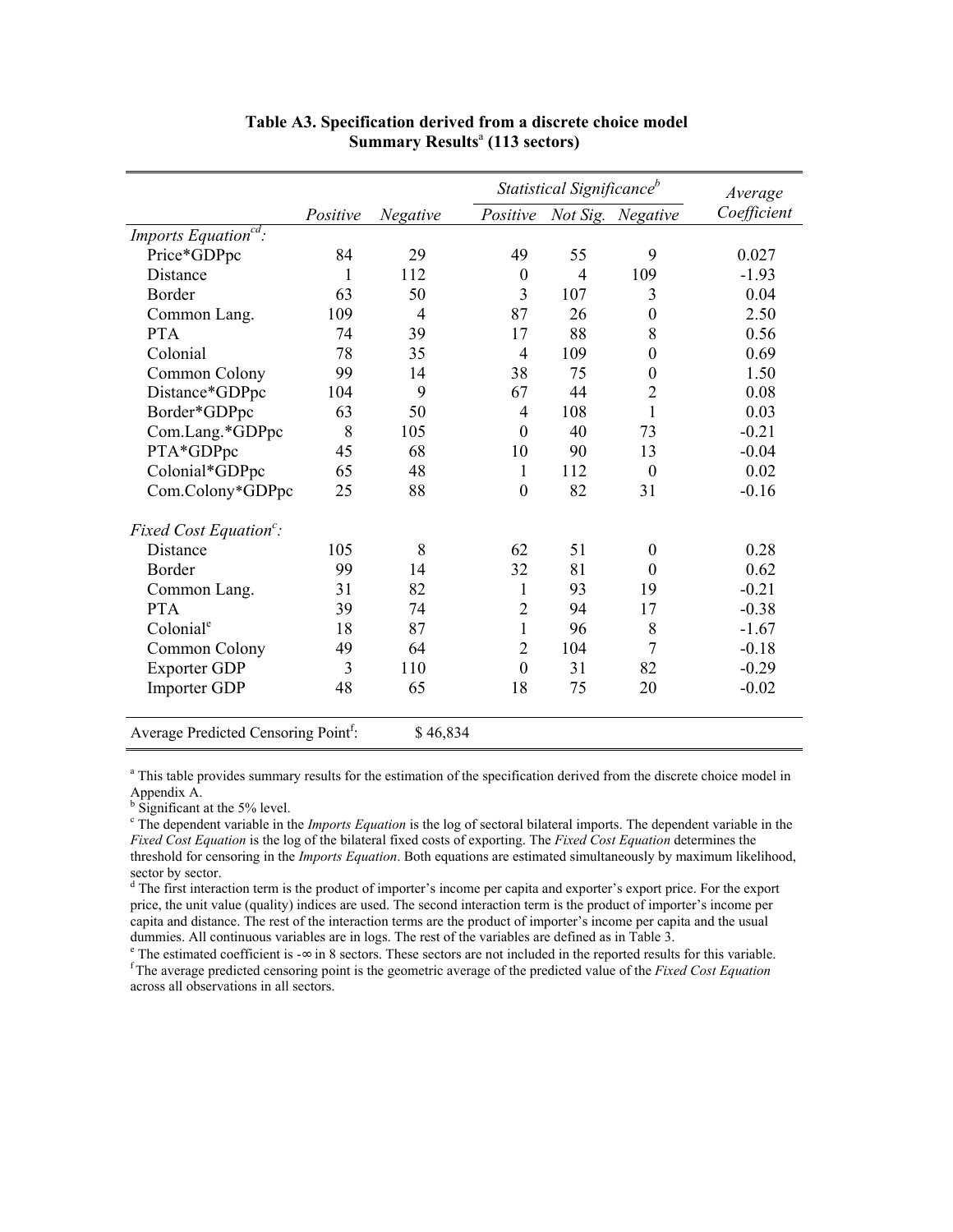**Table A3. Specification derived from a discrete choice model**
**Summary Results[a] (113 sectors)**

| | Positive | Negative | *Statistical Significance[b]* Positive | Not Sig. | Negative | Average Coefficient |
|---|---|---|---|---|---|---|
| *Imports Equation[cd]:* | | | | | | |
| Price*GDPpc | 84 | 29 | 49 | 55 | 9 | 0.027 |
| Distance | 1 | 112 | 0 | 4 | 109 | -1.93 |
| Border | 63 | 50 | 3 | 107 | 3 | 0.04 |
| Common Lang. | 109 | 4 | 87 | 26 | 0 | 2.50 |
| PTA | 74 | 39 | 17 | 88 | 8 | 0.56 |
| Colonial | 78 | 35 | 4 | 109 | 0 | 0.69 |
| Common Colony | 99 | 14 | 38 | 75 | 0 | 1.50 |
| Distance*GDPpc | 104 | 9 | 67 | 44 | 2 | 0.08 |
| Border*GDPpc | 63 | 50 | 4 | 108 | 1 | 0.03 |
| Com.Lang.*GDPpc | 8 | 105 | 0 | 40 | 73 | -0.21 |
| PTA*GDPpc | 45 | 68 | 10 | 90 | 13 | -0.04 |
| Colonial*GDPpc | 65 | 48 | 1 | 112 | 0 | 0.02 |
| Com.Colony*GDPpc | 25 | 88 | 0 | 82 | 31 | -0.16 |
| *Fixed Cost Equation[c]:* | | | | | | |
| Distance | 105 | 8 | 62 | 51 | 0 | 0.28 |
| Border | 99 | 14 | 32 | 81 | 0 | 0.62 |
| Common Lang. | 31 | 82 | 1 | 93 | 19 | -0.21 |
| PTA | 39 | 74 | 2 | 94 | 17 | -0.38 |
| Colonial[e] | 18 | 87 | 1 | 96 | 8 | -1.67 |
| Common Colony | 49 | 64 | 2 | 104 | 7 | -0.18 |
| Exporter GDP | 3 | 110 | 0 | 31 | 82 | -0.29 |
| Importer GDP | 48 | 65 | 18 | 75 | 20 | -0.02 |
| Average Predicted Censoring Point[f]: | | $ 46,834 | | | | |

[a] This table provides summary results for the estimation of the specification derived from the discrete choice model in Appendix A.
[b] Significant at the 5% level.
[c] The dependent variable in the *Imports Equation* is the log of sectoral bilateral imports. The dependent variable in the *Fixed Cost Equation* is the log of the bilateral fixed costs of exporting. The *Fixed Cost Equation* determines the threshold for censoring in the *Imports Equation*. Both equations are estimated simultaneously by maximum likelihood, sector by sector.
[d] The first interaction term is the product of importer's income per capita and exporter's export price. For the export price, the unit value (quality) indices are used. The second interaction term is the product of importer's income per capita and distance. The rest of the interaction terms are the product of importer's income per capita and the usual dummies. All continuous variables are in logs. The rest of the variables are defined as in Table 3.
[e] The estimated coefficient is $-\infty$ in 8 sectors. These sectors are not included in the reported results for this variable.
[f] The average predicted censoring point is the geometric average of the predicted value of the *Fixed Cost Equation* across all observations in all sectors.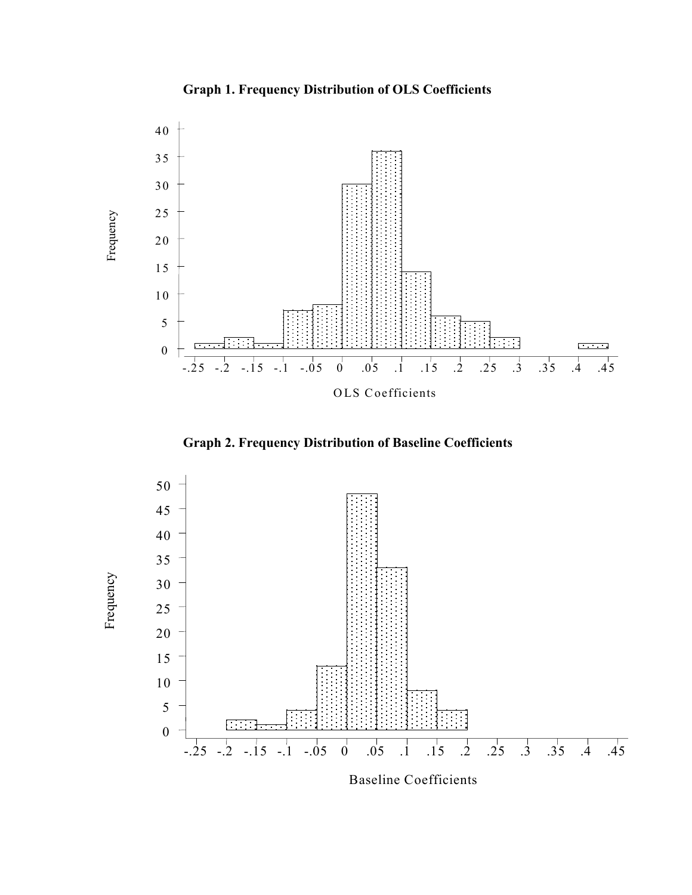**Graph 1. Frequency Distribution of OLS Coefficients**

Frequency

40
35
30
25
20
15
10
5
0

-.25 -.2 -.15 -.1 -.05 0 .05 .1 .15 .2 .25 .3 .35 .4 .45

OLS Coefficients

**Graph 2. Frequency Distribution of Baseline Coefficients**

Frequency

50
45
40
35
30
25
20
15
10
5
0

-.25 -.2 -.15 -.1 -.05 0 .05 .1 .15 .2 .25 .3 .35 .4 .45

Baseline Coefficients